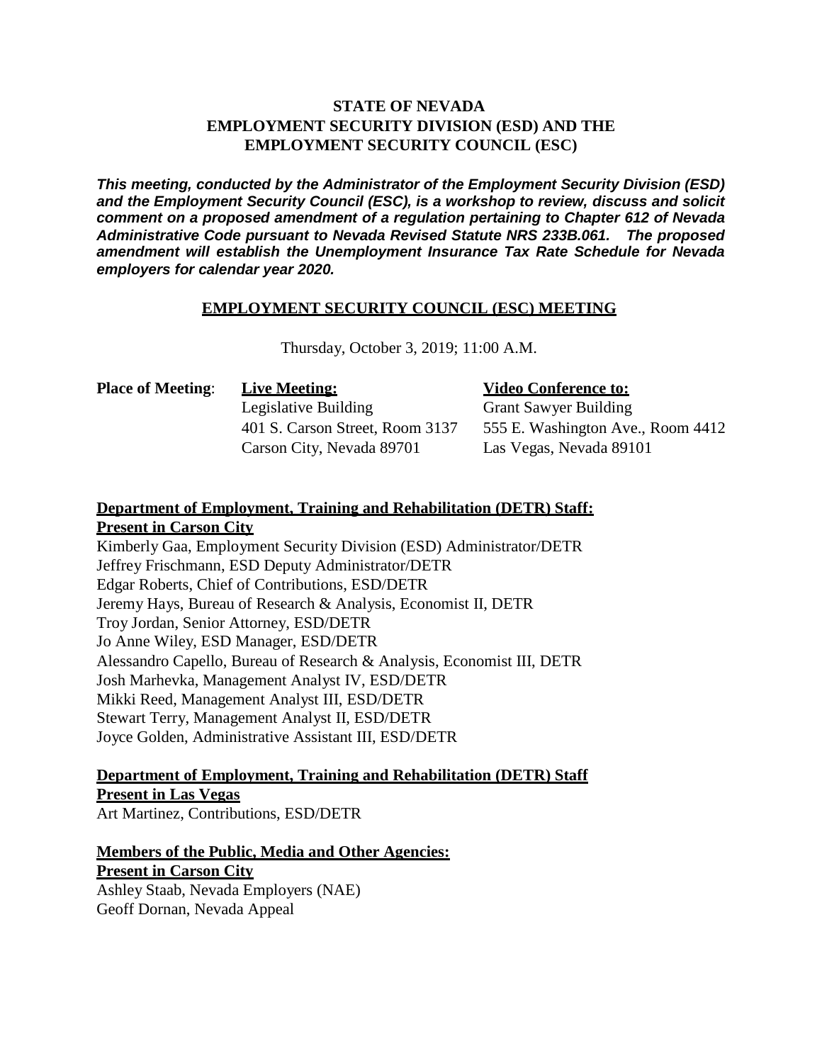**STATE OF NEVADA**
**EMPLOYMENT SECURITY DIVISION (ESD) AND THE**
**EMPLOYMENT SECURITY COUNCIL (ESC)**

***This meeting, conducted by the Administrator of the Employment Security Division (ESD) and the Employment Security Council (ESC), is a workshop to review, discuss and solicit comment on a proposed amendment of a regulation pertaining to Chapter 612 of Nevada Administrative Code pursuant to Nevada Revised Statute NRS 233B.061. The proposed amendment will establish the Unemployment Insurance Tax Rate Schedule for Nevada employers for calendar year 2020.***

## EMPLOYMENT SECURITY COUNCIL (ESC) MEETING

Thursday, October 3, 2019; 11:00 A.M.

| **Place of Meeting**: | **Live Meeting:** | **Video Conference to:** |
|---|---|---|
| | Legislative Building | Grant Sawyer Building |
| | 401 S. Carson Street, Room 3137 | 555 E. Washington Ave., Room 4412 |
| | Carson City, Nevada 89701 | Las Vegas, Nevada 89101 |

**Department of Employment, Training and Rehabilitation (DETR) Staff:**
**Present in Carson City**

Kimberly Gaa, Employment Security Division (ESD) Administrator/DETR
Jeffrey Frischmann, ESD Deputy Administrator/DETR
Edgar Roberts, Chief of Contributions, ESD/DETR
Jeremy Hays, Bureau of Research & Analysis, Economist II, DETR
Troy Jordan, Senior Attorney, ESD/DETR
Jo Anne Wiley, ESD Manager, ESD/DETR
Alessandro Capello, Bureau of Research & Analysis, Economist III, DETR
Josh Marhevka, Management Analyst IV, ESD/DETR
Mikki Reed, Management Analyst III, ESD/DETR
Stewart Terry, Management Analyst II, ESD/DETR
Joyce Golden, Administrative Assistant III, ESD/DETR

**Department of Employment, Training and Rehabilitation (DETR) Staff**
**Present in Las Vegas**

Art Martinez, Contributions, ESD/DETR

**Members of the Public, Media and Other Agencies:**
**Present in Carson City**

Ashley Staab, Nevada Employers (NAE)
Geoff Dornan, Nevada Appeal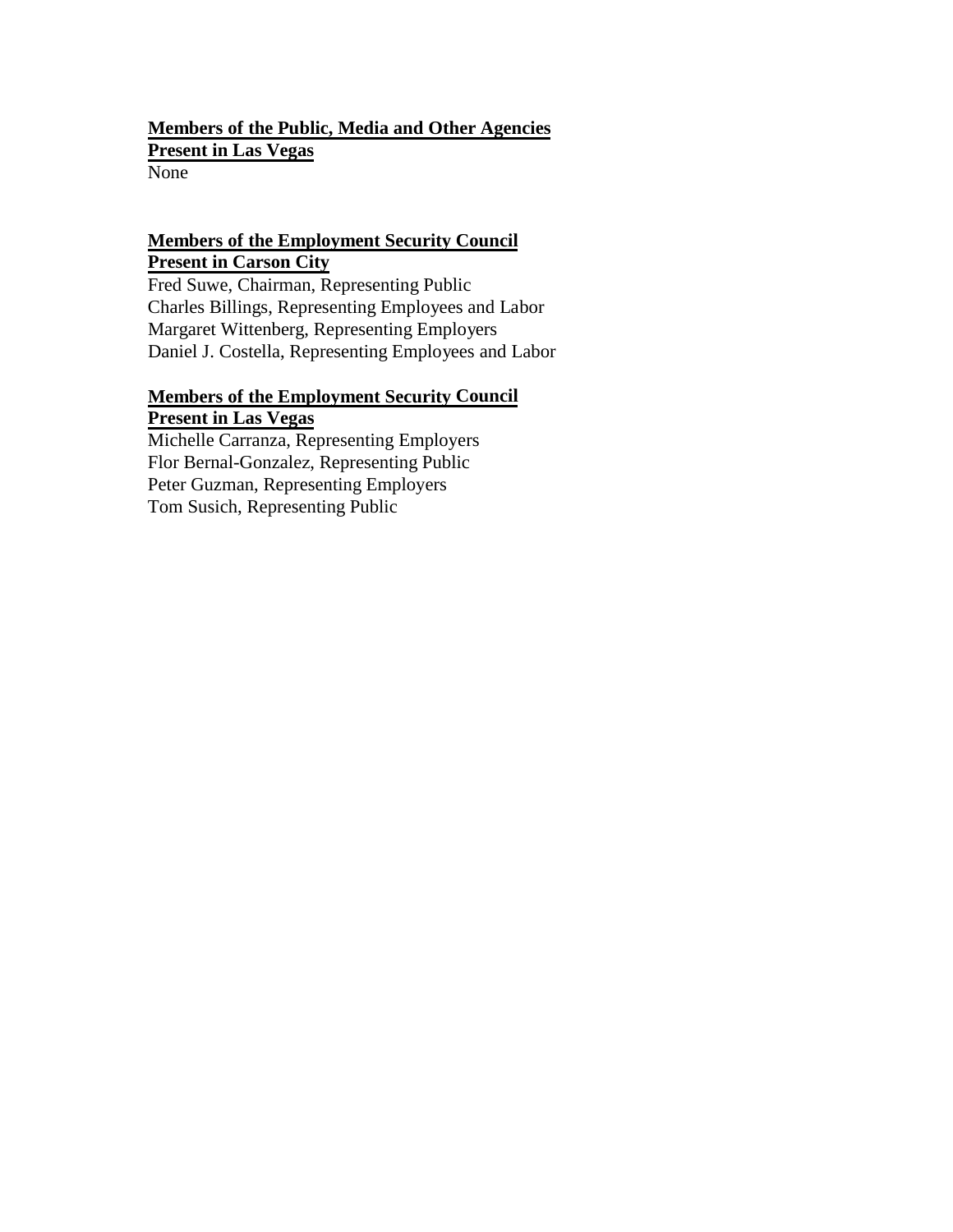**Members of the Public, Media and Other Agencies**
**Present in Las Vegas**
None

**Members of the Employment Security Council**
**Present in Carson City**
Fred Suwe, Chairman, Representing Public
Charles Billings, Representing Employees and Labor
Margaret Wittenberg, Representing Employers
Daniel J. Costella, Representing Employees and Labor

**Members of the Employment Security Council**
**Present in Las Vegas**
Michelle Carranza, Representing Employers
Flor Bernal-Gonzalez, Representing Public
Peter Guzman, Representing Employers
Tom Susich, Representing Public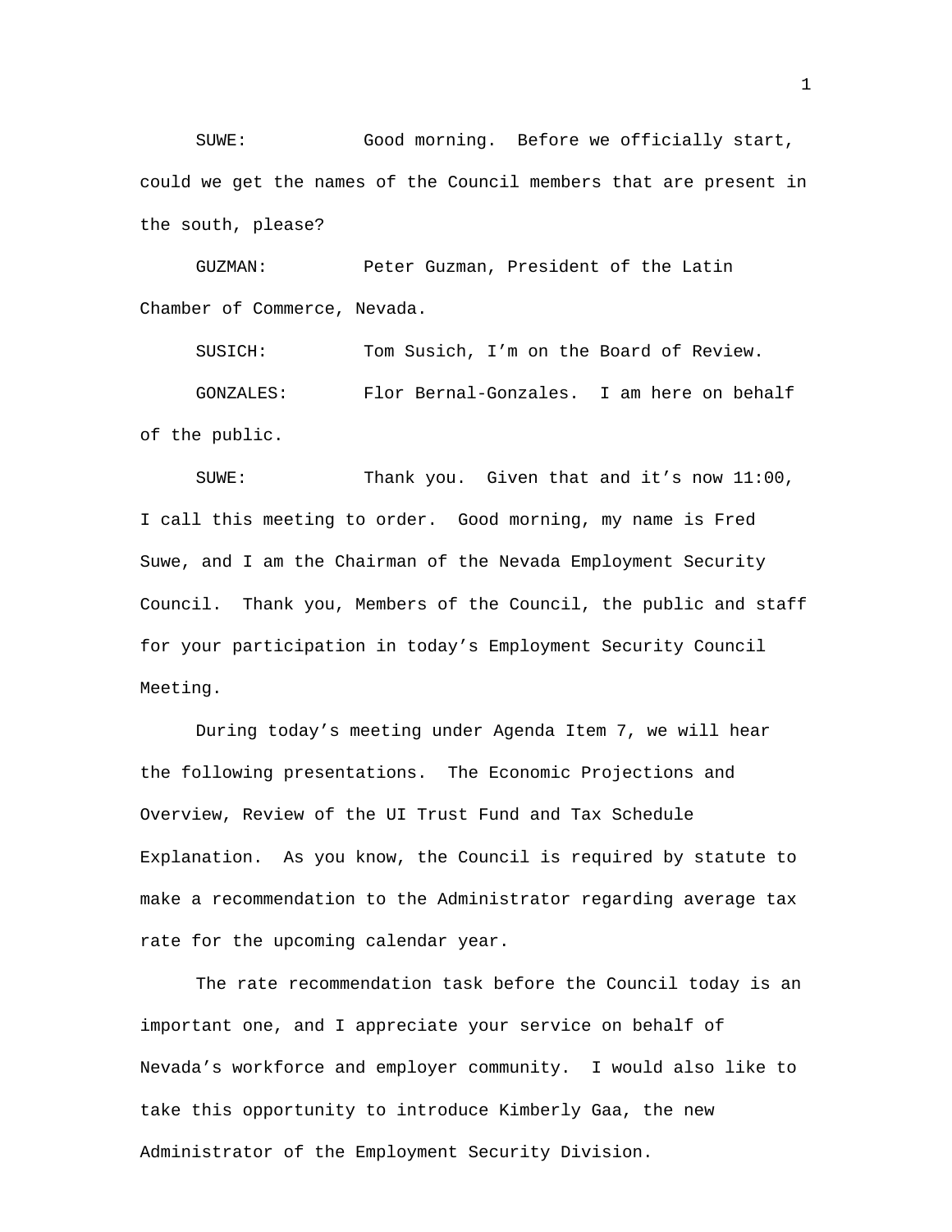SUWE: Good morning. Before we officially start, could we get the names of the Council members that are present in the south, please?

GUZMAN: Peter Guzman, President of the Latin Chamber of Commerce, Nevada.

SUSICH: Tom Susich, I'm on the Board of Review.

GONZALES: Flor Bernal-Gonzales. I am here on behalf of the public.

SUWE: Thank you. Given that and it's now 11:00, I call this meeting to order. Good morning, my name is Fred Suwe, and I am the Chairman of the Nevada Employment Security Council. Thank you, Members of the Council, the public and staff for your participation in today's Employment Security Council Meeting.

During today's meeting under Agenda Item 7, we will hear the following presentations. The Economic Projections and Overview, Review of the UI Trust Fund and Tax Schedule Explanation. As you know, the Council is required by statute to make a recommendation to the Administrator regarding average tax rate for the upcoming calendar year.

The rate recommendation task before the Council today is an important one, and I appreciate your service on behalf of Nevada's workforce and employer community. I would also like to take this opportunity to introduce Kimberly Gaa, the new Administrator of the Employment Security Division.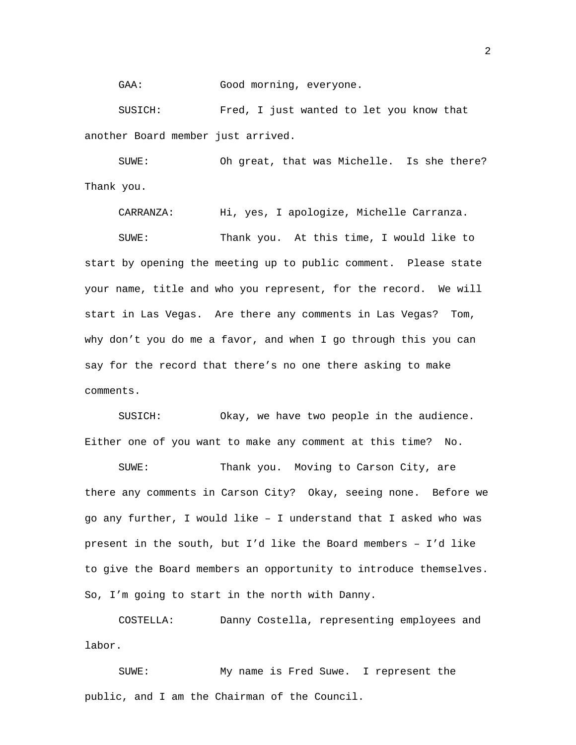GAA: Good morning, everyone.

SUSICH: Fred, I just wanted to let you know that another Board member just arrived.

SUWE: Oh great, that was Michelle. Is she there? Thank you.

CARRANZA: Hi, yes, I apologize, Michelle Carranza.

SUWE: Thank you. At this time, I would like to start by opening the meeting up to public comment. Please state your name, title and who you represent, for the record. We will start in Las Vegas. Are there any comments in Las Vegas? Tom, why don't you do me a favor, and when I go through this you can say for the record that there's no one there asking to make comments.

SUSICH: Okay, we have two people in the audience. Either one of you want to make any comment at this time? No.

SUWE: Thank you. Moving to Carson City, are there any comments in Carson City? Okay, seeing none. Before we go any further, I would like – I understand that I asked who was present in the south, but I'd like the Board members – I'd like to give the Board members an opportunity to introduce themselves. So, I'm going to start in the north with Danny.

COSTELLA: Danny Costella, representing employees and labor.

SUWE: My name is Fred Suwe. I represent the public, and I am the Chairman of the Council.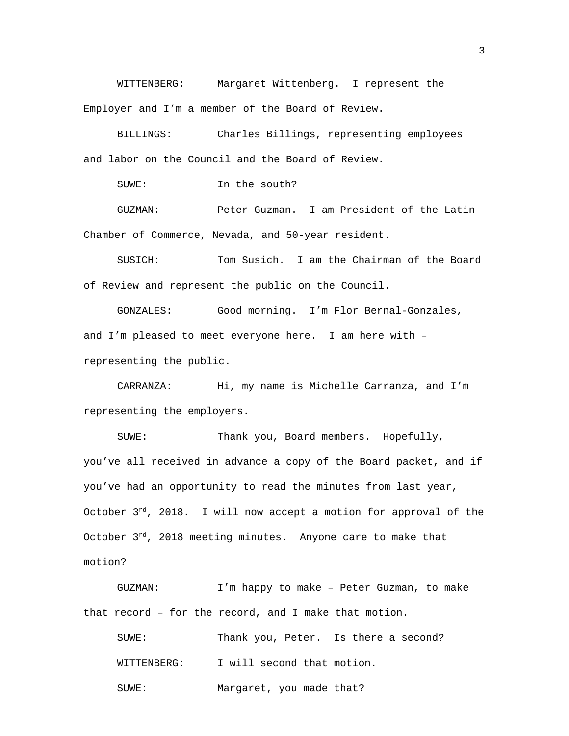WITTENBERG: Margaret Wittenberg. I represent the Employer and I'm a member of the Board of Review.

BILLINGS: Charles Billings, representing employees and labor on the Council and the Board of Review.

SUWE: In the south?

GUZMAN: Peter Guzman. I am President of the Latin Chamber of Commerce, Nevada, and 50-year resident.

SUSICH: Tom Susich. I am the Chairman of the Board of Review and represent the public on the Council.

GONZALES: Good morning. I'm Flor Bernal-Gonzales, and I'm pleased to meet everyone here. I am here with – representing the public.

CARRANZA: Hi, my name is Michelle Carranza, and I'm representing the employers.

SUWE: Thank you, Board members. Hopefully, you've all received in advance a copy of the Board packet, and if you've had an opportunity to read the minutes from last year, October 3rd, 2018. I will now accept a motion for approval of the October 3rd, 2018 meeting minutes. Anyone care to make that motion?

GUZMAN: I'm happy to make – Peter Guzman, to make that record – for the record, and I make that motion.

SUWE: Thank you, Peter. Is there a second?

WITTENBERG: I will second that motion.

SUWE: Margaret, you made that?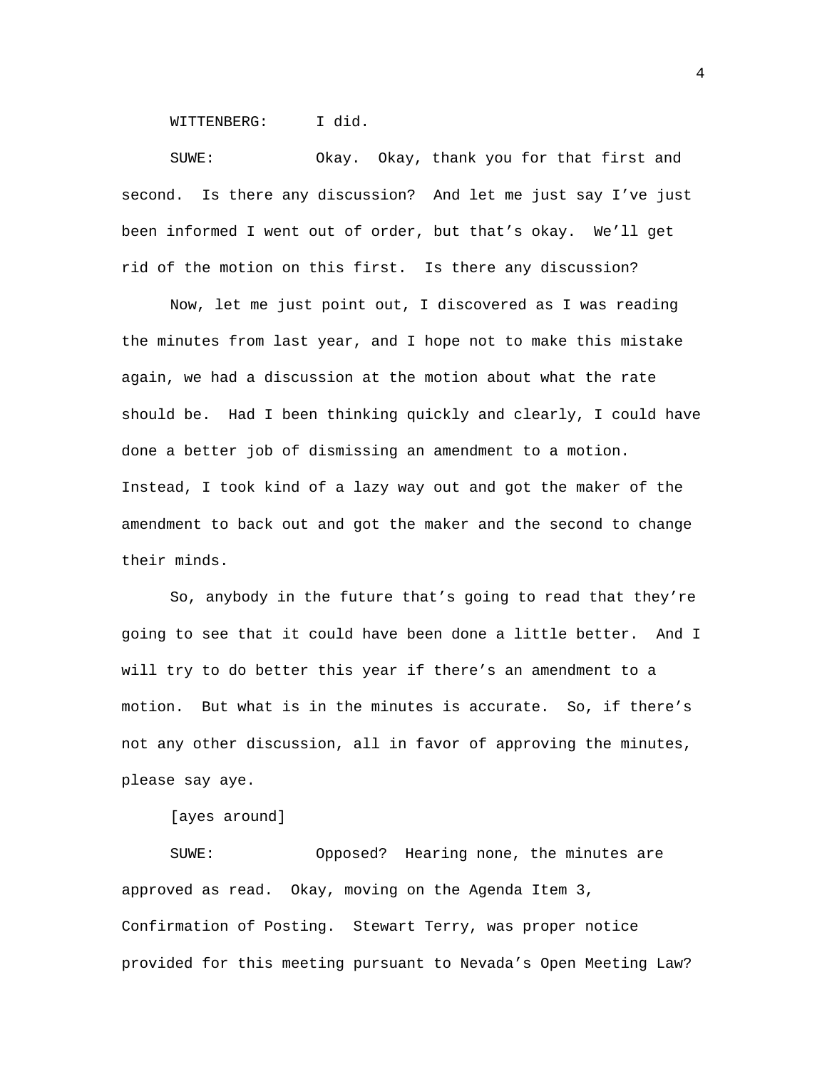WITTENBERG: I did.

SUWE: Okay. Okay, thank you for that first and second. Is there any discussion? And let me just say I've just been informed I went out of order, but that's okay. We'll get rid of the motion on this first. Is there any discussion?

Now, let me just point out, I discovered as I was reading the minutes from last year, and I hope not to make this mistake again, we had a discussion at the motion about what the rate should be. Had I been thinking quickly and clearly, I could have done a better job of dismissing an amendment to a motion. Instead, I took kind of a lazy way out and got the maker of the amendment to back out and got the maker and the second to change their minds.

So, anybody in the future that's going to read that they're going to see that it could have been done a little better. And I will try to do better this year if there's an amendment to a motion. But what is in the minutes is accurate. So, if there's not any other discussion, all in favor of approving the minutes, please say aye.

[ayes around]

SUWE: Opposed? Hearing none, the minutes are approved as read. Okay, moving on the Agenda Item 3, Confirmation of Posting. Stewart Terry, was proper notice provided for this meeting pursuant to Nevada's Open Meeting Law?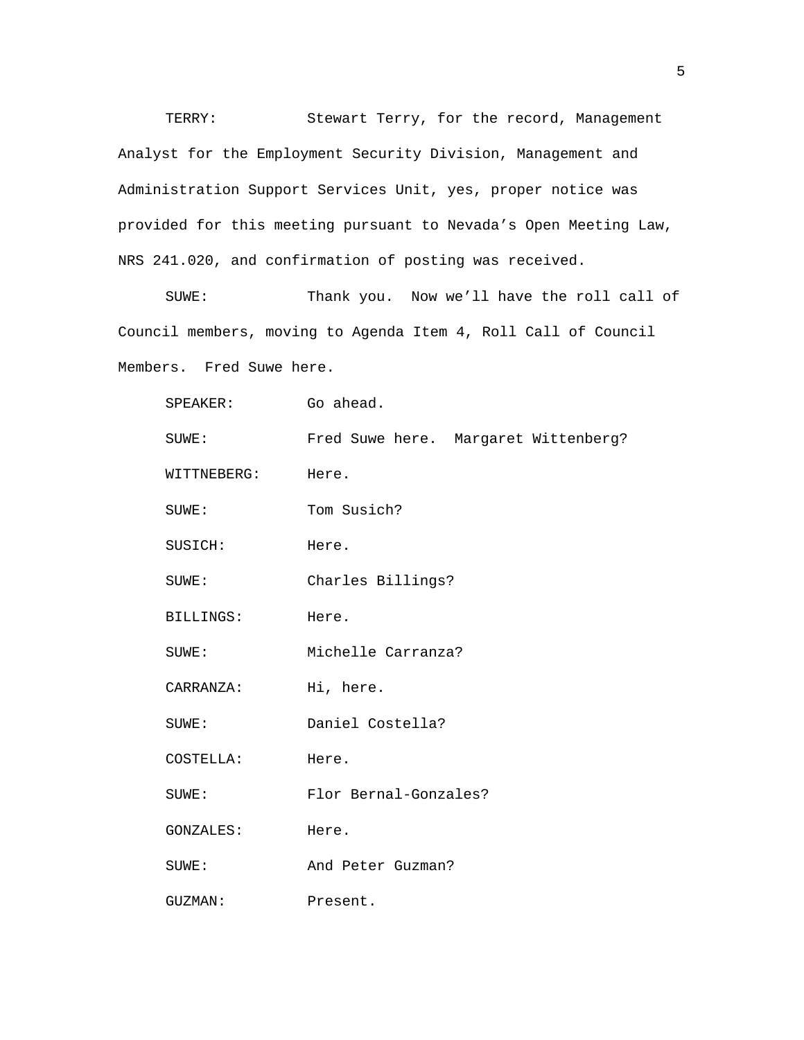TERRY: Stewart Terry, for the record, Management Analyst for the Employment Security Division, Management and Administration Support Services Unit, yes, proper notice was provided for this meeting pursuant to Nevada’s Open Meeting Law, NRS 241.020, and confirmation of posting was received.

SUWE: Thank you. Now we’ll have the roll call of Council members, moving to Agenda Item 4, Roll Call of Council Members. Fred Suwe here.

SPEAKER: Go ahead.

SUWE: Fred Suwe here. Margaret Wittenberg?

WITTNEBERG: Here.

SUWE: Tom Susich?

SUSICH: Here.

SUWE: Charles Billings?

BILLINGS: Here.

SUWE: Michelle Carranza?

CARRANZA: Hi, here.

SUWE: Daniel Costella?

COSTELLA: Here.

SUWE: Flor Bernal-Gonzales?

GONZALES: Here.

SUWE: And Peter Guzman?

GUZMAN: Present.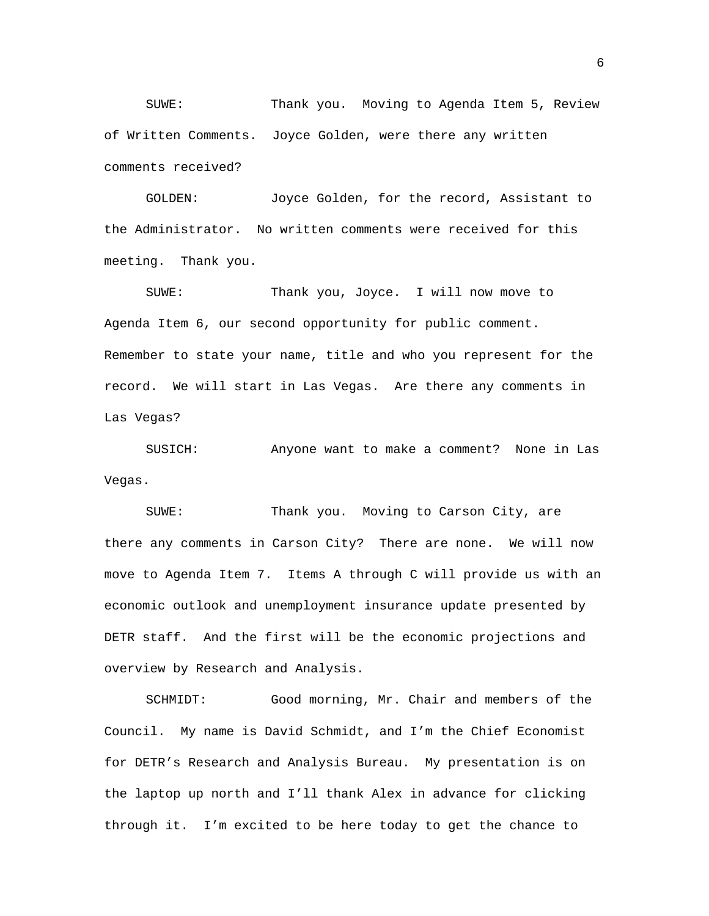SUWE: Thank you. Moving to Agenda Item 5, Review of Written Comments. Joyce Golden, were there any written comments received?

GOLDEN: Joyce Golden, for the record, Assistant to the Administrator. No written comments were received for this meeting. Thank you.

SUWE: Thank you, Joyce. I will now move to Agenda Item 6, our second opportunity for public comment. Remember to state your name, title and who you represent for the record. We will start in Las Vegas. Are there any comments in Las Vegas?

SUSICH: Anyone want to make a comment? None in Las Vegas.

SUWE: Thank you. Moving to Carson City, are there any comments in Carson City? There are none. We will now move to Agenda Item 7. Items A through C will provide us with an economic outlook and unemployment insurance update presented by DETR staff. And the first will be the economic projections and overview by Research and Analysis.

SCHMIDT: Good morning, Mr. Chair and members of the Council. My name is David Schmidt, and I'm the Chief Economist for DETR's Research and Analysis Bureau. My presentation is on the laptop up north and I'll thank Alex in advance for clicking through it. I'm excited to be here today to get the chance to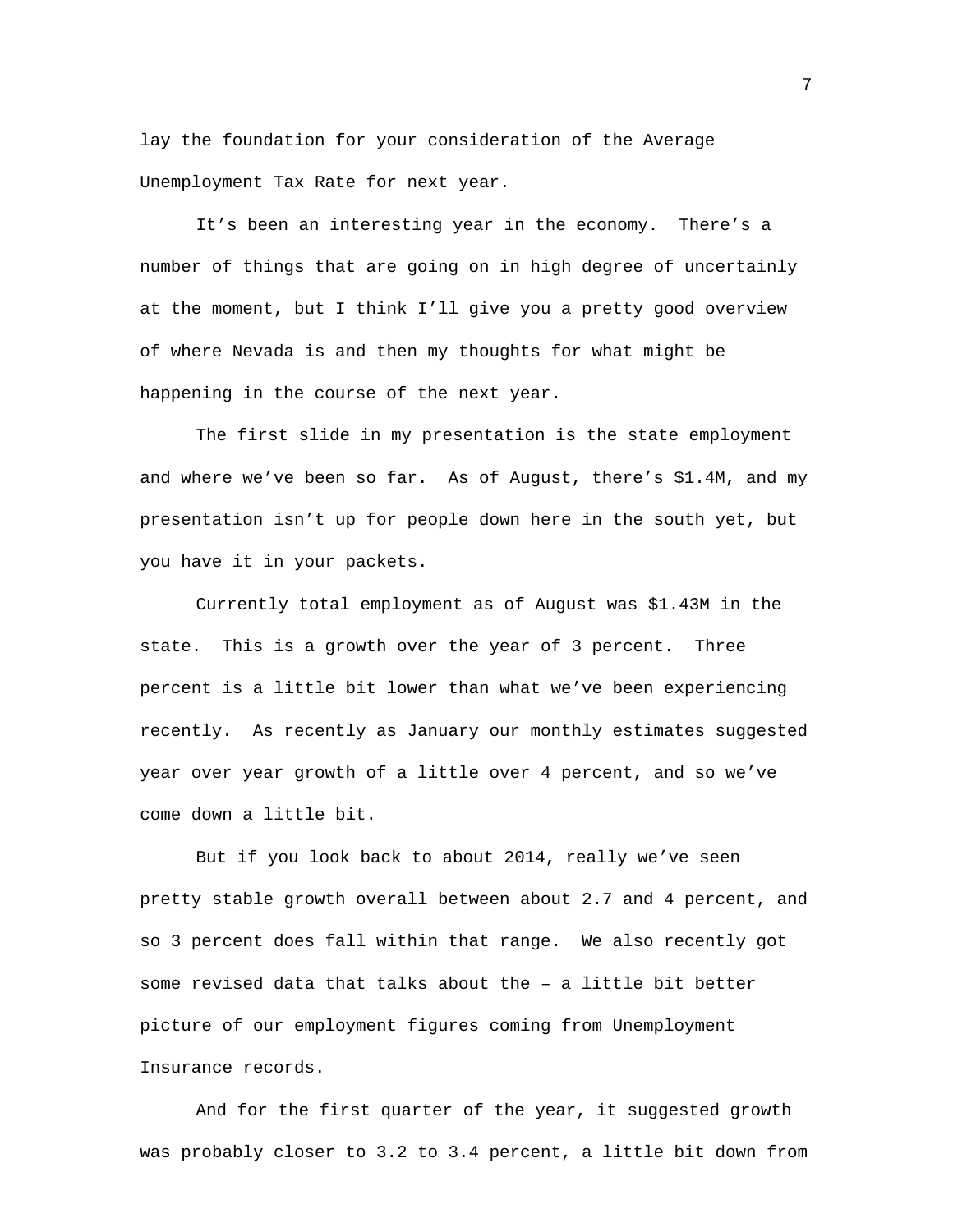lay the foundation for your consideration of the Average Unemployment Tax Rate for next year.

It's been an interesting year in the economy. There's a number of things that are going on in high degree of uncertainly at the moment, but I think I'll give you a pretty good overview of where Nevada is and then my thoughts for what might be happening in the course of the next year.

The first slide in my presentation is the state employment and where we've been so far. As of August, there's $1.4M, and my presentation isn't up for people down here in the south yet, but you have it in your packets.

Currently total employment as of August was $1.43M in the state. This is a growth over the year of 3 percent. Three percent is a little bit lower than what we've been experiencing recently. As recently as January our monthly estimates suggested year over year growth of a little over 4 percent, and so we've come down a little bit.

But if you look back to about 2014, really we've seen pretty stable growth overall between about 2.7 and 4 percent, and so 3 percent does fall within that range. We also recently got some revised data that talks about the – a little bit better picture of our employment figures coming from Unemployment Insurance records.

And for the first quarter of the year, it suggested growth was probably closer to 3.2 to 3.4 percent, a little bit down from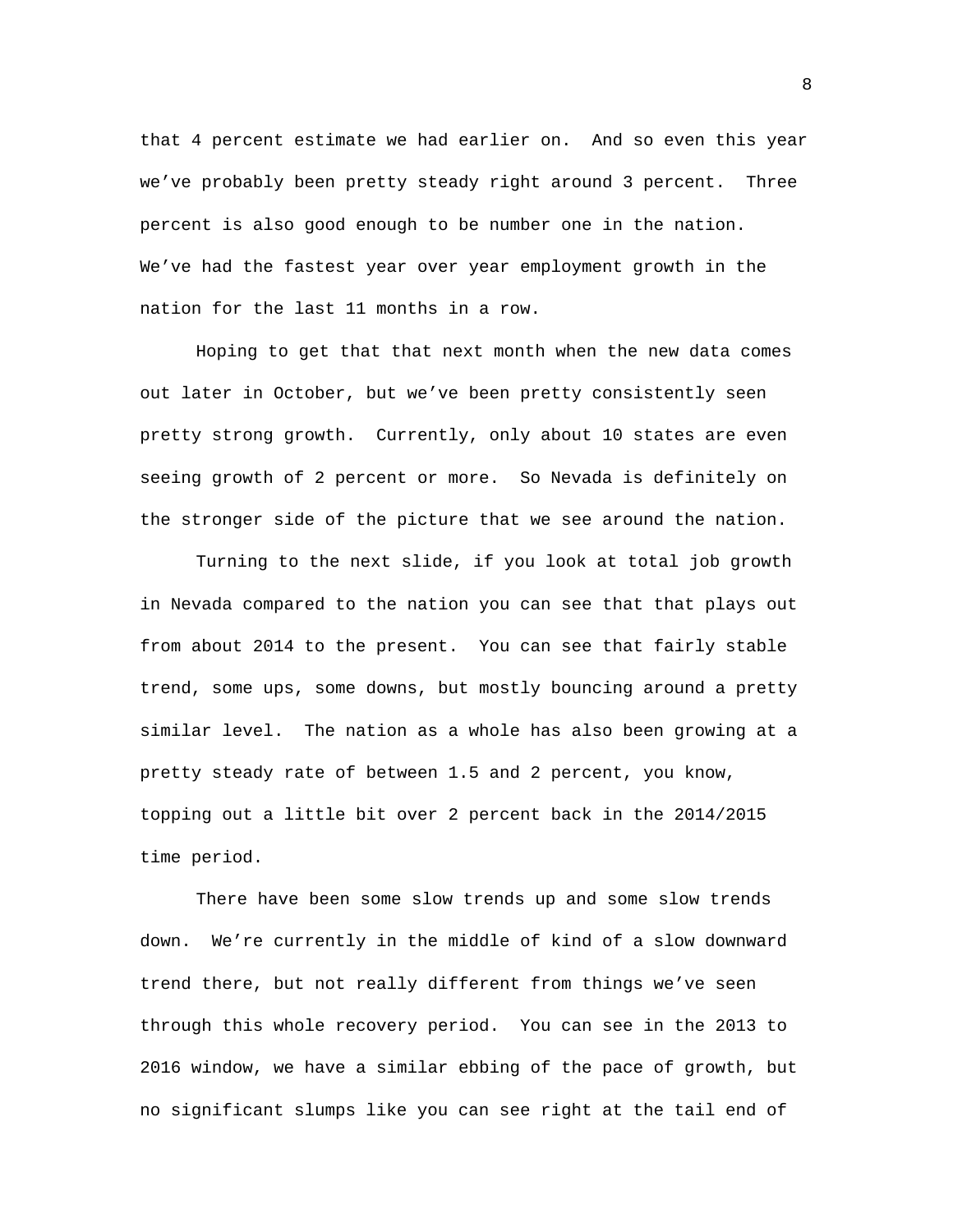that 4 percent estimate we had earlier on. And so even this year we've probably been pretty steady right around 3 percent. Three percent is also good enough to be number one in the nation. We've had the fastest year over year employment growth in the nation for the last 11 months in a row.

Hoping to get that that next month when the new data comes out later in October, but we've been pretty consistently seen pretty strong growth. Currently, only about 10 states are even seeing growth of 2 percent or more. So Nevada is definitely on the stronger side of the picture that we see around the nation.

Turning to the next slide, if you look at total job growth in Nevada compared to the nation you can see that that plays out from about 2014 to the present. You can see that fairly stable trend, some ups, some downs, but mostly bouncing around a pretty similar level. The nation as a whole has also been growing at a pretty steady rate of between 1.5 and 2 percent, you know, topping out a little bit over 2 percent back in the 2014/2015 time period.

There have been some slow trends up and some slow trends down. We're currently in the middle of kind of a slow downward trend there, but not really different from things we've seen through this whole recovery period. You can see in the 2013 to 2016 window, we have a similar ebbing of the pace of growth, but no significant slumps like you can see right at the tail end of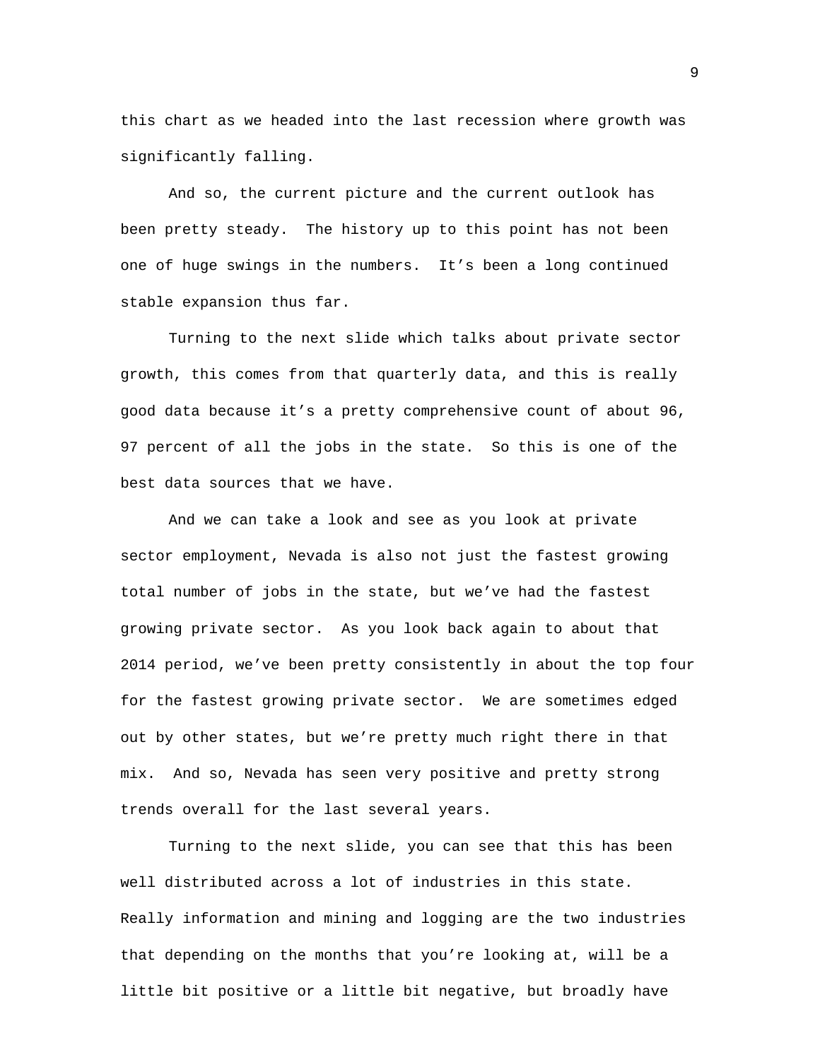this chart as we headed into the last recession where growth was significantly falling.

And so, the current picture and the current outlook has been pretty steady. The history up to this point has not been one of huge swings in the numbers. It's been a long continued stable expansion thus far.

Turning to the next slide which talks about private sector growth, this comes from that quarterly data, and this is really good data because it's a pretty comprehensive count of about 96, 97 percent of all the jobs in the state. So this is one of the best data sources that we have.

And we can take a look and see as you look at private sector employment, Nevada is also not just the fastest growing total number of jobs in the state, but we've had the fastest growing private sector. As you look back again to about that 2014 period, we've been pretty consistently in about the top four for the fastest growing private sector. We are sometimes edged out by other states, but we're pretty much right there in that mix. And so, Nevada has seen very positive and pretty strong trends overall for the last several years.

Turning to the next slide, you can see that this has been well distributed across a lot of industries in this state. Really information and mining and logging are the two industries that depending on the months that you're looking at, will be a little bit positive or a little bit negative, but broadly have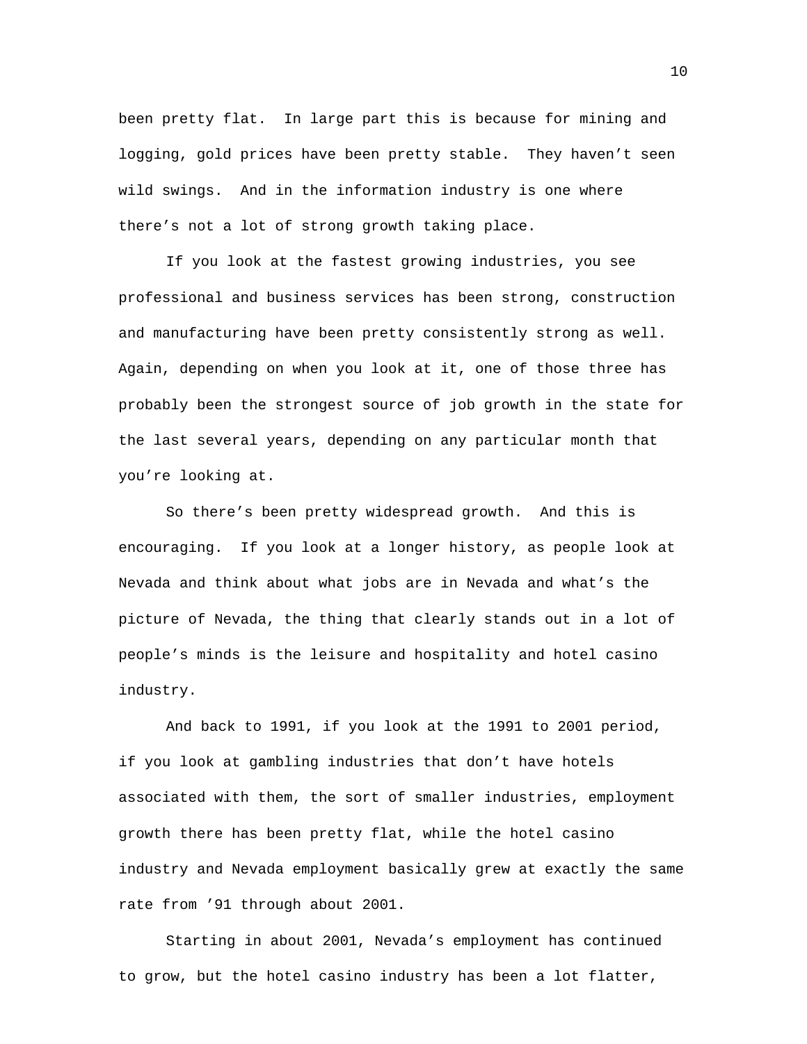been pretty flat. In large part this is because for mining and logging, gold prices have been pretty stable. They haven't seen wild swings. And in the information industry is one where there's not a lot of strong growth taking place.

If you look at the fastest growing industries, you see professional and business services has been strong, construction and manufacturing have been pretty consistently strong as well. Again, depending on when you look at it, one of those three has probably been the strongest source of job growth in the state for the last several years, depending on any particular month that you're looking at.

So there's been pretty widespread growth. And this is encouraging. If you look at a longer history, as people look at Nevada and think about what jobs are in Nevada and what's the picture of Nevada, the thing that clearly stands out in a lot of people's minds is the leisure and hospitality and hotel casino industry.

And back to 1991, if you look at the 1991 to 2001 period, if you look at gambling industries that don't have hotels associated with them, the sort of smaller industries, employment growth there has been pretty flat, while the hotel casino industry and Nevada employment basically grew at exactly the same rate from '91 through about 2001.

Starting in about 2001, Nevada's employment has continued to grow, but the hotel casino industry has been a lot flatter,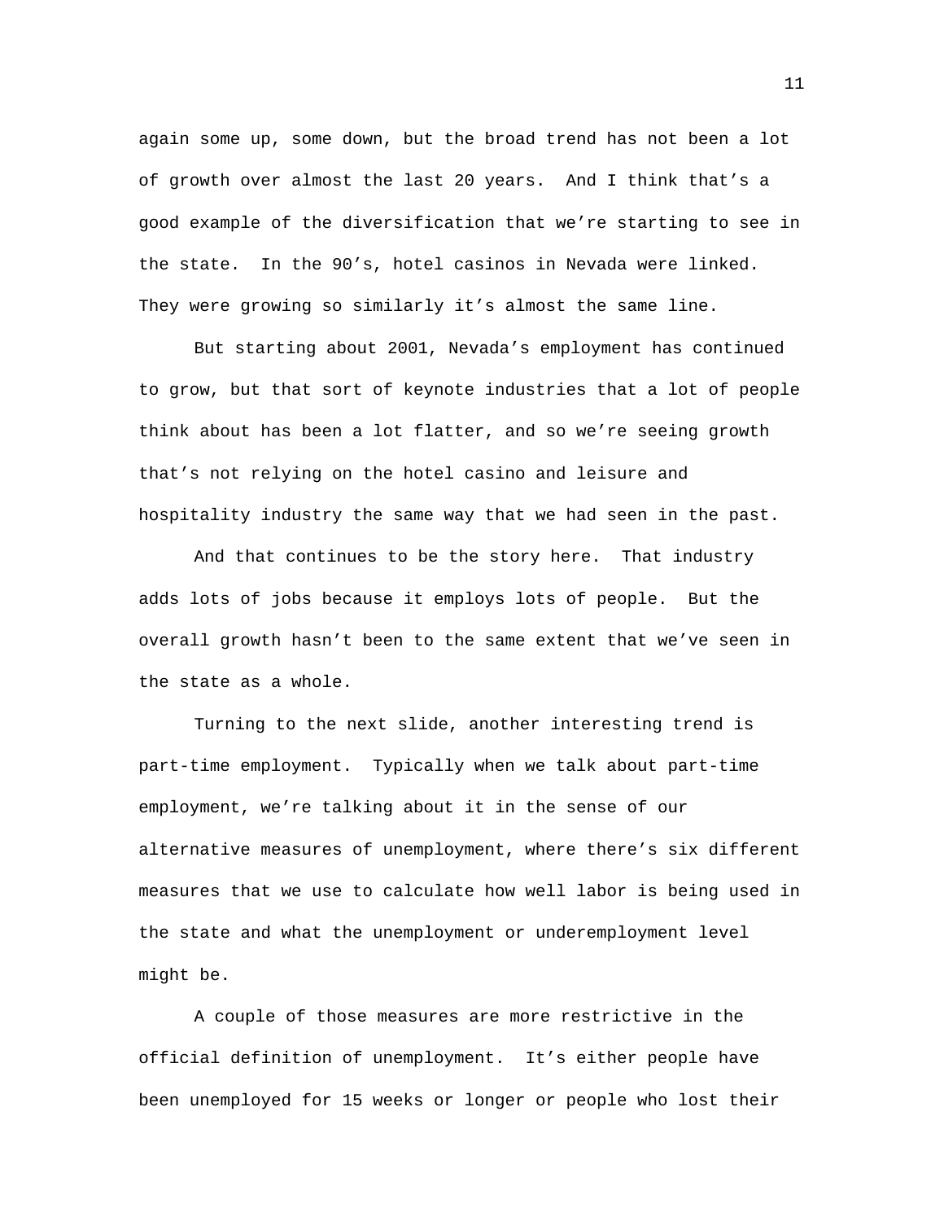again some up, some down, but the broad trend has not been a lot of growth over almost the last 20 years. And I think that's a good example of the diversification that we're starting to see in the state. In the 90's, hotel casinos in Nevada were linked. They were growing so similarly it's almost the same line.

But starting about 2001, Nevada's employment has continued to grow, but that sort of keynote industries that a lot of people think about has been a lot flatter, and so we're seeing growth that's not relying on the hotel casino and leisure and hospitality industry the same way that we had seen in the past.

And that continues to be the story here. That industry adds lots of jobs because it employs lots of people. But the overall growth hasn't been to the same extent that we've seen in the state as a whole.

Turning to the next slide, another interesting trend is part-time employment. Typically when we talk about part-time employment, we're talking about it in the sense of our alternative measures of unemployment, where there's six different measures that we use to calculate how well labor is being used in the state and what the unemployment or underemployment level might be.

A couple of those measures are more restrictive in the official definition of unemployment. It's either people have been unemployed for 15 weeks or longer or people who lost their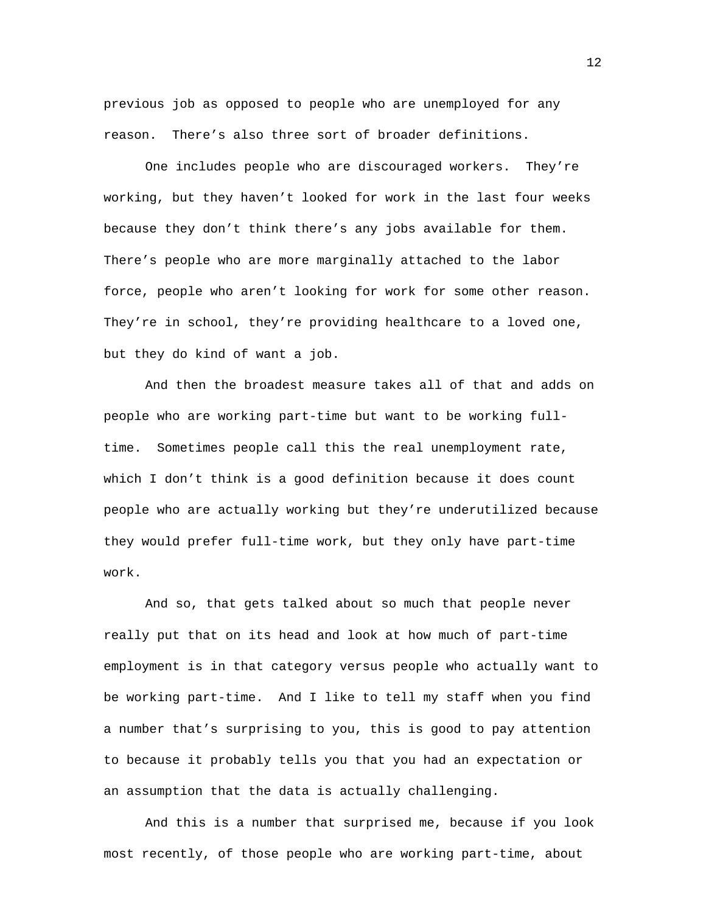previous job as opposed to people who are unemployed for any reason. There's also three sort of broader definitions.

One includes people who are discouraged workers. They're working, but they haven't looked for work in the last four weeks because they don't think there's any jobs available for them. There's people who are more marginally attached to the labor force, people who aren't looking for work for some other reason. They're in school, they're providing healthcare to a loved one, but they do kind of want a job.

And then the broadest measure takes all of that and adds on people who are working part-time but want to be working full-time. Sometimes people call this the real unemployment rate, which I don't think is a good definition because it does count people who are actually working but they're underutilized because they would prefer full-time work, but they only have part-time work.

And so, that gets talked about so much that people never really put that on its head and look at how much of part-time employment is in that category versus people who actually want to be working part-time. And I like to tell my staff when you find a number that's surprising to you, this is good to pay attention to because it probably tells you that you had an expectation or an assumption that the data is actually challenging.

And this is a number that surprised me, because if you look most recently, of those people who are working part-time, about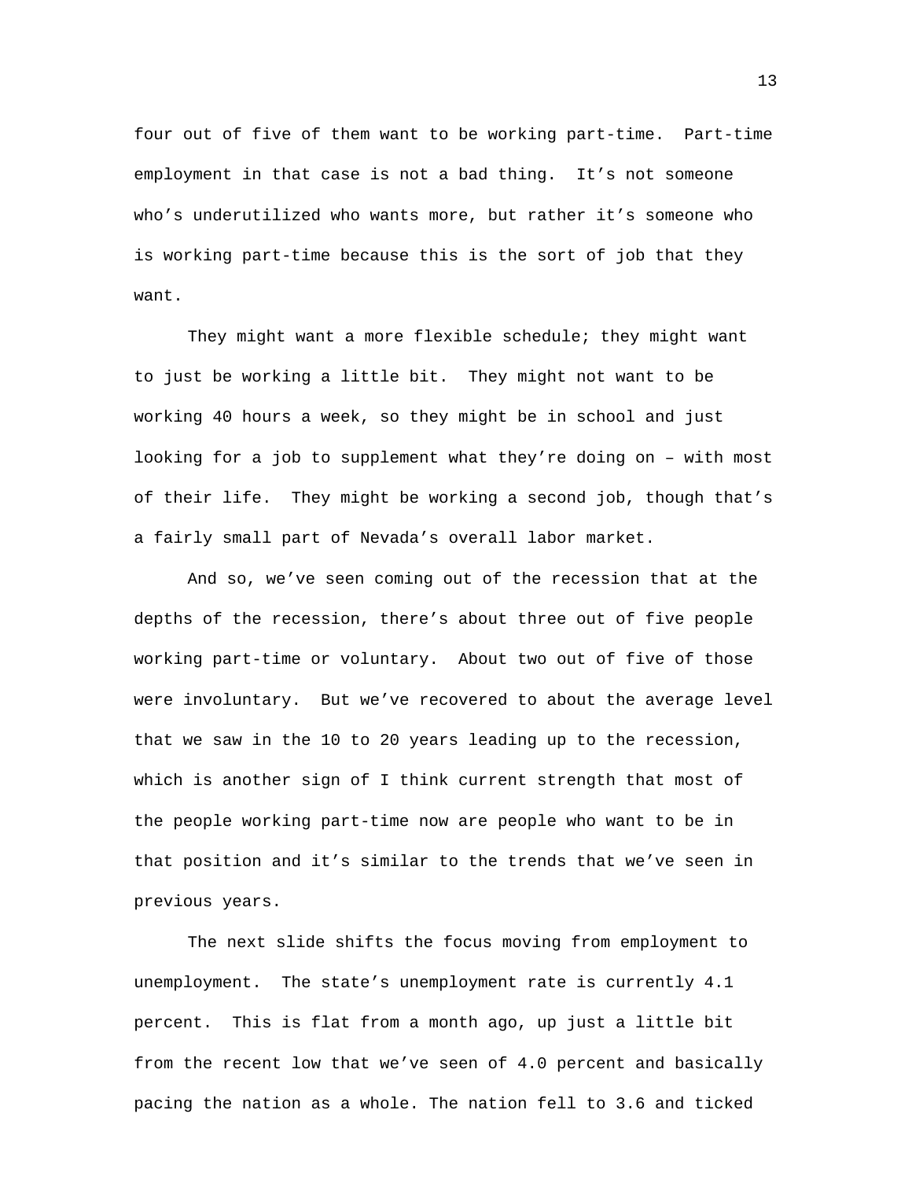four out of five of them want to be working part-time. Part-time employment in that case is not a bad thing. It's not someone who's underutilized who wants more, but rather it's someone who is working part-time because this is the sort of job that they want.

They might want a more flexible schedule; they might want to just be working a little bit. They might not want to be working 40 hours a week, so they might be in school and just looking for a job to supplement what they're doing on – with most of their life. They might be working a second job, though that's a fairly small part of Nevada's overall labor market.

And so, we've seen coming out of the recession that at the depths of the recession, there's about three out of five people working part-time or voluntary. About two out of five of those were involuntary. But we've recovered to about the average level that we saw in the 10 to 20 years leading up to the recession, which is another sign of I think current strength that most of the people working part-time now are people who want to be in that position and it's similar to the trends that we've seen in previous years.

The next slide shifts the focus moving from employment to unemployment. The state's unemployment rate is currently 4.1 percent. This is flat from a month ago, up just a little bit from the recent low that we've seen of 4.0 percent and basically pacing the nation as a whole. The nation fell to 3.6 and ticked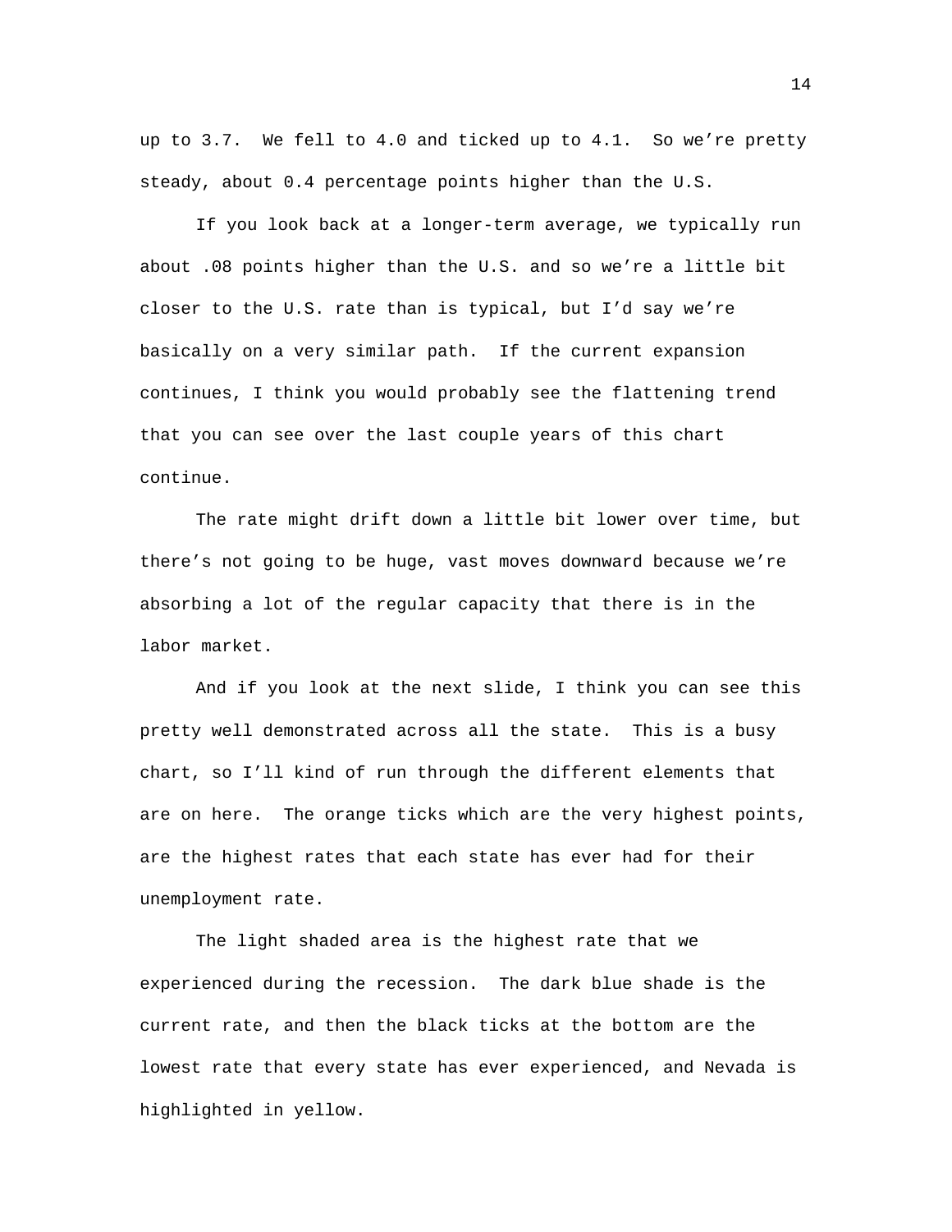up to 3.7. We fell to 4.0 and ticked up to 4.1. So we're pretty steady, about 0.4 percentage points higher than the U.S.

If you look back at a longer-term average, we typically run about .08 points higher than the U.S. and so we're a little bit closer to the U.S. rate than is typical, but I'd say we're basically on a very similar path. If the current expansion continues, I think you would probably see the flattening trend that you can see over the last couple years of this chart continue.

The rate might drift down a little bit lower over time, but there's not going to be huge, vast moves downward because we're absorbing a lot of the regular capacity that there is in the labor market.

And if you look at the next slide, I think you can see this pretty well demonstrated across all the state. This is a busy chart, so I'll kind of run through the different elements that are on here. The orange ticks which are the very highest points, are the highest rates that each state has ever had for their unemployment rate.

The light shaded area is the highest rate that we experienced during the recession. The dark blue shade is the current rate, and then the black ticks at the bottom are the lowest rate that every state has ever experienced, and Nevada is highlighted in yellow.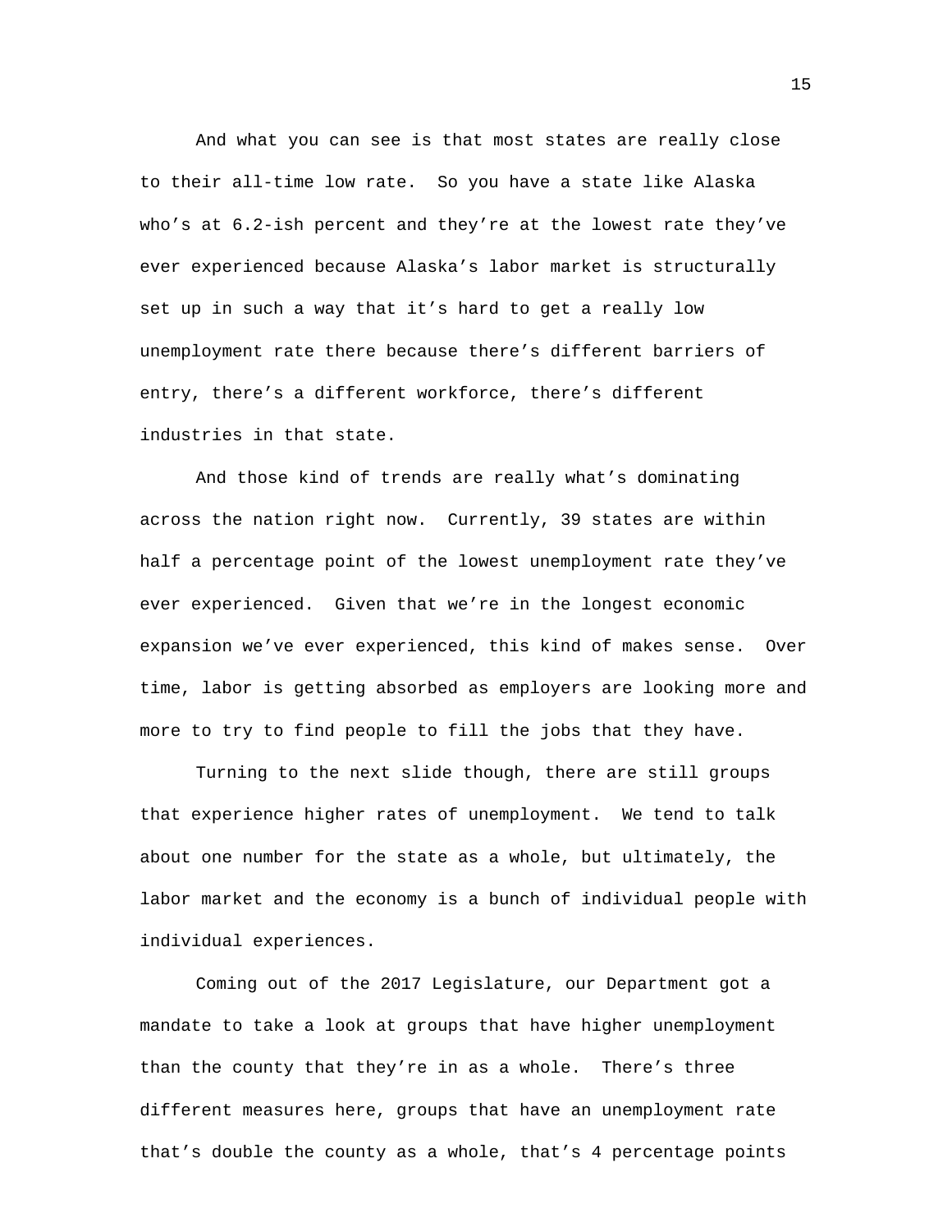And what you can see is that most states are really close to their all-time low rate. So you have a state like Alaska who's at 6.2-ish percent and they're at the lowest rate they've ever experienced because Alaska's labor market is structurally set up in such a way that it's hard to get a really low unemployment rate there because there's different barriers of entry, there's a different workforce, there's different industries in that state.

And those kind of trends are really what's dominating across the nation right now. Currently, 39 states are within half a percentage point of the lowest unemployment rate they've ever experienced. Given that we're in the longest economic expansion we've ever experienced, this kind of makes sense. Over time, labor is getting absorbed as employers are looking more and more to try to find people to fill the jobs that they have.

Turning to the next slide though, there are still groups that experience higher rates of unemployment. We tend to talk about one number for the state as a whole, but ultimately, the labor market and the economy is a bunch of individual people with individual experiences.

Coming out of the 2017 Legislature, our Department got a mandate to take a look at groups that have higher unemployment than the county that they're in as a whole. There's three different measures here, groups that have an unemployment rate that's double the county as a whole, that's 4 percentage points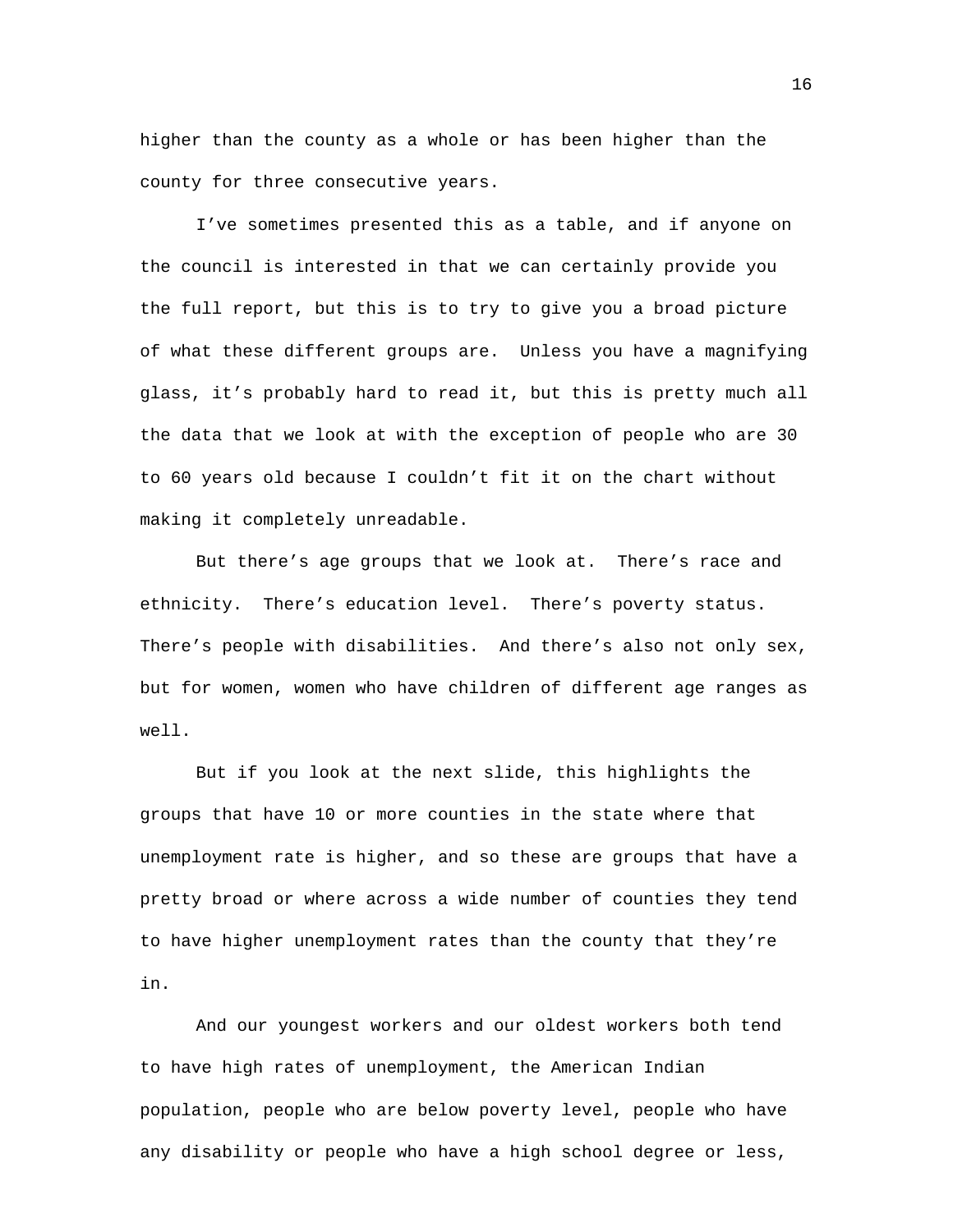higher than the county as a whole or has been higher than the county for three consecutive years.

I've sometimes presented this as a table, and if anyone on the council is interested in that we can certainly provide you the full report, but this is to try to give you a broad picture of what these different groups are. Unless you have a magnifying glass, it's probably hard to read it, but this is pretty much all the data that we look at with the exception of people who are 30 to 60 years old because I couldn't fit it on the chart without making it completely unreadable.

But there's age groups that we look at. There's race and ethnicity. There's education level. There's poverty status. There's people with disabilities. And there's also not only sex, but for women, women who have children of different age ranges as well.

But if you look at the next slide, this highlights the groups that have 10 or more counties in the state where that unemployment rate is higher, and so these are groups that have a pretty broad or where across a wide number of counties they tend to have higher unemployment rates than the county that they're in.

And our youngest workers and our oldest workers both tend to have high rates of unemployment, the American Indian population, people who are below poverty level, people who have any disability or people who have a high school degree or less,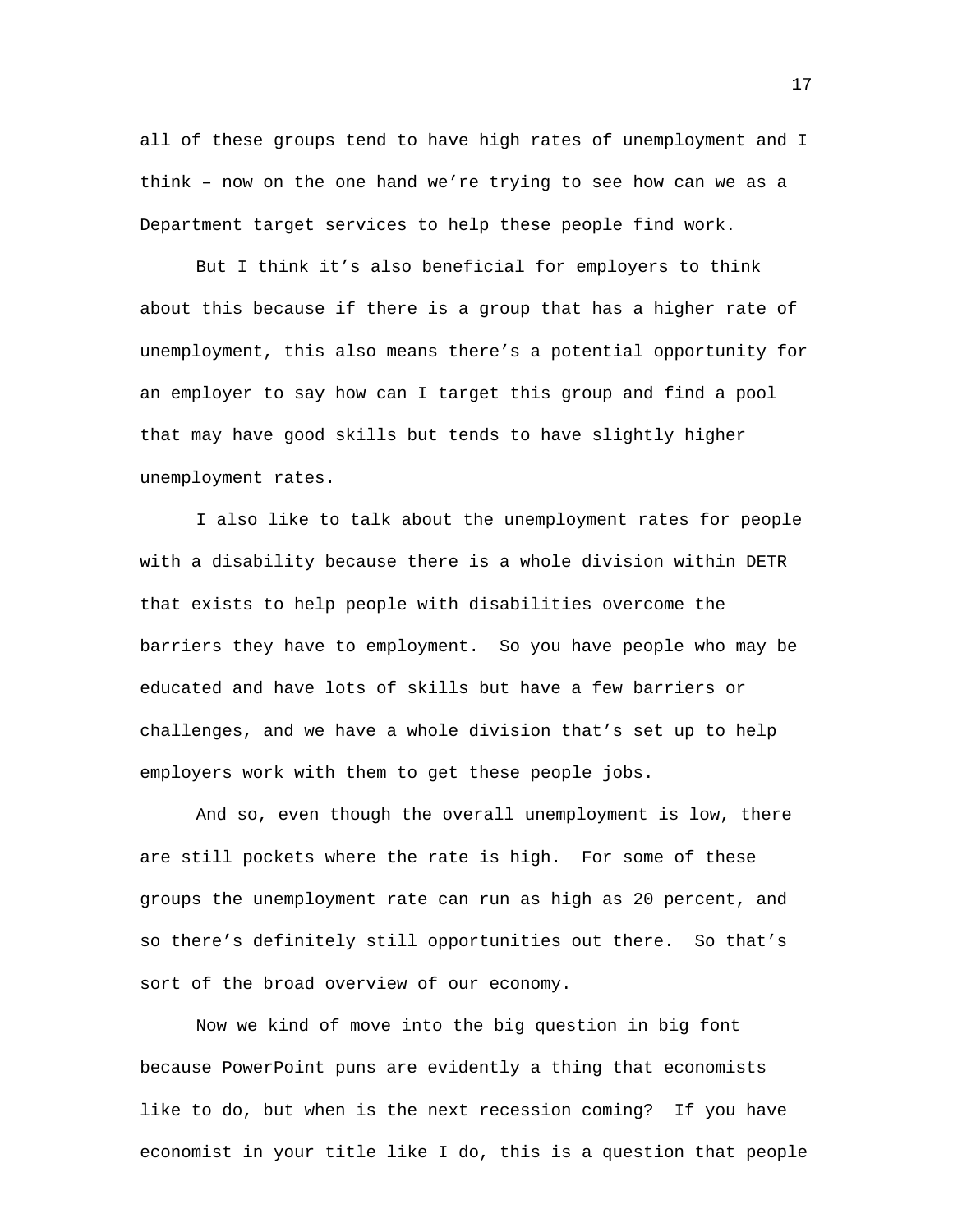all of these groups tend to have high rates of unemployment and I think – now on the one hand we're trying to see how can we as a Department target services to help these people find work.

But I think it's also beneficial for employers to think about this because if there is a group that has a higher rate of unemployment, this also means there's a potential opportunity for an employer to say how can I target this group and find a pool that may have good skills but tends to have slightly higher unemployment rates.

I also like to talk about the unemployment rates for people with a disability because there is a whole division within DETR that exists to help people with disabilities overcome the barriers they have to employment. So you have people who may be educated and have lots of skills but have a few barriers or challenges, and we have a whole division that's set up to help employers work with them to get these people jobs.

And so, even though the overall unemployment is low, there are still pockets where the rate is high. For some of these groups the unemployment rate can run as high as 20 percent, and so there's definitely still opportunities out there. So that's sort of the broad overview of our economy.

Now we kind of move into the big question in big font because PowerPoint puns are evidently a thing that economists like to do, but when is the next recession coming? If you have economist in your title like I do, this is a question that people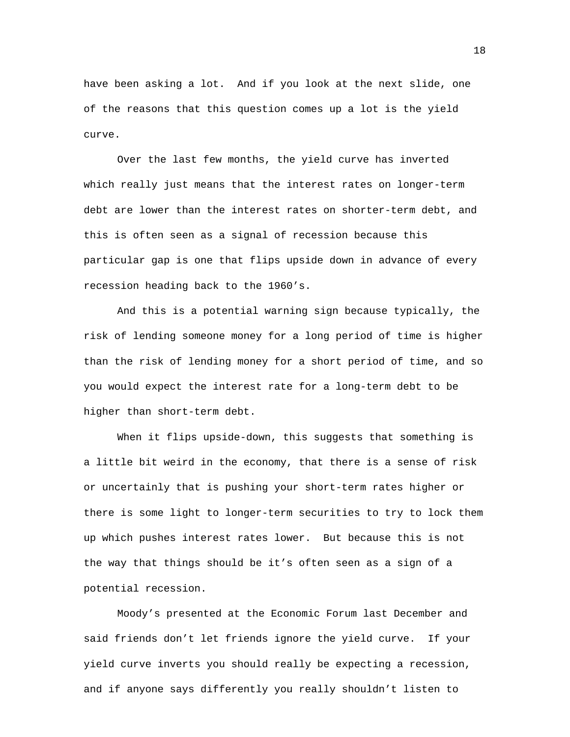have been asking a lot. And if you look at the next slide, one of the reasons that this question comes up a lot is the yield curve.

Over the last few months, the yield curve has inverted which really just means that the interest rates on longer-term debt are lower than the interest rates on shorter-term debt, and this is often seen as a signal of recession because this particular gap is one that flips upside down in advance of every recession heading back to the 1960’s.

And this is a potential warning sign because typically, the risk of lending someone money for a long period of time is higher than the risk of lending money for a short period of time, and so you would expect the interest rate for a long-term debt to be higher than short-term debt.

When it flips upside-down, this suggests that something is a little bit weird in the economy, that there is a sense of risk or uncertainly that is pushing your short-term rates higher or there is some light to longer-term securities to try to lock them up which pushes interest rates lower. But because this is not the way that things should be it’s often seen as a sign of a potential recession.

Moody’s presented at the Economic Forum last December and said friends don’t let friends ignore the yield curve. If your yield curve inverts you should really be expecting a recession, and if anyone says differently you really shouldn’t listen to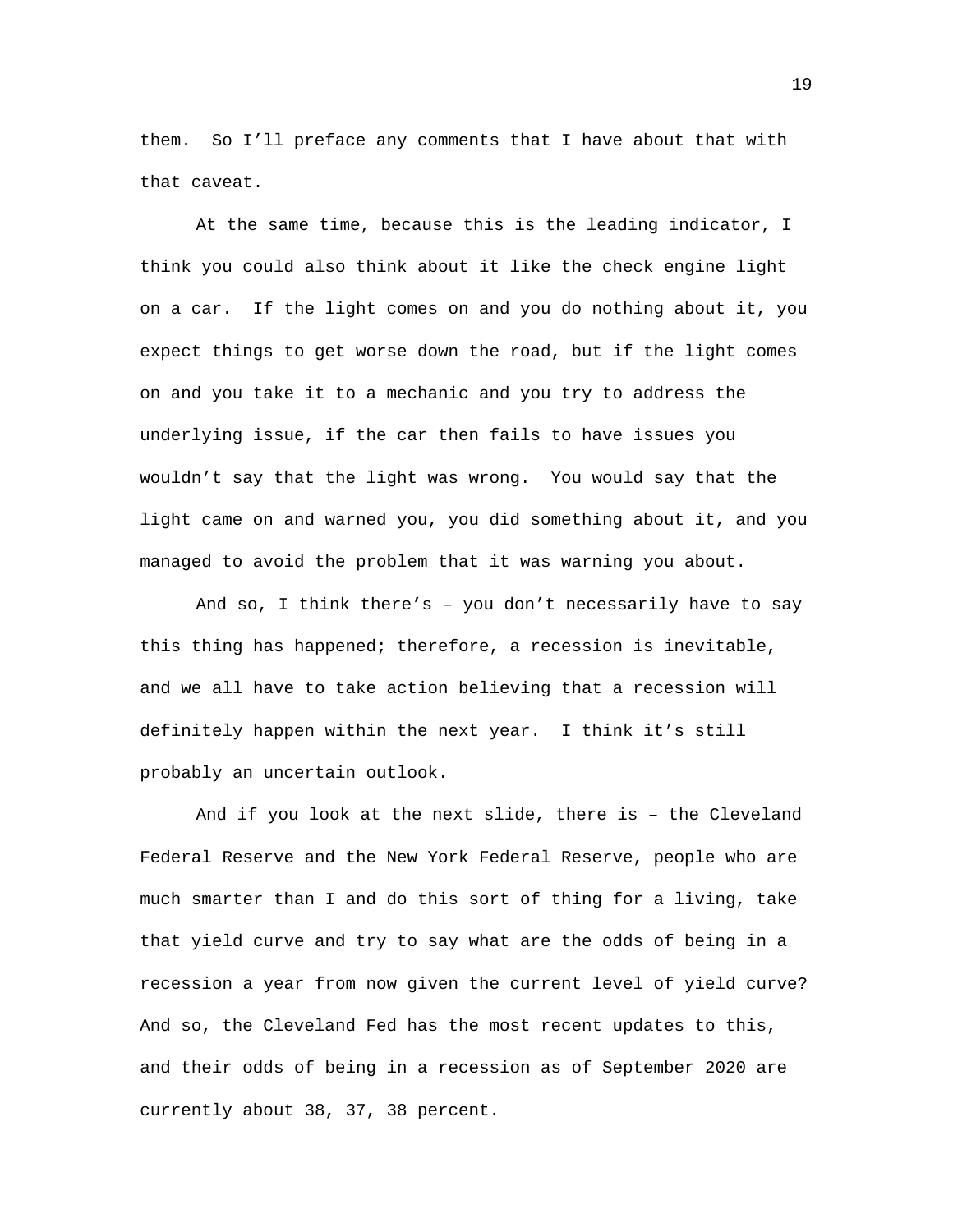them. So I'll preface any comments that I have about that with that caveat.

At the same time, because this is the leading indicator, I think you could also think about it like the check engine light on a car. If the light comes on and you do nothing about it, you expect things to get worse down the road, but if the light comes on and you take it to a mechanic and you try to address the underlying issue, if the car then fails to have issues you wouldn't say that the light was wrong. You would say that the light came on and warned you, you did something about it, and you managed to avoid the problem that it was warning you about.

And so, I think there's – you don't necessarily have to say this thing has happened; therefore, a recession is inevitable, and we all have to take action believing that a recession will definitely happen within the next year. I think it's still probably an uncertain outlook.

And if you look at the next slide, there is – the Cleveland Federal Reserve and the New York Federal Reserve, people who are much smarter than I and do this sort of thing for a living, take that yield curve and try to say what are the odds of being in a recession a year from now given the current level of yield curve? And so, the Cleveland Fed has the most recent updates to this, and their odds of being in a recession as of September 2020 are currently about 38, 37, 38 percent.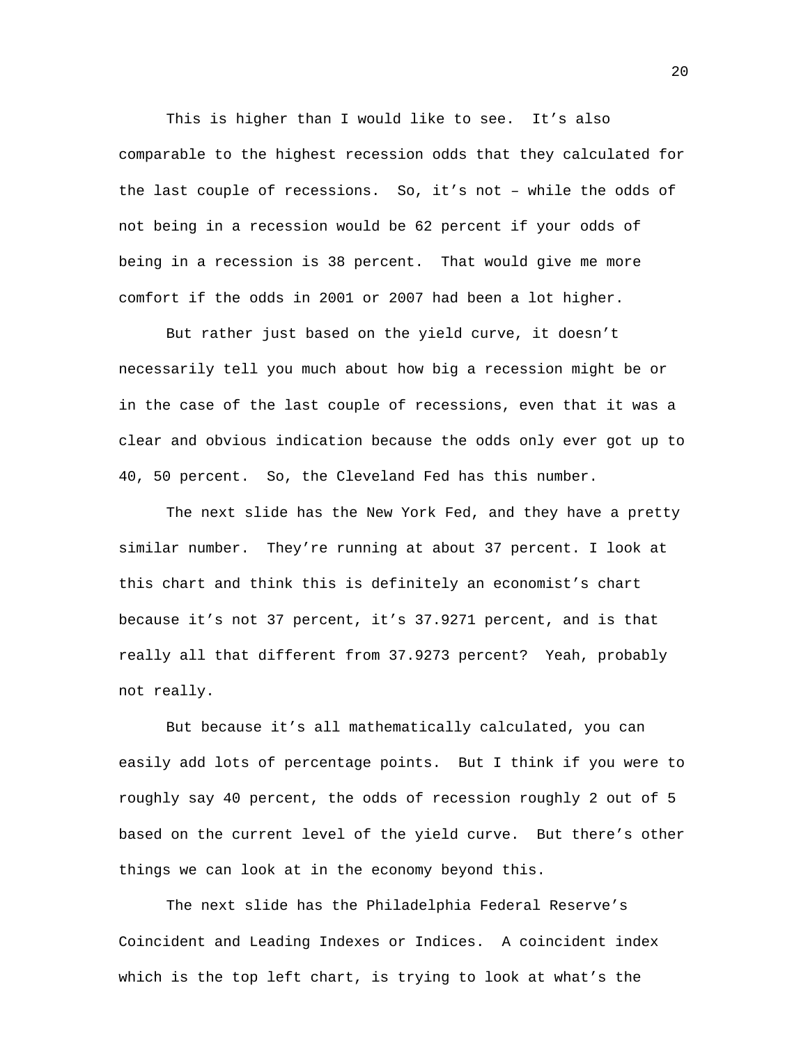This is higher than I would like to see. It’s also comparable to the highest recession odds that they calculated for the last couple of recessions. So, it’s not – while the odds of not being in a recession would be 62 percent if your odds of being in a recession is 38 percent. That would give me more comfort if the odds in 2001 or 2007 had been a lot higher.

But rather just based on the yield curve, it doesn’t necessarily tell you much about how big a recession might be or in the case of the last couple of recessions, even that it was a clear and obvious indication because the odds only ever got up to 40, 50 percent. So, the Cleveland Fed has this number.

The next slide has the New York Fed, and they have a pretty similar number. They’re running at about 37 percent. I look at this chart and think this is definitely an economist’s chart because it’s not 37 percent, it’s 37.9271 percent, and is that really all that different from 37.9273 percent? Yeah, probably not really.

But because it’s all mathematically calculated, you can easily add lots of percentage points. But I think if you were to roughly say 40 percent, the odds of recession roughly 2 out of 5 based on the current level of the yield curve. But there’s other things we can look at in the economy beyond this.

The next slide has the Philadelphia Federal Reserve’s Coincident and Leading Indexes or Indices. A coincident index which is the top left chart, is trying to look at what’s the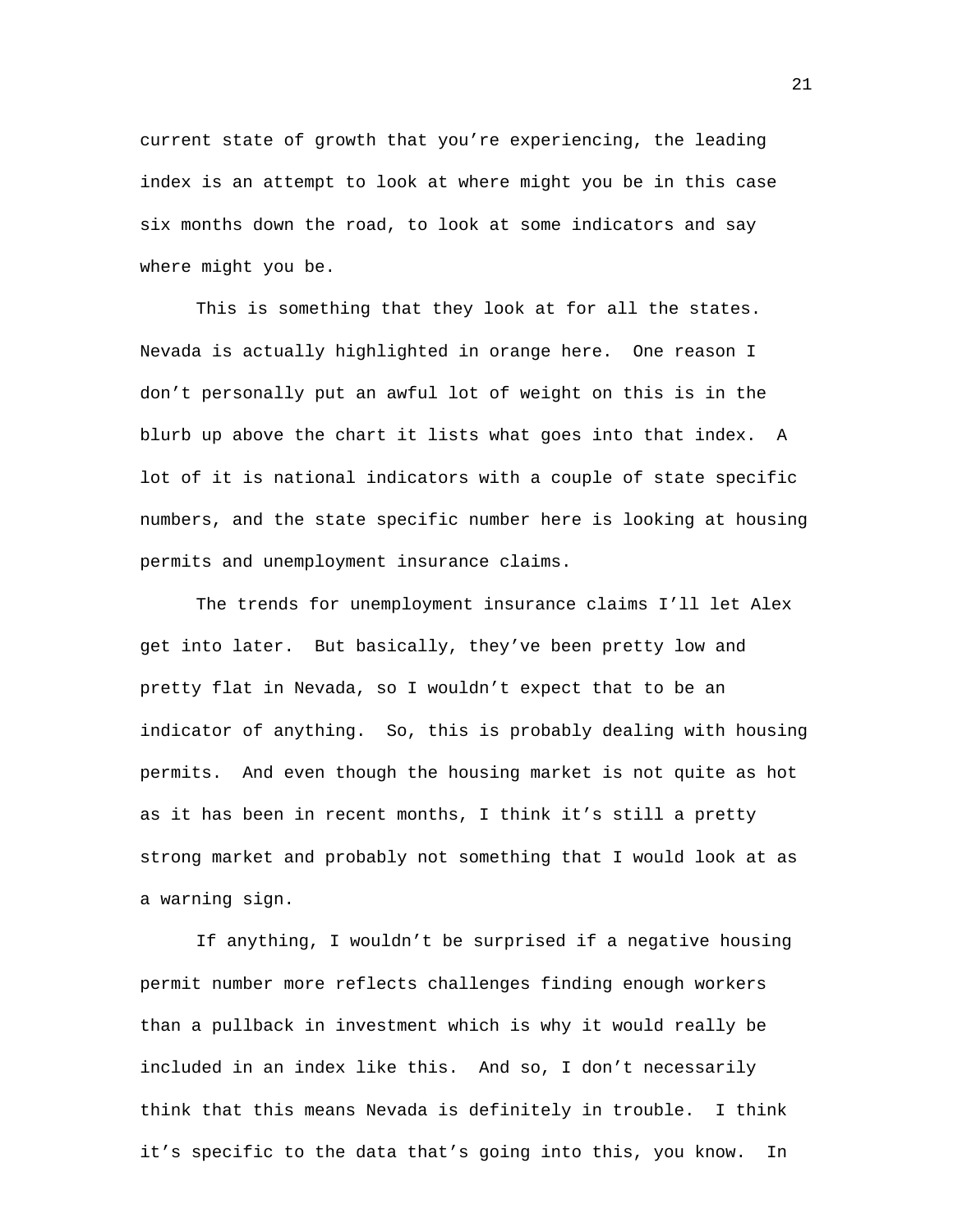current state of growth that you're experiencing, the leading index is an attempt to look at where might you be in this case six months down the road, to look at some indicators and say where might you be.

This is something that they look at for all the states. Nevada is actually highlighted in orange here. One reason I don't personally put an awful lot of weight on this is in the blurb up above the chart it lists what goes into that index. A lot of it is national indicators with a couple of state specific numbers, and the state specific number here is looking at housing permits and unemployment insurance claims.

The trends for unemployment insurance claims I'll let Alex get into later. But basically, they've been pretty low and pretty flat in Nevada, so I wouldn't expect that to be an indicator of anything. So, this is probably dealing with housing permits. And even though the housing market is not quite as hot as it has been in recent months, I think it's still a pretty strong market and probably not something that I would look at as a warning sign.

If anything, I wouldn't be surprised if a negative housing permit number more reflects challenges finding enough workers than a pullback in investment which is why it would really be included in an index like this. And so, I don't necessarily think that this means Nevada is definitely in trouble. I think it's specific to the data that's going into this, you know. In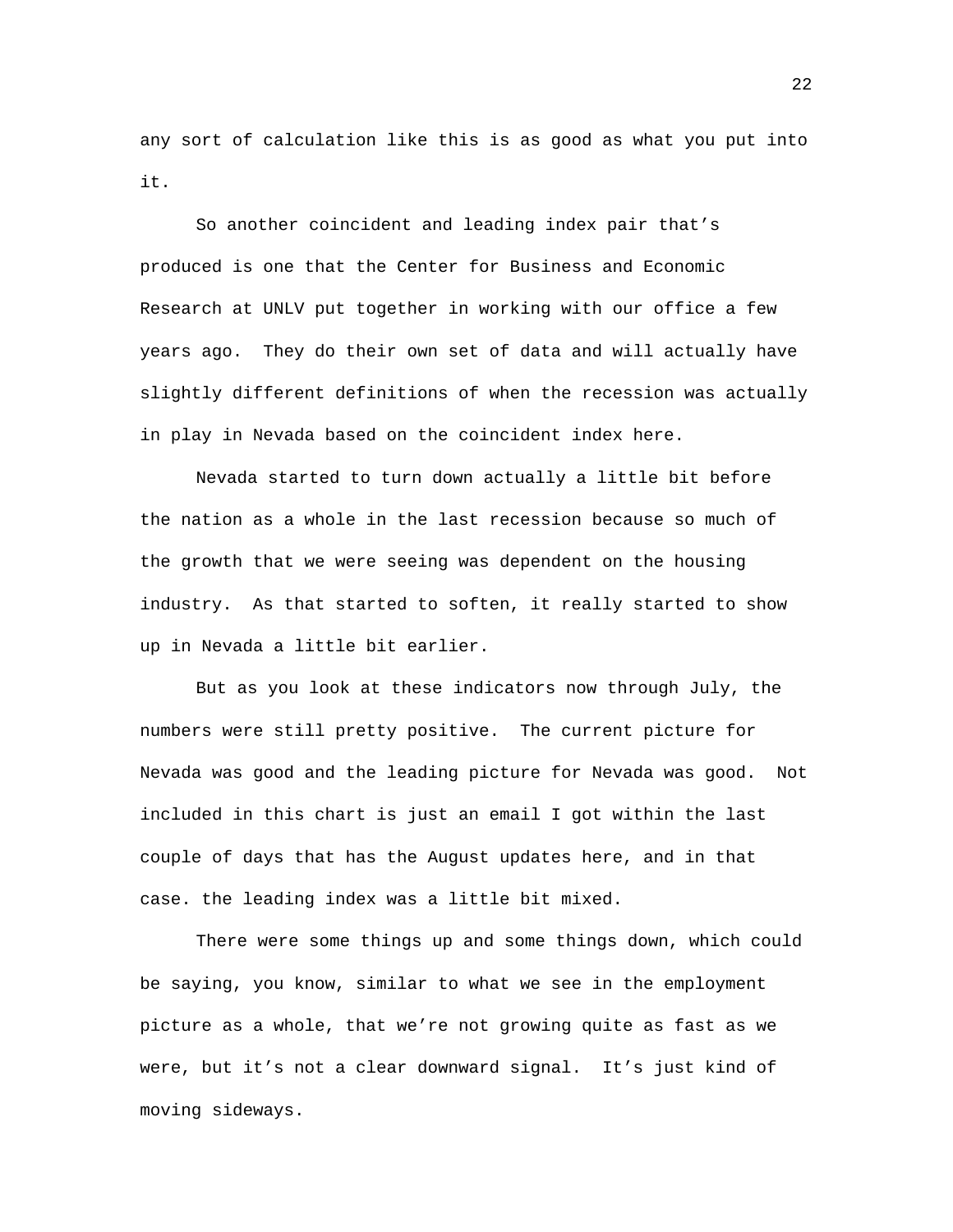any sort of calculation like this is as good as what you put into it.

So another coincident and leading index pair that's produced is one that the Center for Business and Economic Research at UNLV put together in working with our office a few years ago. They do their own set of data and will actually have slightly different definitions of when the recession was actually in play in Nevada based on the coincident index here.

Nevada started to turn down actually a little bit before the nation as a whole in the last recession because so much of the growth that we were seeing was dependent on the housing industry. As that started to soften, it really started to show up in Nevada a little bit earlier.

But as you look at these indicators now through July, the numbers were still pretty positive. The current picture for Nevada was good and the leading picture for Nevada was good. Not included in this chart is just an email I got within the last couple of days that has the August updates here, and in that case. the leading index was a little bit mixed.

There were some things up and some things down, which could be saying, you know, similar to what we see in the employment picture as a whole, that we're not growing quite as fast as we were, but it's not a clear downward signal. It's just kind of moving sideways.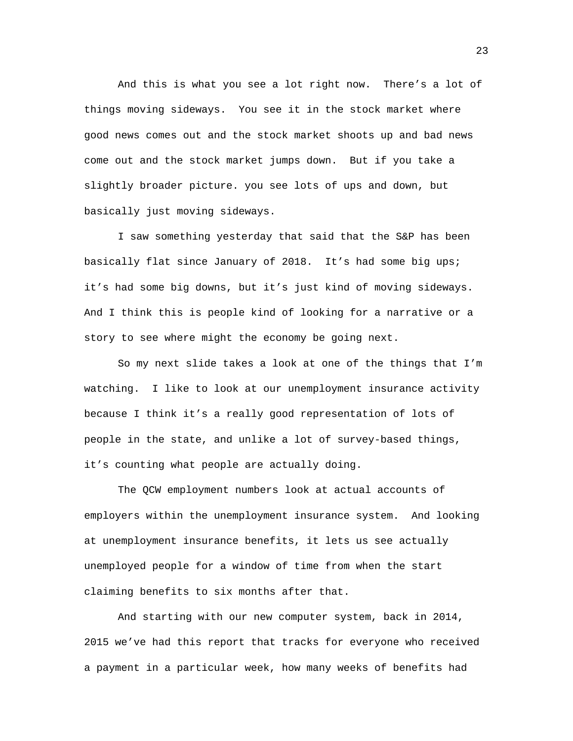And this is what you see a lot right now. There's a lot of things moving sideways. You see it in the stock market where good news comes out and the stock market shoots up and bad news come out and the stock market jumps down. But if you take a slightly broader picture. you see lots of ups and down, but basically just moving sideways.

I saw something yesterday that said that the S&P has been basically flat since January of 2018. It's had some big ups; it's had some big downs, but it's just kind of moving sideways. And I think this is people kind of looking for a narrative or a story to see where might the economy be going next.

So my next slide takes a look at one of the things that I'm watching. I like to look at our unemployment insurance activity because I think it's a really good representation of lots of people in the state, and unlike a lot of survey-based things, it's counting what people are actually doing.

The QCW employment numbers look at actual accounts of employers within the unemployment insurance system. And looking at unemployment insurance benefits, it lets us see actually unemployed people for a window of time from when the start claiming benefits to six months after that.

And starting with our new computer system, back in 2014, 2015 we've had this report that tracks for everyone who received a payment in a particular week, how many weeks of benefits had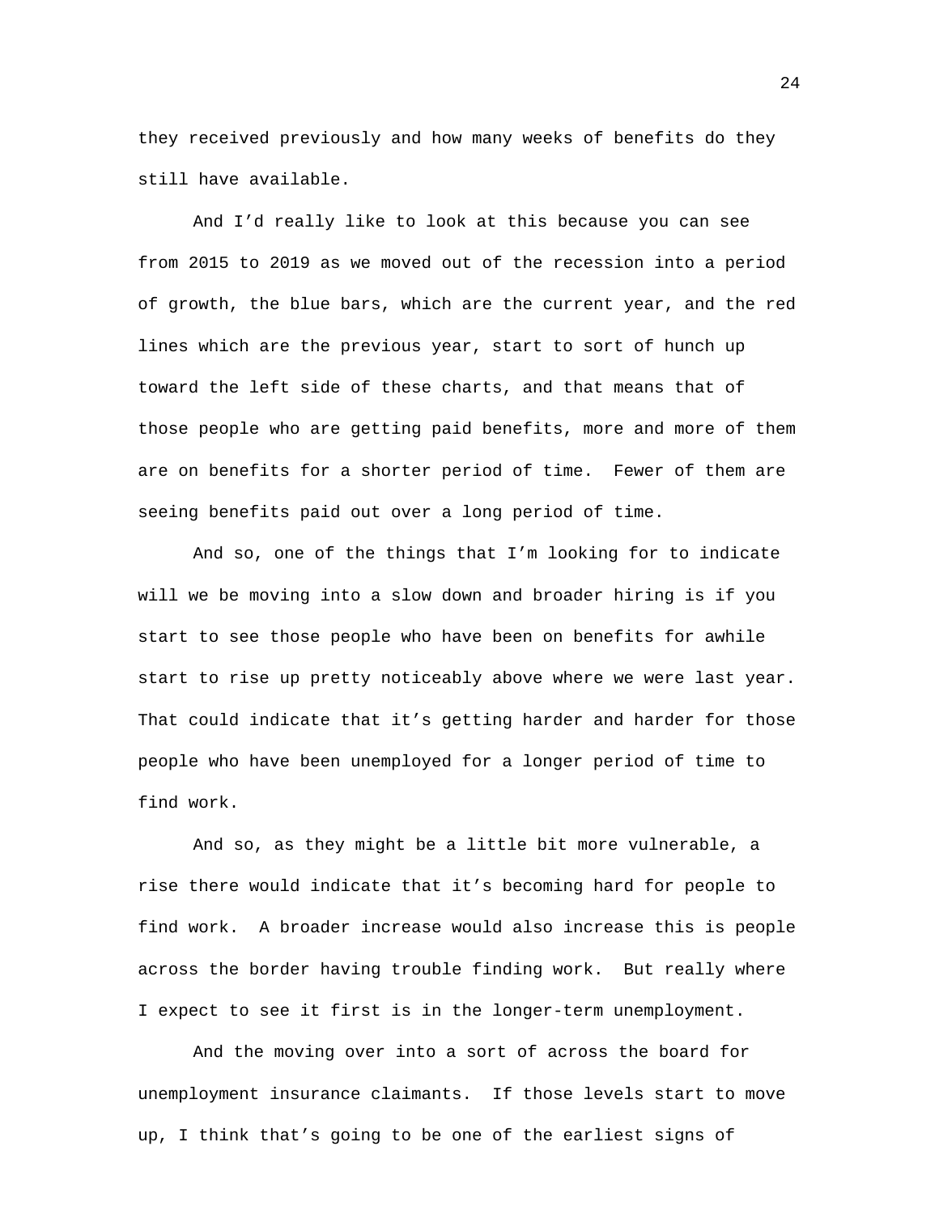they received previously and how many weeks of benefits do they still have available.

And I'd really like to look at this because you can see from 2015 to 2019 as we moved out of the recession into a period of growth, the blue bars, which are the current year, and the red lines which are the previous year, start to sort of hunch up toward the left side of these charts, and that means that of those people who are getting paid benefits, more and more of them are on benefits for a shorter period of time. Fewer of them are seeing benefits paid out over a long period of time.

And so, one of the things that I'm looking for to indicate will we be moving into a slow down and broader hiring is if you start to see those people who have been on benefits for awhile start to rise up pretty noticeably above where we were last year. That could indicate that it's getting harder and harder for those people who have been unemployed for a longer period of time to find work.

And so, as they might be a little bit more vulnerable, a rise there would indicate that it's becoming hard for people to find work. A broader increase would also increase this is people across the border having trouble finding work. But really where I expect to see it first is in the longer-term unemployment.

And the moving over into a sort of across the board for unemployment insurance claimants. If those levels start to move up, I think that's going to be one of the earliest signs of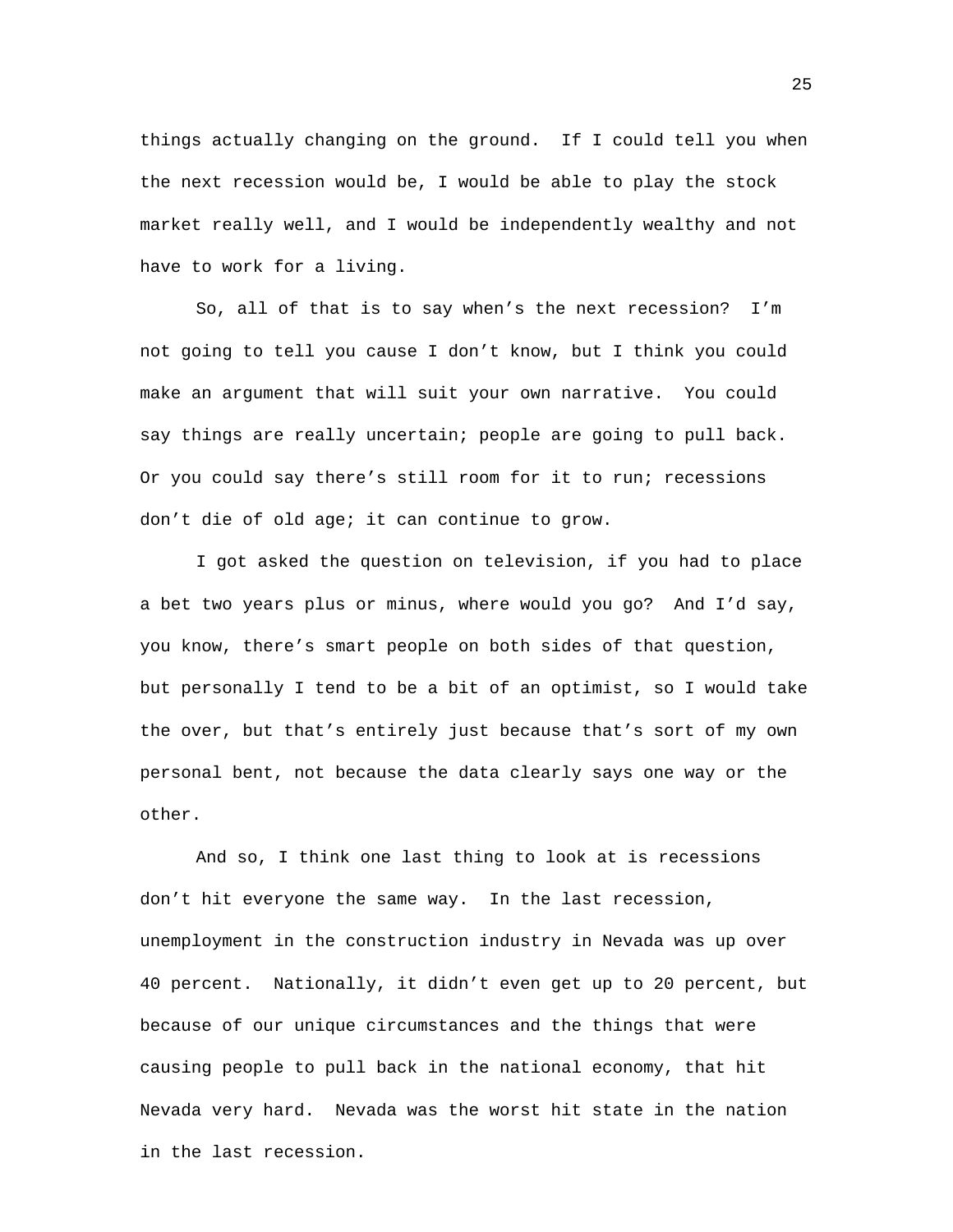things actually changing on the ground. If I could tell you when the next recession would be, I would be able to play the stock market really well, and I would be independently wealthy and not have to work for a living.

So, all of that is to say when's the next recession? I'm not going to tell you cause I don't know, but I think you could make an argument that will suit your own narrative. You could say things are really uncertain; people are going to pull back. Or you could say there's still room for it to run; recessions don't die of old age; it can continue to grow.

I got asked the question on television, if you had to place a bet two years plus or minus, where would you go? And I'd say, you know, there's smart people on both sides of that question, but personally I tend to be a bit of an optimist, so I would take the over, but that's entirely just because that's sort of my own personal bent, not because the data clearly says one way or the other.

And so, I think one last thing to look at is recessions don't hit everyone the same way. In the last recession, unemployment in the construction industry in Nevada was up over 40 percent. Nationally, it didn't even get up to 20 percent, but because of our unique circumstances and the things that were causing people to pull back in the national economy, that hit Nevada very hard. Nevada was the worst hit state in the nation in the last recession.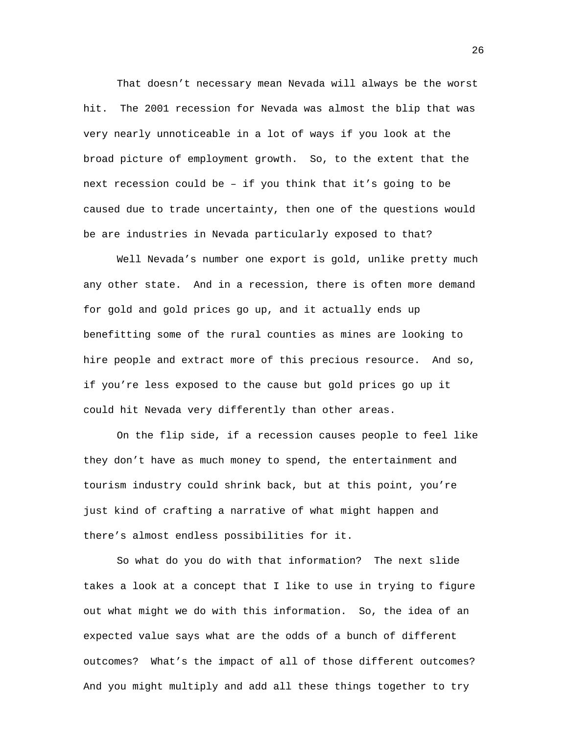That doesn’t necessary mean Nevada will always be the worst hit. The 2001 recession for Nevada was almost the blip that was very nearly unnoticeable in a lot of ways if you look at the broad picture of employment growth. So, to the extent that the next recession could be – if you think that it’s going to be caused due to trade uncertainty, then one of the questions would be are industries in Nevada particularly exposed to that?

Well Nevada’s number one export is gold, unlike pretty much any other state. And in a recession, there is often more demand for gold and gold prices go up, and it actually ends up benefitting some of the rural counties as mines are looking to hire people and extract more of this precious resource. And so, if you’re less exposed to the cause but gold prices go up it could hit Nevada very differently than other areas.

On the flip side, if a recession causes people to feel like they don’t have as much money to spend, the entertainment and tourism industry could shrink back, but at this point, you’re just kind of crafting a narrative of what might happen and there’s almost endless possibilities for it.

So what do you do with that information? The next slide takes a look at a concept that I like to use in trying to figure out what might we do with this information. So, the idea of an expected value says what are the odds of a bunch of different outcomes? What’s the impact of all of those different outcomes? And you might multiply and add all these things together to try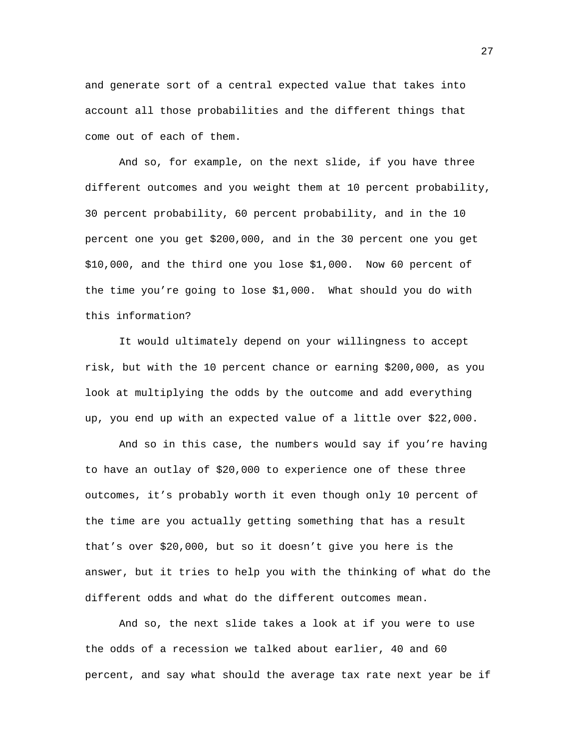and generate sort of a central expected value that takes into account all those probabilities and the different things that come out of each of them.

And so, for example, on the next slide, if you have three different outcomes and you weight them at 10 percent probability, 30 percent probability, 60 percent probability, and in the 10 percent one you get $200,000, and in the 30 percent one you get $10,000, and the third one you lose $1,000. Now 60 percent of the time you're going to lose $1,000. What should you do with this information?

It would ultimately depend on your willingness to accept risk, but with the 10 percent chance or earning $200,000, as you look at multiplying the odds by the outcome and add everything up, you end up with an expected value of a little over $22,000.

And so in this case, the numbers would say if you're having to have an outlay of $20,000 to experience one of these three outcomes, it's probably worth it even though only 10 percent of the time are you actually getting something that has a result that's over $20,000, but so it doesn't give you here is the answer, but it tries to help you with the thinking of what do the different odds and what do the different outcomes mean.

And so, the next slide takes a look at if you were to use the odds of a recession we talked about earlier, 40 and 60 percent, and say what should the average tax rate next year be if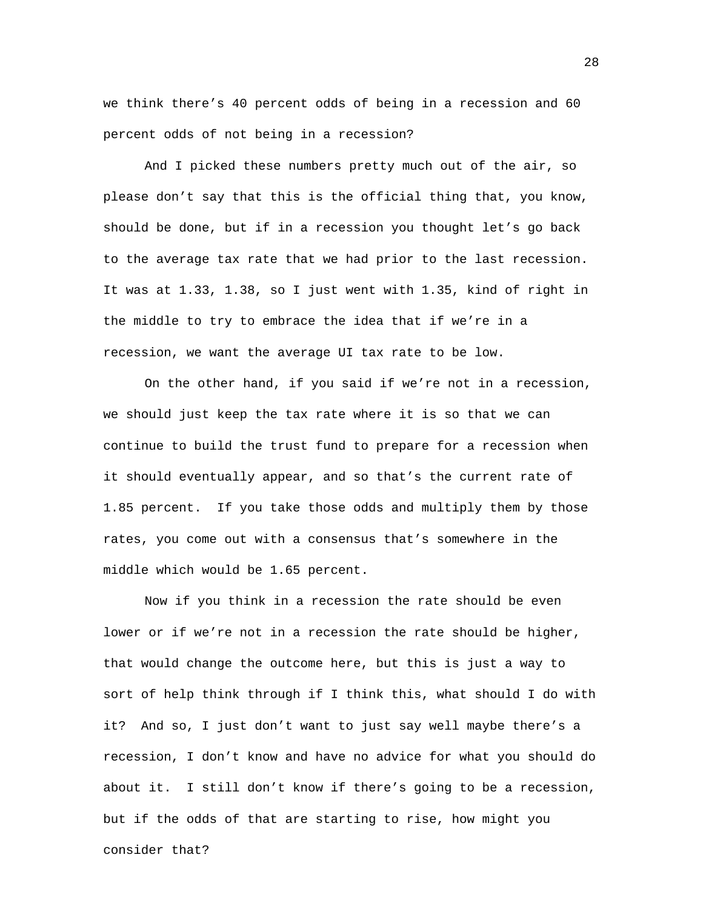we think there's 40 percent odds of being in a recession and 60 percent odds of not being in a recession?

And I picked these numbers pretty much out of the air, so please don't say that this is the official thing that, you know, should be done, but if in a recession you thought let's go back to the average tax rate that we had prior to the last recession. It was at 1.33, 1.38, so I just went with 1.35, kind of right in the middle to try to embrace the idea that if we're in a recession, we want the average UI tax rate to be low.

On the other hand, if you said if we're not in a recession, we should just keep the tax rate where it is so that we can continue to build the trust fund to prepare for a recession when it should eventually appear, and so that's the current rate of 1.85 percent. If you take those odds and multiply them by those rates, you come out with a consensus that's somewhere in the middle which would be 1.65 percent.

Now if you think in a recession the rate should be even lower or if we're not in a recession the rate should be higher, that would change the outcome here, but this is just a way to sort of help think through if I think this, what should I do with it? And so, I just don't want to just say well maybe there's a recession, I don't know and have no advice for what you should do about it. I still don't know if there's going to be a recession, but if the odds of that are starting to rise, how might you consider that?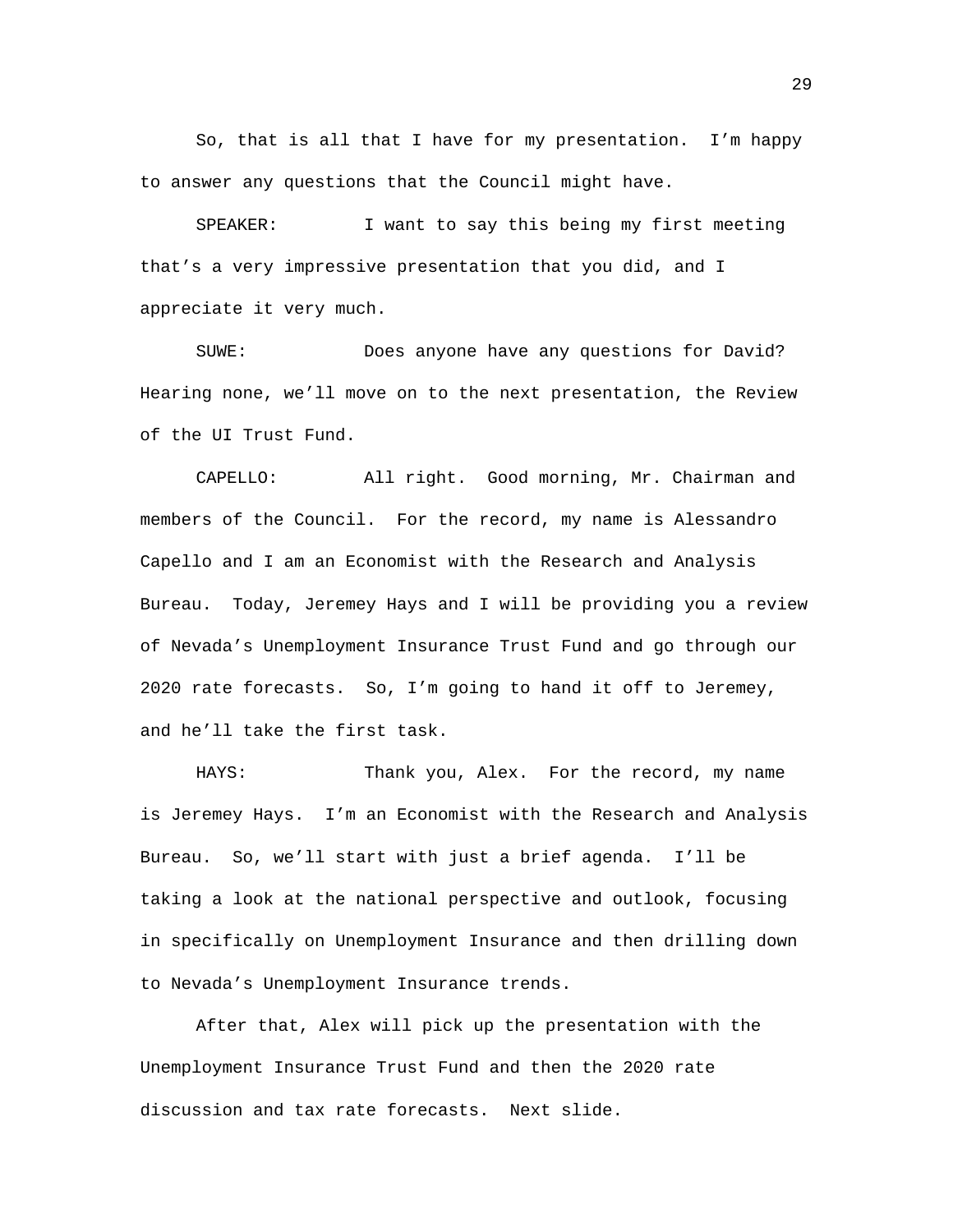So, that is all that I have for my presentation. I'm happy to answer any questions that the Council might have.

SPEAKER: I want to say this being my first meeting that's a very impressive presentation that you did, and I appreciate it very much.

SUWE: Does anyone have any questions for David? Hearing none, we'll move on to the next presentation, the Review of the UI Trust Fund.

CAPELLO: All right. Good morning, Mr. Chairman and members of the Council. For the record, my name is Alessandro Capello and I am an Economist with the Research and Analysis Bureau. Today, Jeremey Hays and I will be providing you a review of Nevada's Unemployment Insurance Trust Fund and go through our 2020 rate forecasts. So, I'm going to hand it off to Jeremey, and he'll take the first task.

HAYS: Thank you, Alex. For the record, my name is Jeremey Hays. I'm an Economist with the Research and Analysis Bureau. So, we'll start with just a brief agenda. I'll be taking a look at the national perspective and outlook, focusing in specifically on Unemployment Insurance and then drilling down to Nevada's Unemployment Insurance trends.

After that, Alex will pick up the presentation with the Unemployment Insurance Trust Fund and then the 2020 rate discussion and tax rate forecasts. Next slide.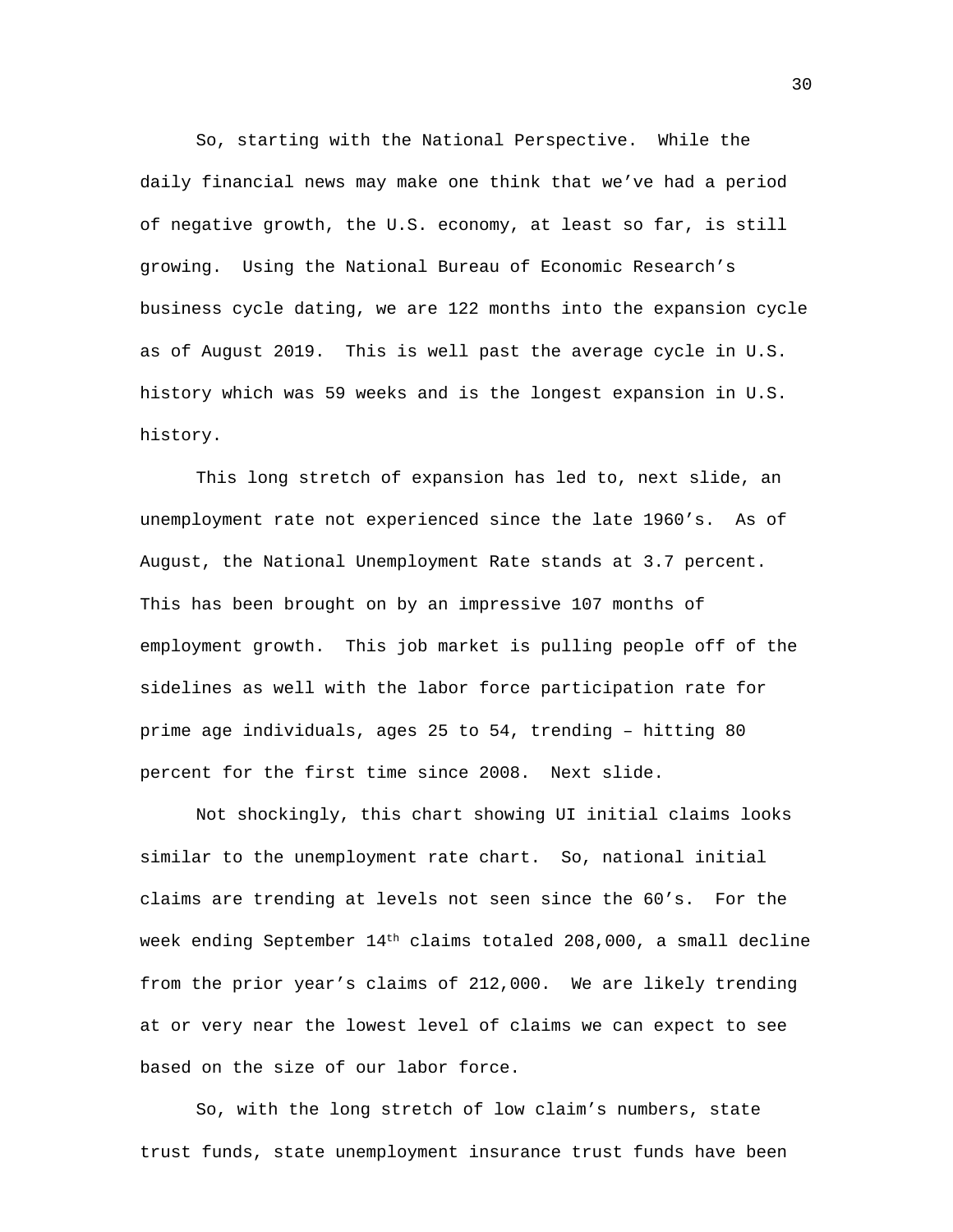So, starting with the National Perspective. While the daily financial news may make one think that we've had a period of negative growth, the U.S. economy, at least so far, is still growing. Using the National Bureau of Economic Research's business cycle dating, we are 122 months into the expansion cycle as of August 2019. This is well past the average cycle in U.S. history which was 59 weeks and is the longest expansion in U.S. history.

This long stretch of expansion has led to, next slide, an unemployment rate not experienced since the late 1960's. As of August, the National Unemployment Rate stands at 3.7 percent. This has been brought on by an impressive 107 months of employment growth. This job market is pulling people off of the sidelines as well with the labor force participation rate for prime age individuals, ages 25 to 54, trending – hitting 80 percent for the first time since 2008. Next slide.

Not shockingly, this chart showing UI initial claims looks similar to the unemployment rate chart. So, national initial claims are trending at levels not seen since the 60's. For the week ending September 14th claims totaled 208,000, a small decline from the prior year's claims of 212,000. We are likely trending at or very near the lowest level of claims we can expect to see based on the size of our labor force.

So, with the long stretch of low claim's numbers, state trust funds, state unemployment insurance trust funds have been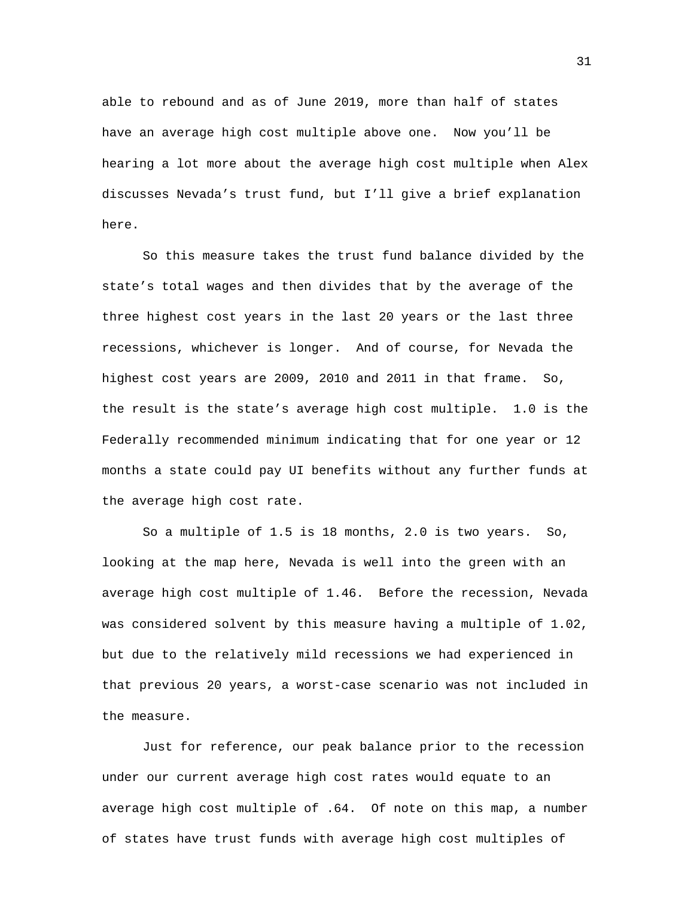able to rebound and as of June 2019, more than half of states have an average high cost multiple above one. Now you'll be hearing a lot more about the average high cost multiple when Alex discusses Nevada's trust fund, but I'll give a brief explanation here.

So this measure takes the trust fund balance divided by the state's total wages and then divides that by the average of the three highest cost years in the last 20 years or the last three recessions, whichever is longer. And of course, for Nevada the highest cost years are 2009, 2010 and 2011 in that frame. So, the result is the state's average high cost multiple. 1.0 is the Federally recommended minimum indicating that for one year or 12 months a state could pay UI benefits without any further funds at the average high cost rate.

So a multiple of 1.5 is 18 months, 2.0 is two years. So, looking at the map here, Nevada is well into the green with an average high cost multiple of 1.46. Before the recession, Nevada was considered solvent by this measure having a multiple of 1.02, but due to the relatively mild recessions we had experienced in that previous 20 years, a worst-case scenario was not included in the measure.

Just for reference, our peak balance prior to the recession under our current average high cost rates would equate to an average high cost multiple of .64. Of note on this map, a number of states have trust funds with average high cost multiples of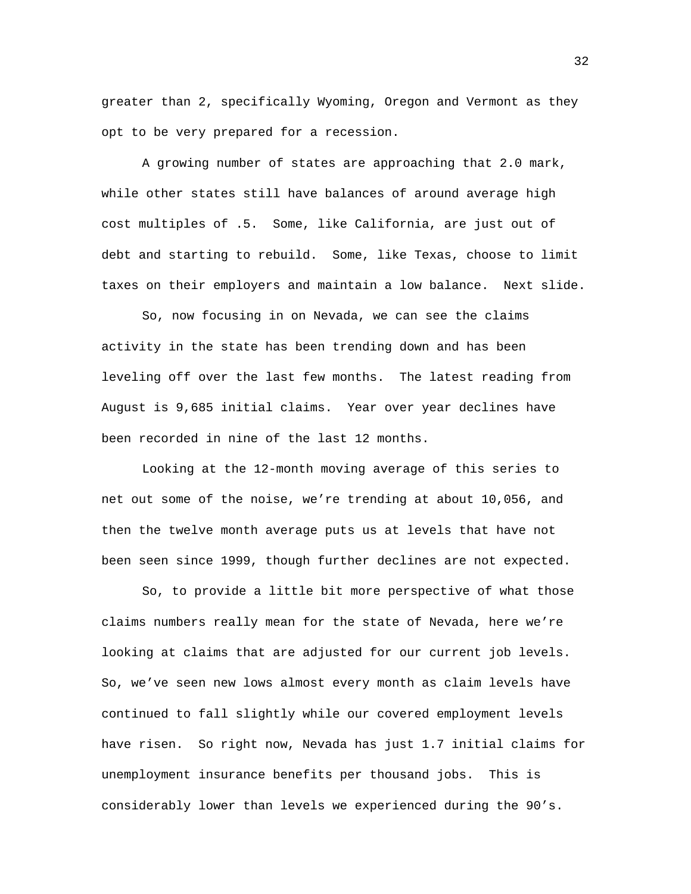greater than 2, specifically Wyoming, Oregon and Vermont as they opt to be very prepared for a recession.

A growing number of states are approaching that 2.0 mark, while other states still have balances of around average high cost multiples of .5. Some, like California, are just out of debt and starting to rebuild. Some, like Texas, choose to limit taxes on their employers and maintain a low balance. Next slide.

So, now focusing in on Nevada, we can see the claims activity in the state has been trending down and has been leveling off over the last few months. The latest reading from August is 9,685 initial claims. Year over year declines have been recorded in nine of the last 12 months.

Looking at the 12-month moving average of this series to net out some of the noise, we're trending at about 10,056, and then the twelve month average puts us at levels that have not been seen since 1999, though further declines are not expected.

So, to provide a little bit more perspective of what those claims numbers really mean for the state of Nevada, here we're looking at claims that are adjusted for our current job levels. So, we've seen new lows almost every month as claim levels have continued to fall slightly while our covered employment levels have risen. So right now, Nevada has just 1.7 initial claims for unemployment insurance benefits per thousand jobs. This is considerably lower than levels we experienced during the 90's.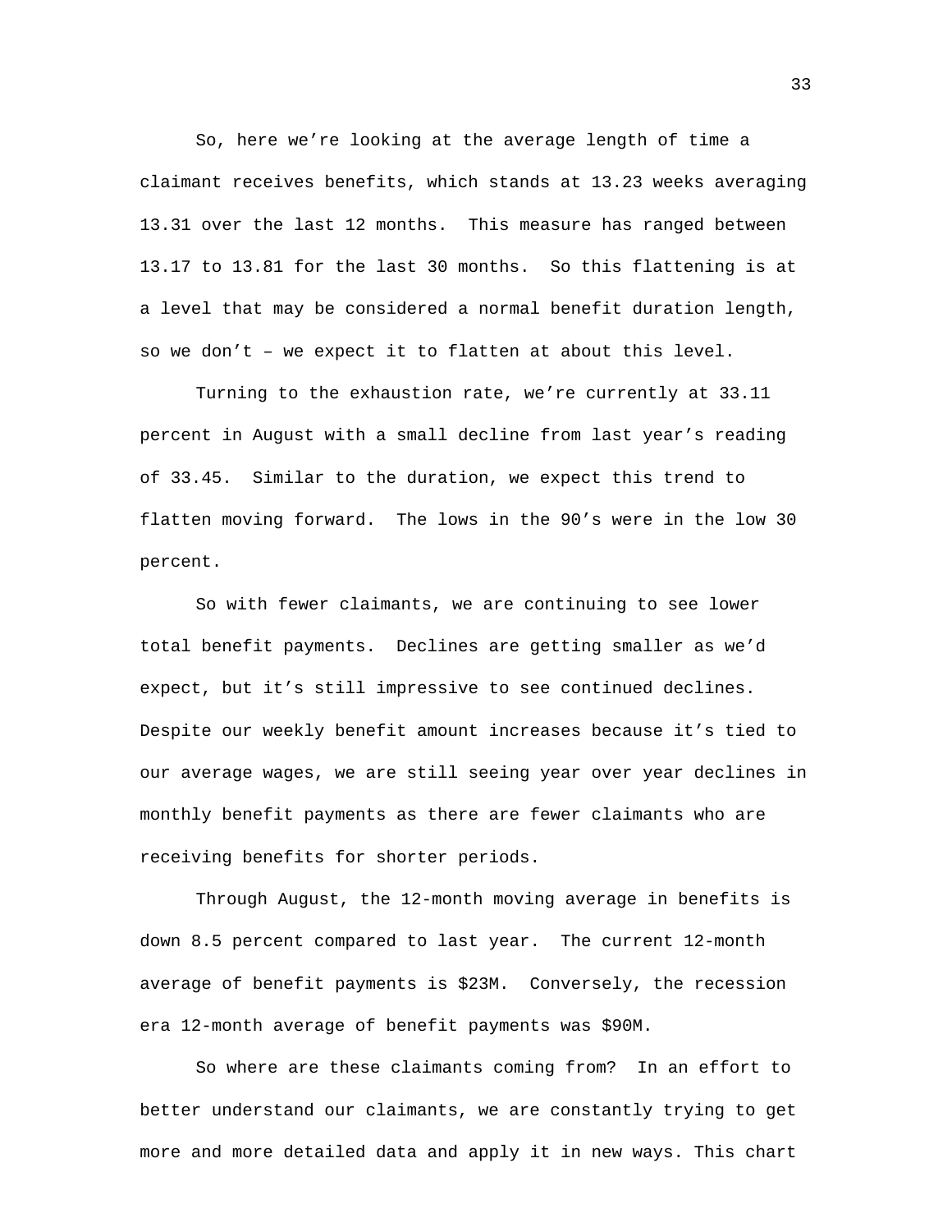So, here we're looking at the average length of time a claimant receives benefits, which stands at 13.23 weeks averaging 13.31 over the last 12 months. This measure has ranged between 13.17 to 13.81 for the last 30 months. So this flattening is at a level that may be considered a normal benefit duration length, so we don't – we expect it to flatten at about this level.

Turning to the exhaustion rate, we're currently at 33.11 percent in August with a small decline from last year's reading of 33.45. Similar to the duration, we expect this trend to flatten moving forward. The lows in the 90's were in the low 30 percent.

So with fewer claimants, we are continuing to see lower total benefit payments. Declines are getting smaller as we'd expect, but it's still impressive to see continued declines. Despite our weekly benefit amount increases because it's tied to our average wages, we are still seeing year over year declines in monthly benefit payments as there are fewer claimants who are receiving benefits for shorter periods.

Through August, the 12-month moving average in benefits is down 8.5 percent compared to last year. The current 12-month average of benefit payments is $23M. Conversely, the recession era 12-month average of benefit payments was $90M.

So where are these claimants coming from? In an effort to better understand our claimants, we are constantly trying to get more and more detailed data and apply it in new ways. This chart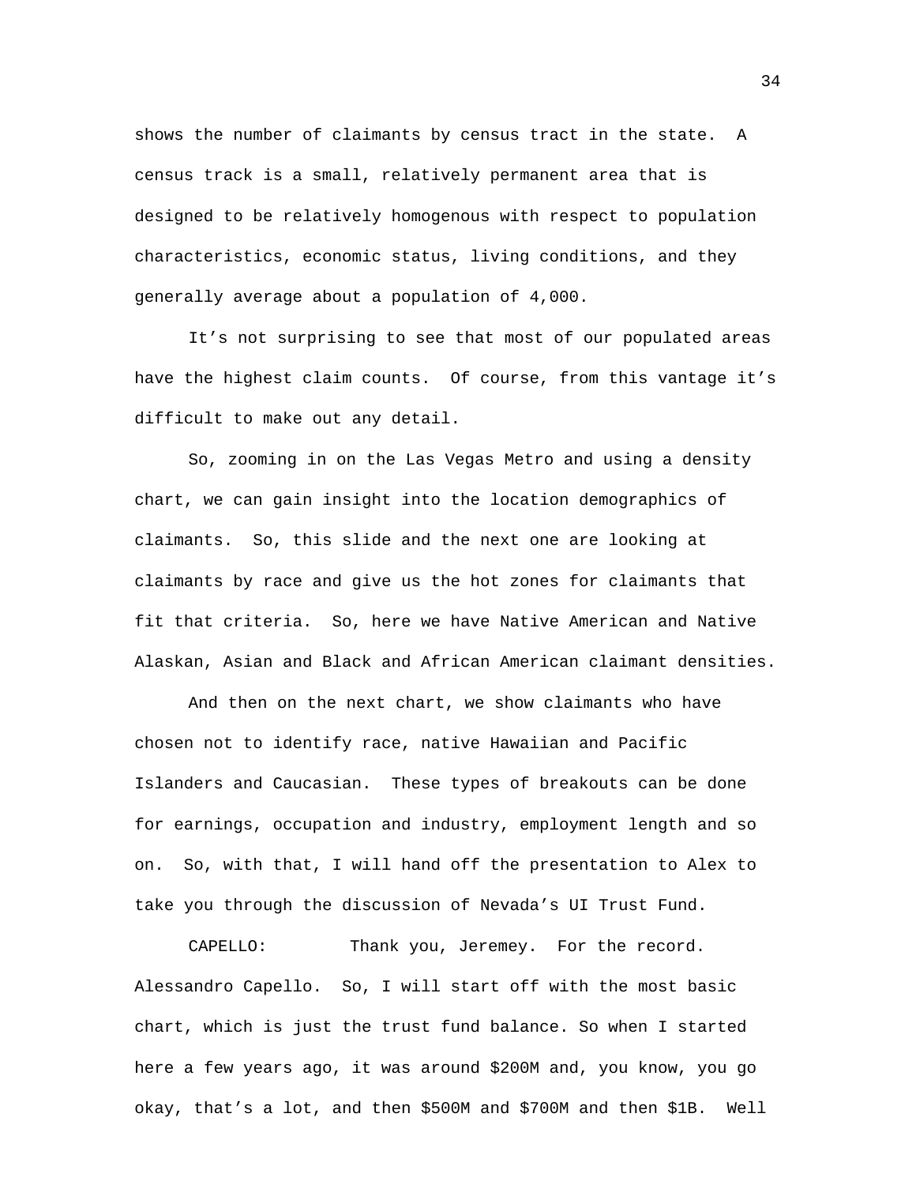shows the number of claimants by census tract in the state. A census track is a small, relatively permanent area that is designed to be relatively homogenous with respect to population characteristics, economic status, living conditions, and they generally average about a population of 4,000.

It's not surprising to see that most of our populated areas have the highest claim counts. Of course, from this vantage it's difficult to make out any detail.

So, zooming in on the Las Vegas Metro and using a density chart, we can gain insight into the location demographics of claimants. So, this slide and the next one are looking at claimants by race and give us the hot zones for claimants that fit that criteria. So, here we have Native American and Native Alaskan, Asian and Black and African American claimant densities.

And then on the next chart, we show claimants who have chosen not to identify race, native Hawaiian and Pacific Islanders and Caucasian. These types of breakouts can be done for earnings, occupation and industry, employment length and so on. So, with that, I will hand off the presentation to Alex to take you through the discussion of Nevada's UI Trust Fund.

CAPELLO: Thank you, Jeremey. For the record. Alessandro Capello. So, I will start off with the most basic chart, which is just the trust fund balance. So when I started here a few years ago, it was around $200M and, you know, you go okay, that's a lot, and then $500M and $700M and then $1B. Well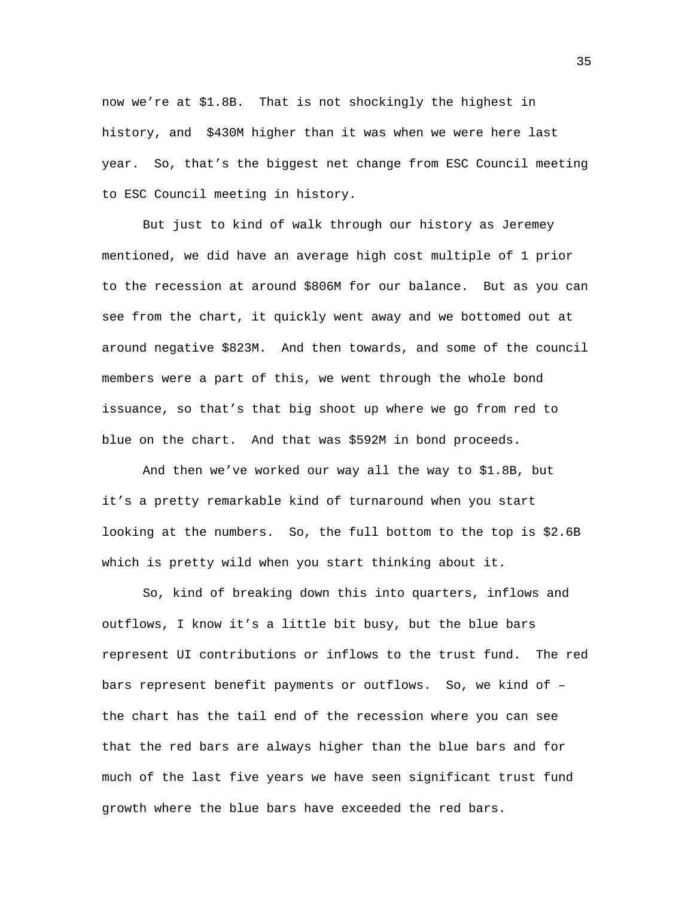now we're at $1.8B. That is not shockingly the highest in history, and $430M higher than it was when we were here last year. So, that's the biggest net change from ESC Council meeting to ESC Council meeting in history.

But just to kind of walk through our history as Jeremey mentioned, we did have an average high cost multiple of 1 prior to the recession at around $806M for our balance. But as you can see from the chart, it quickly went away and we bottomed out at around negative $823M. And then towards, and some of the council members were a part of this, we went through the whole bond issuance, so that's that big shoot up where we go from red to blue on the chart. And that was $592M in bond proceeds.

And then we've worked our way all the way to $1.8B, but it's a pretty remarkable kind of turnaround when you start looking at the numbers. So, the full bottom to the top is $2.6B which is pretty wild when you start thinking about it.

So, kind of breaking down this into quarters, inflows and outflows, I know it's a little bit busy, but the blue bars represent UI contributions or inflows to the trust fund. The red bars represent benefit payments or outflows. So, we kind of – the chart has the tail end of the recession where you can see that the red bars are always higher than the blue bars and for much of the last five years we have seen significant trust fund growth where the blue bars have exceeded the red bars.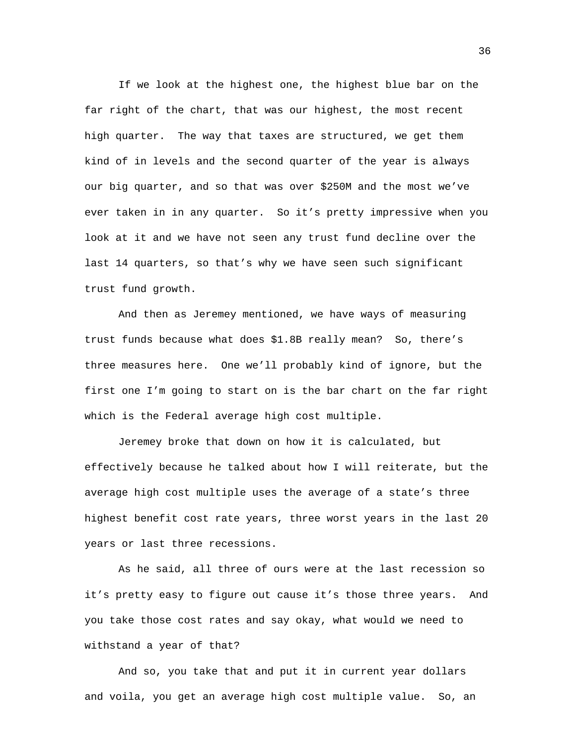If we look at the highest one, the highest blue bar on the far right of the chart, that was our highest, the most recent high quarter.  The way that taxes are structured, we get them kind of in levels and the second quarter of the year is always our big quarter, and so that was over $250M and the most we've ever taken in in any quarter.  So it's pretty impressive when you look at it and we have not seen any trust fund decline over the last 14 quarters, so that's why we have seen such significant trust fund growth.

And then as Jeremey mentioned, we have ways of measuring trust funds because what does $1.8B really mean?  So, there's three measures here.  One we'll probably kind of ignore, but the first one I'm going to start on is the bar chart on the far right which is the Federal average high cost multiple.

Jeremey broke that down on how it is calculated, but effectively because he talked about how I will reiterate, but the average high cost multiple uses the average of a state's three highest benefit cost rate years, three worst years in the last 20 years or last three recessions.

As he said, all three of ours were at the last recession so it's pretty easy to figure out cause it's those three years.  And you take those cost rates and say okay, what would we need to withstand a year of that?

And so, you take that and put it in current year dollars and voila, you get an average high cost multiple value.  So, an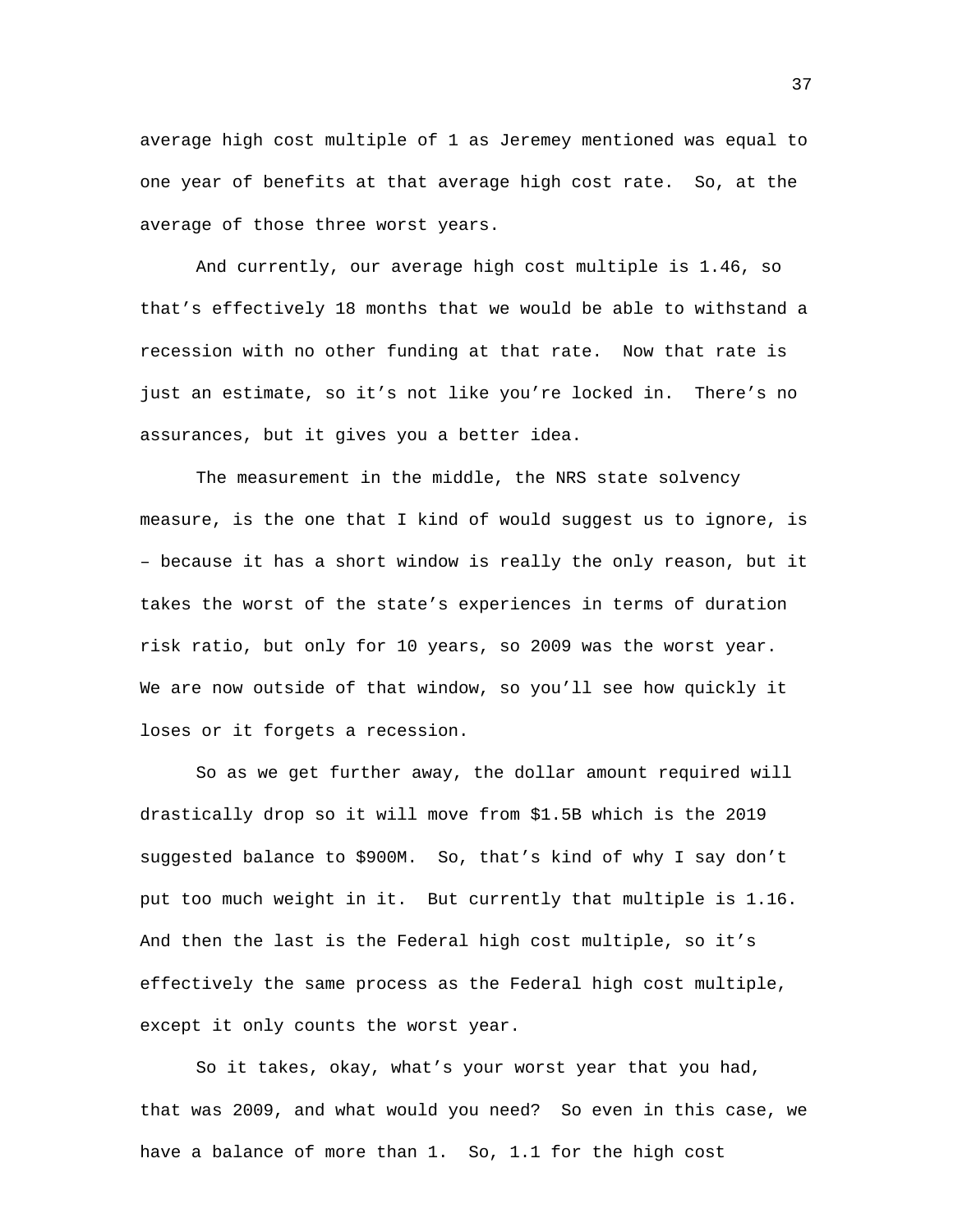average high cost multiple of 1 as Jeremey mentioned was equal to one year of benefits at that average high cost rate. So, at the average of those three worst years.

And currently, our average high cost multiple is 1.46, so that's effectively 18 months that we would be able to withstand a recession with no other funding at that rate. Now that rate is just an estimate, so it's not like you're locked in. There's no assurances, but it gives you a better idea.

The measurement in the middle, the NRS state solvency measure, is the one that I kind of would suggest us to ignore, is – because it has a short window is really the only reason, but it takes the worst of the state's experiences in terms of duration risk ratio, but only for 10 years, so 2009 was the worst year. We are now outside of that window, so you'll see how quickly it loses or it forgets a recession.

So as we get further away, the dollar amount required will drastically drop so it will move from $1.5B which is the 2019 suggested balance to $900M. So, that's kind of why I say don't put too much weight in it. But currently that multiple is 1.16. And then the last is the Federal high cost multiple, so it's effectively the same process as the Federal high cost multiple, except it only counts the worst year.

So it takes, okay, what's your worst year that you had, that was 2009, and what would you need? So even in this case, we have a balance of more than 1. So, 1.1 for the high cost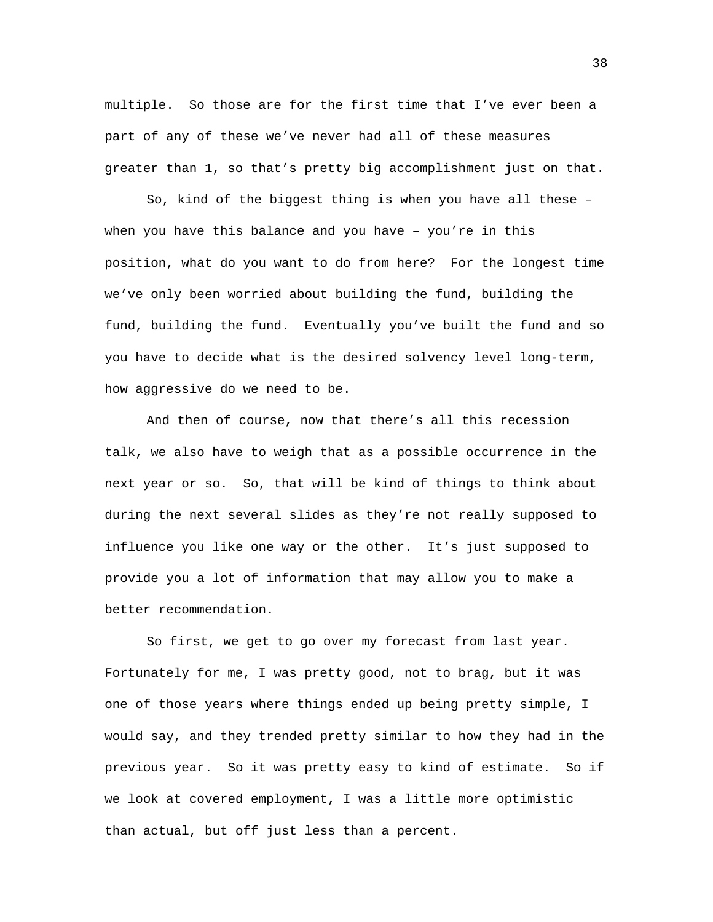multiple. So those are for the first time that I've ever been a part of any of these we've never had all of these measures greater than 1, so that's pretty big accomplishment just on that.

So, kind of the biggest thing is when you have all these – when you have this balance and you have – you're in this position, what do you want to do from here? For the longest time we've only been worried about building the fund, building the fund, building the fund. Eventually you've built the fund and so you have to decide what is the desired solvency level long-term, how aggressive do we need to be.

And then of course, now that there's all this recession talk, we also have to weigh that as a possible occurrence in the next year or so. So, that will be kind of things to think about during the next several slides as they're not really supposed to influence you like one way or the other. It's just supposed to provide you a lot of information that may allow you to make a better recommendation.

So first, we get to go over my forecast from last year. Fortunately for me, I was pretty good, not to brag, but it was one of those years where things ended up being pretty simple, I would say, and they trended pretty similar to how they had in the previous year. So it was pretty easy to kind of estimate. So if we look at covered employment, I was a little more optimistic than actual, but off just less than a percent.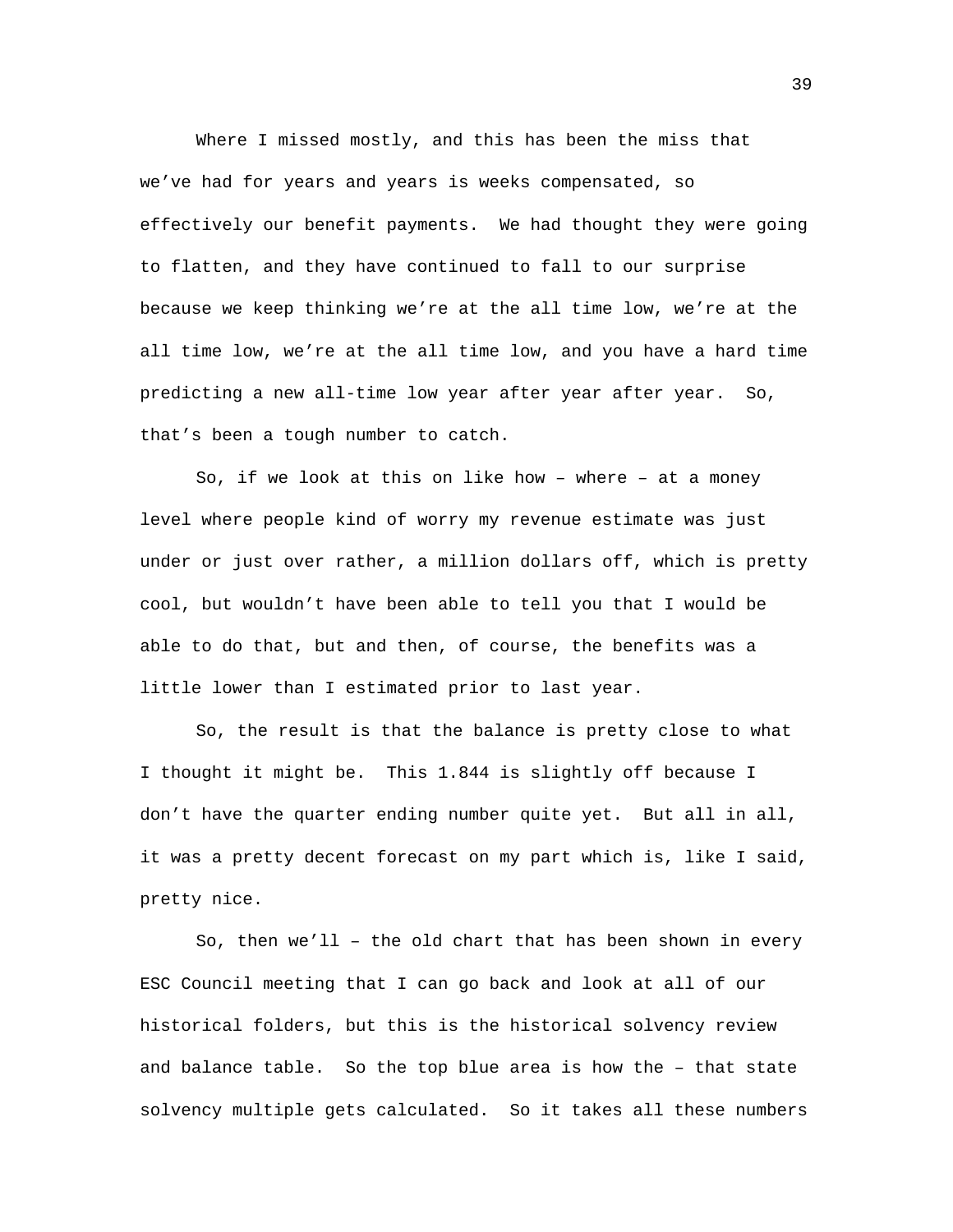Where I missed mostly, and this has been the miss that we've had for years and years is weeks compensated, so effectively our benefit payments. We had thought they were going to flatten, and they have continued to fall to our surprise because we keep thinking we're at the all time low, we're at the all time low, we're at the all time low, and you have a hard time predicting a new all-time low year after year after year. So, that's been a tough number to catch.

So, if we look at this on like how – where – at a money level where people kind of worry my revenue estimate was just under or just over rather, a million dollars off, which is pretty cool, but wouldn't have been able to tell you that I would be able to do that, but and then, of course, the benefits was a little lower than I estimated prior to last year.

So, the result is that the balance is pretty close to what I thought it might be. This 1.844 is slightly off because I don't have the quarter ending number quite yet. But all in all, it was a pretty decent forecast on my part which is, like I said, pretty nice.

So, then we'll – the old chart that has been shown in every ESC Council meeting that I can go back and look at all of our historical folders, but this is the historical solvency review and balance table. So the top blue area is how the – that state solvency multiple gets calculated. So it takes all these numbers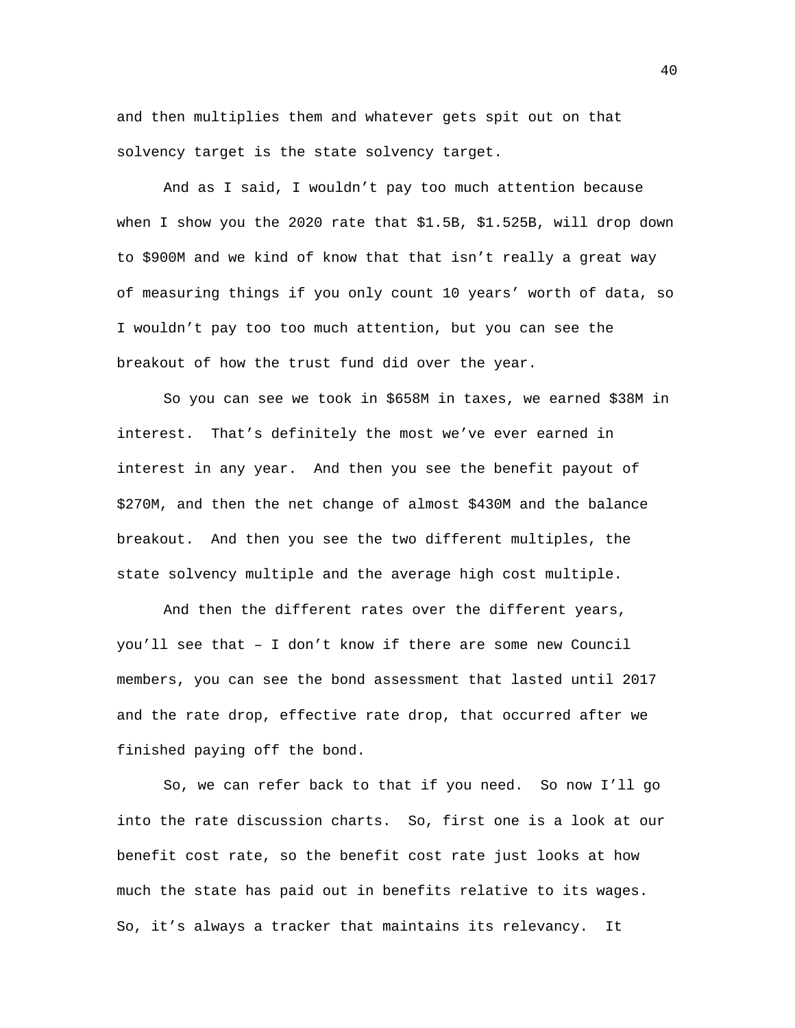and then multiplies them and whatever gets spit out on that solvency target is the state solvency target.

And as I said, I wouldn’t pay too much attention because when I show you the 2020 rate that $1.5B, $1.525B, will drop down to $900M and we kind of know that that isn’t really a great way of measuring things if you only count 10 years’ worth of data, so I wouldn’t pay too too much attention, but you can see the breakout of how the trust fund did over the year.

So you can see we took in $658M in taxes, we earned $38M in interest. That’s definitely the most we’ve ever earned in interest in any year. And then you see the benefit payout of $270M, and then the net change of almost $430M and the balance breakout. And then you see the two different multiples, the state solvency multiple and the average high cost multiple.

And then the different rates over the different years, you’ll see that – I don’t know if there are some new Council members, you can see the bond assessment that lasted until 2017 and the rate drop, effective rate drop, that occurred after we finished paying off the bond.

So, we can refer back to that if you need. So now I’ll go into the rate discussion charts. So, first one is a look at our benefit cost rate, so the benefit cost rate just looks at how much the state has paid out in benefits relative to its wages. So, it’s always a tracker that maintains its relevancy. It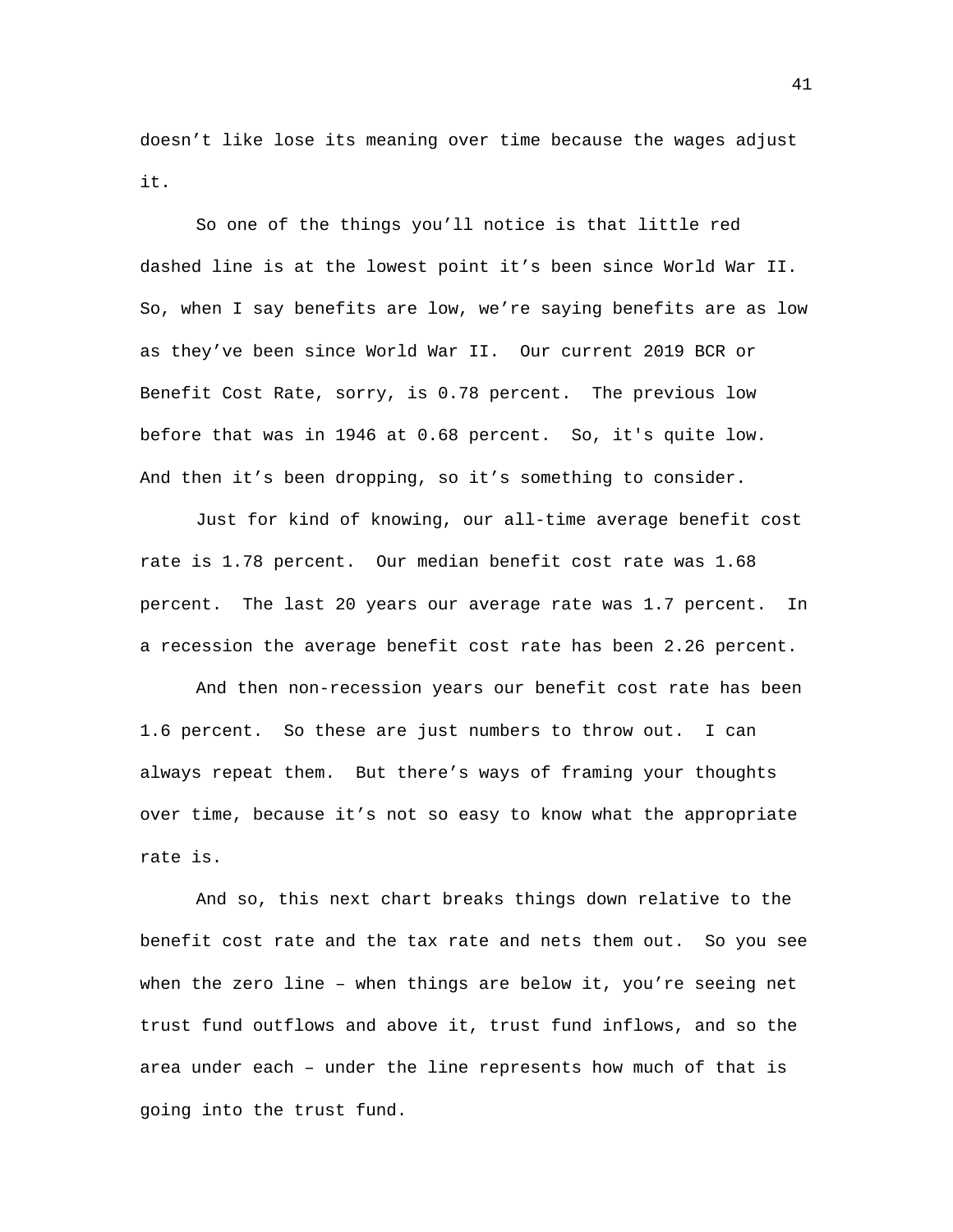doesn’t like lose its meaning over time because the wages adjust it.

So one of the things you’ll notice is that little red dashed line is at the lowest point it’s been since World War II. So, when I say benefits are low, we’re saying benefits are as low as they’ve been since World War II. Our current 2019 BCR or Benefit Cost Rate, sorry, is 0.78 percent. The previous low before that was in 1946 at 0.68 percent. So, it's quite low. And then it’s been dropping, so it’s something to consider.

Just for kind of knowing, our all-time average benefit cost rate is 1.78 percent. Our median benefit cost rate was 1.68 percent. The last 20 years our average rate was 1.7 percent. In a recession the average benefit cost rate has been 2.26 percent.

And then non-recession years our benefit cost rate has been 1.6 percent. So these are just numbers to throw out. I can always repeat them. But there’s ways of framing your thoughts over time, because it’s not so easy to know what the appropriate rate is.

And so, this next chart breaks things down relative to the benefit cost rate and the tax rate and nets them out. So you see when the zero line – when things are below it, you’re seeing net trust fund outflows and above it, trust fund inflows, and so the area under each – under the line represents how much of that is going into the trust fund.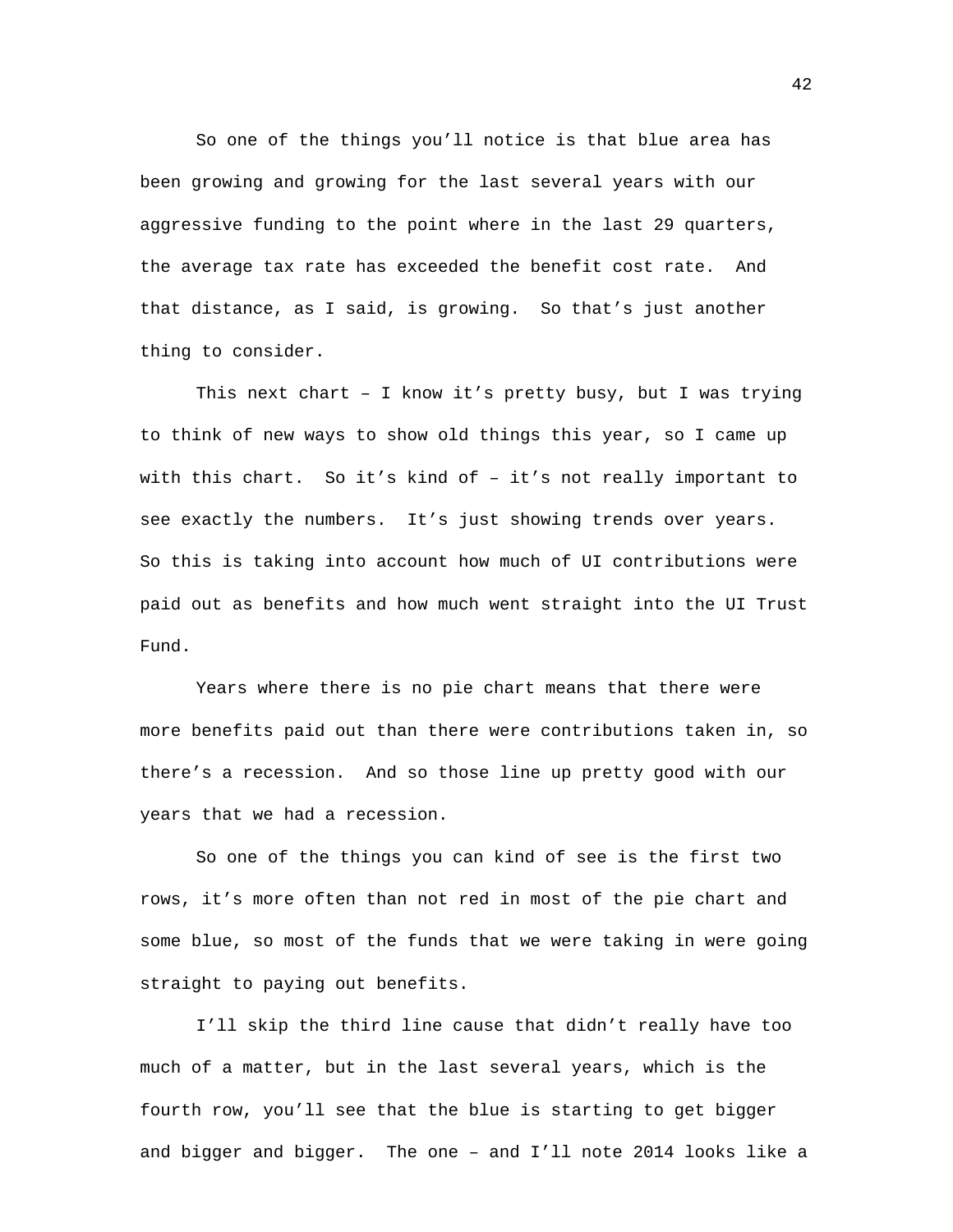So one of the things you'll notice is that blue area has been growing and growing for the last several years with our aggressive funding to the point where in the last 29 quarters, the average tax rate has exceeded the benefit cost rate. And that distance, as I said, is growing. So that's just another thing to consider.

This next chart – I know it's pretty busy, but I was trying to think of new ways to show old things this year, so I came up with this chart. So it's kind of – it's not really important to see exactly the numbers. It's just showing trends over years. So this is taking into account how much of UI contributions were paid out as benefits and how much went straight into the UI Trust Fund.

Years where there is no pie chart means that there were more benefits paid out than there were contributions taken in, so there's a recession. And so those line up pretty good with our years that we had a recession.

So one of the things you can kind of see is the first two rows, it's more often than not red in most of the pie chart and some blue, so most of the funds that we were taking in were going straight to paying out benefits.

I'll skip the third line cause that didn't really have too much of a matter, but in the last several years, which is the fourth row, you'll see that the blue is starting to get bigger and bigger and bigger. The one – and I'll note 2014 looks like a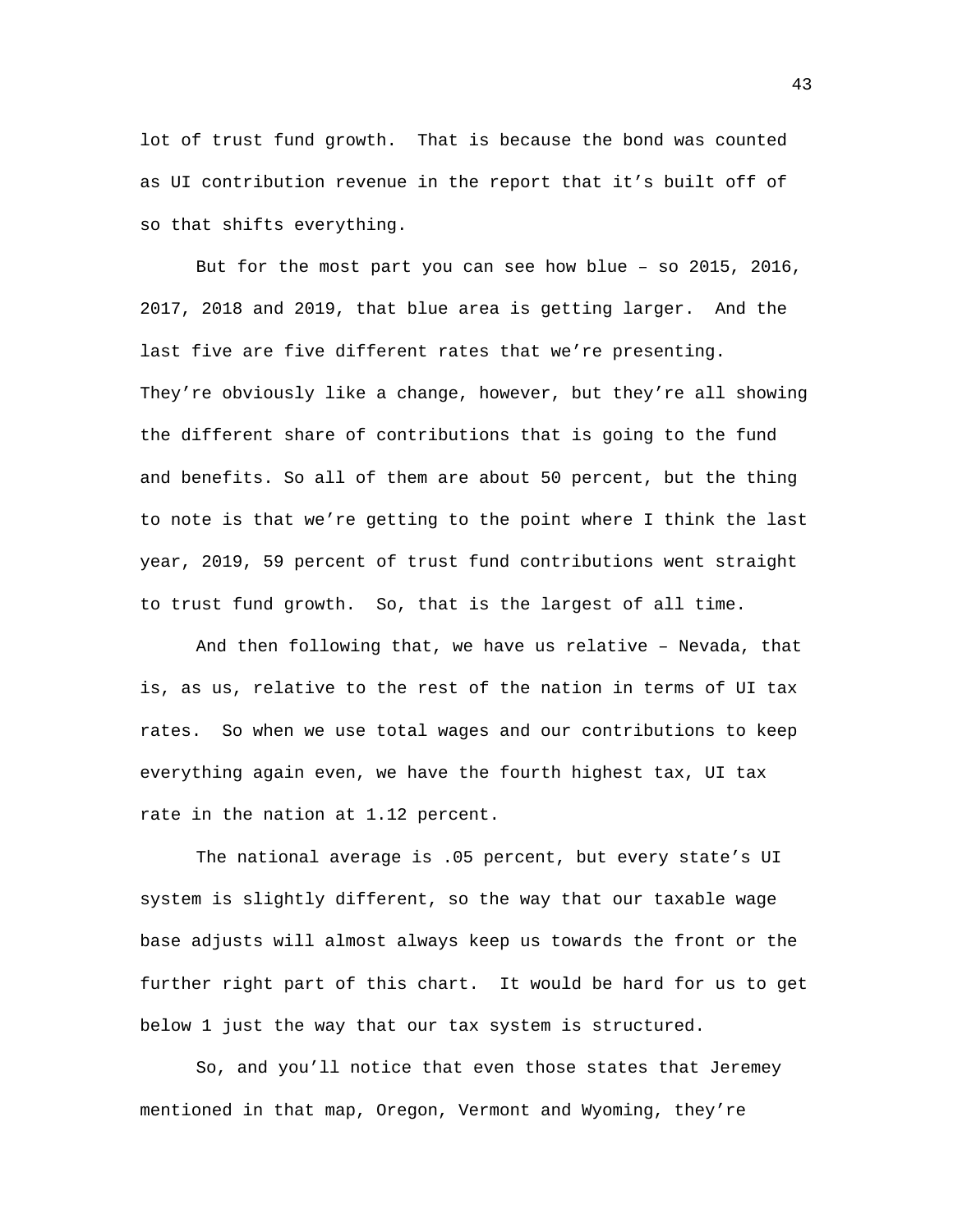lot of trust fund growth. That is because the bond was counted as UI contribution revenue in the report that it's built off of so that shifts everything.

But for the most part you can see how blue – so 2015, 2016, 2017, 2018 and 2019, that blue area is getting larger. And the last five are five different rates that we're presenting. They're obviously like a change, however, but they're all showing the different share of contributions that is going to the fund and benefits. So all of them are about 50 percent, but the thing to note is that we're getting to the point where I think the last year, 2019, 59 percent of trust fund contributions went straight to trust fund growth. So, that is the largest of all time.

And then following that, we have us relative – Nevada, that is, as us, relative to the rest of the nation in terms of UI tax rates. So when we use total wages and our contributions to keep everything again even, we have the fourth highest tax, UI tax rate in the nation at 1.12 percent.

The national average is .05 percent, but every state's UI system is slightly different, so the way that our taxable wage base adjusts will almost always keep us towards the front or the further right part of this chart. It would be hard for us to get below 1 just the way that our tax system is structured.

So, and you'll notice that even those states that Jeremey mentioned in that map, Oregon, Vermont and Wyoming, they're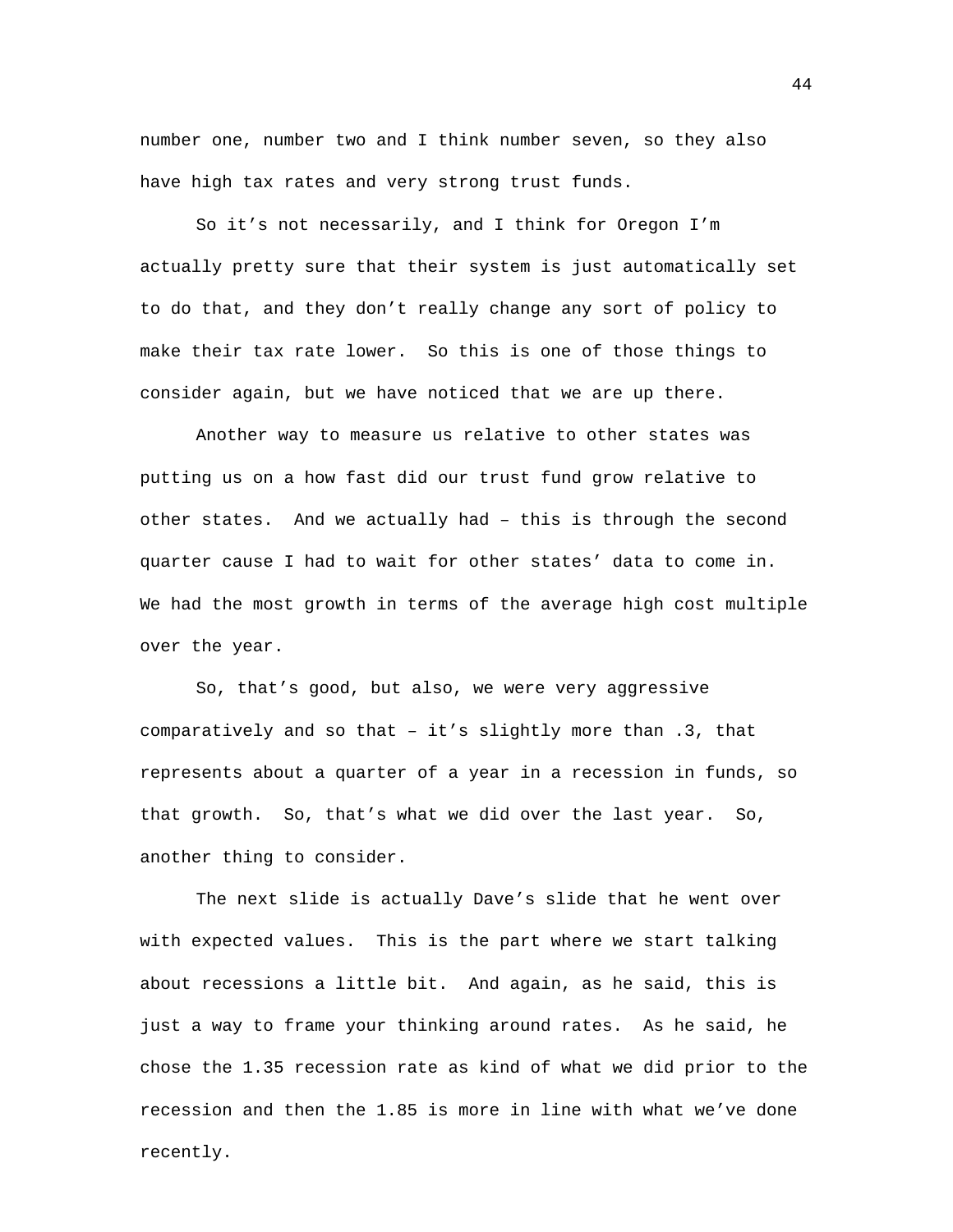number one, number two and I think number seven, so they also have high tax rates and very strong trust funds.

So it's not necessarily, and I think for Oregon I'm actually pretty sure that their system is just automatically set to do that, and they don't really change any sort of policy to make their tax rate lower. So this is one of those things to consider again, but we have noticed that we are up there.

Another way to measure us relative to other states was putting us on a how fast did our trust fund grow relative to other states. And we actually had – this is through the second quarter cause I had to wait for other states' data to come in. We had the most growth in terms of the average high cost multiple over the year.

So, that's good, but also, we were very aggressive comparatively and so that – it's slightly more than .3, that represents about a quarter of a year in a recession in funds, so that growth. So, that's what we did over the last year. So, another thing to consider.

The next slide is actually Dave's slide that he went over with expected values. This is the part where we start talking about recessions a little bit. And again, as he said, this is just a way to frame your thinking around rates. As he said, he chose the 1.35 recession rate as kind of what we did prior to the recession and then the 1.85 is more in line with what we've done recently.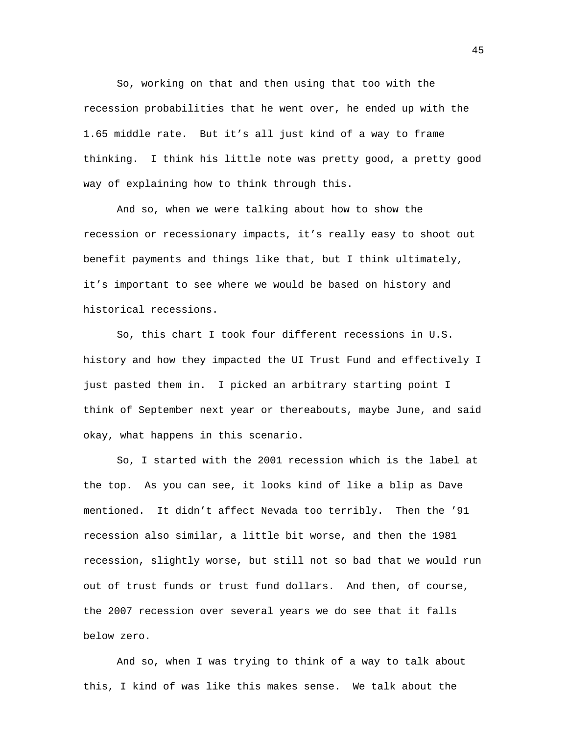So, working on that and then using that too with the recession probabilities that he went over, he ended up with the 1.65 middle rate. But it's all just kind of a way to frame thinking. I think his little note was pretty good, a pretty good way of explaining how to think through this.

And so, when we were talking about how to show the recession or recessionary impacts, it's really easy to shoot out benefit payments and things like that, but I think ultimately, it's important to see where we would be based on history and historical recessions.

So, this chart I took four different recessions in U.S. history and how they impacted the UI Trust Fund and effectively I just pasted them in. I picked an arbitrary starting point I think of September next year or thereabouts, maybe June, and said okay, what happens in this scenario.

So, I started with the 2001 recession which is the label at the top. As you can see, it looks kind of like a blip as Dave mentioned. It didn't affect Nevada too terribly. Then the '91 recession also similar, a little bit worse, and then the 1981 recession, slightly worse, but still not so bad that we would run out of trust funds or trust fund dollars. And then, of course, the 2007 recession over several years we do see that it falls below zero.

And so, when I was trying to think of a way to talk about this, I kind of was like this makes sense. We talk about the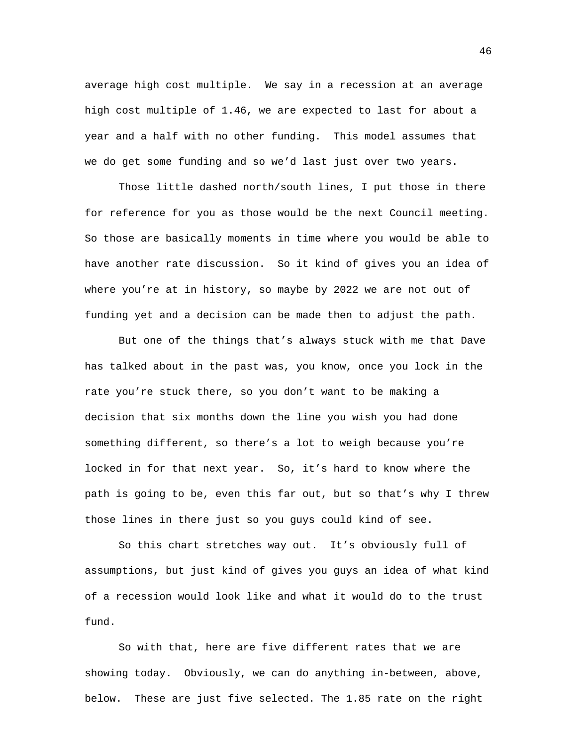average high cost multiple. We say in a recession at an average high cost multiple of 1.46, we are expected to last for about a year and a half with no other funding. This model assumes that we do get some funding and so we'd last just over two years.

Those little dashed north/south lines, I put those in there for reference for you as those would be the next Council meeting. So those are basically moments in time where you would be able to have another rate discussion. So it kind of gives you an idea of where you're at in history, so maybe by 2022 we are not out of funding yet and a decision can be made then to adjust the path.

But one of the things that's always stuck with me that Dave has talked about in the past was, you know, once you lock in the rate you're stuck there, so you don't want to be making a decision that six months down the line you wish you had done something different, so there's a lot to weigh because you're locked in for that next year. So, it's hard to know where the path is going to be, even this far out, but so that's why I threw those lines in there just so you guys could kind of see.

So this chart stretches way out. It's obviously full of assumptions, but just kind of gives you guys an idea of what kind of a recession would look like and what it would do to the trust fund.

So with that, here are five different rates that we are showing today. Obviously, we can do anything in-between, above, below. These are just five selected. The 1.85 rate on the right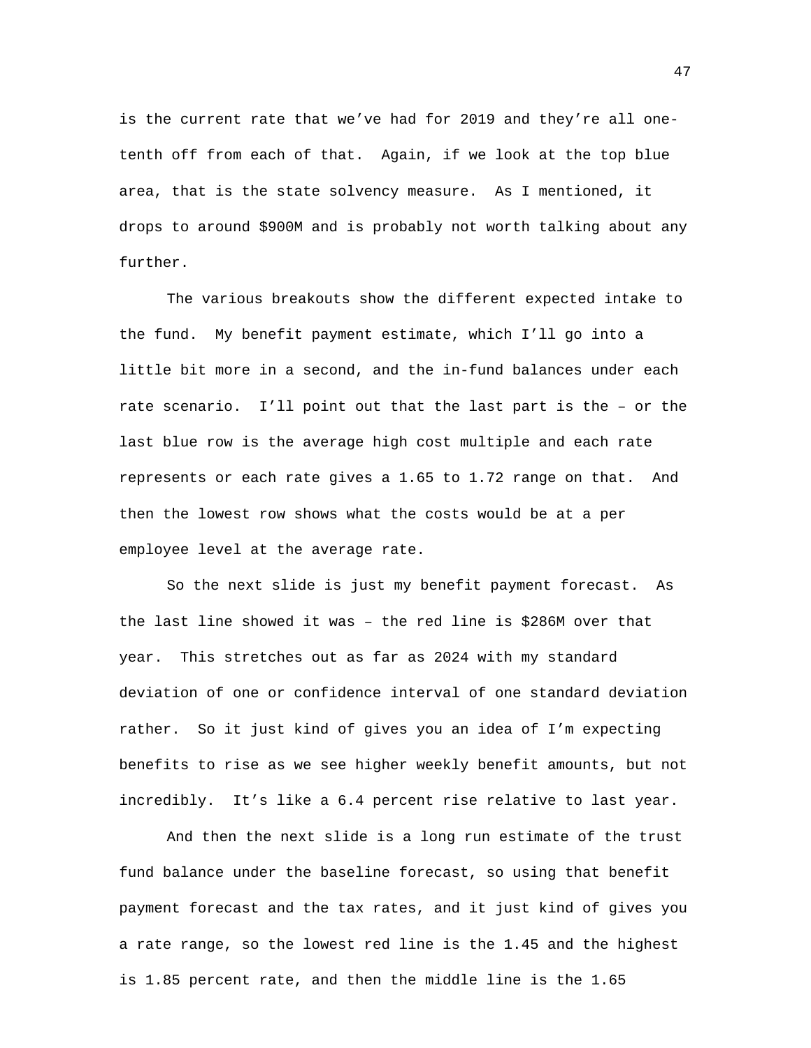is the current rate that we've had for 2019 and they're all one-tenth off from each of that. Again, if we look at the top blue area, that is the state solvency measure. As I mentioned, it drops to around $900M and is probably not worth talking about any further.

The various breakouts show the different expected intake to the fund. My benefit payment estimate, which I'll go into a little bit more in a second, and the in-fund balances under each rate scenario. I'll point out that the last part is the – or the last blue row is the average high cost multiple and each rate represents or each rate gives a 1.65 to 1.72 range on that. And then the lowest row shows what the costs would be at a per employee level at the average rate.

So the next slide is just my benefit payment forecast. As the last line showed it was – the red line is $286M over that year. This stretches out as far as 2024 with my standard deviation of one or confidence interval of one standard deviation rather. So it just kind of gives you an idea of I'm expecting benefits to rise as we see higher weekly benefit amounts, but not incredibly. It's like a 6.4 percent rise relative to last year.

And then the next slide is a long run estimate of the trust fund balance under the baseline forecast, so using that benefit payment forecast and the tax rates, and it just kind of gives you a rate range, so the lowest red line is the 1.45 and the highest is 1.85 percent rate, and then the middle line is the 1.65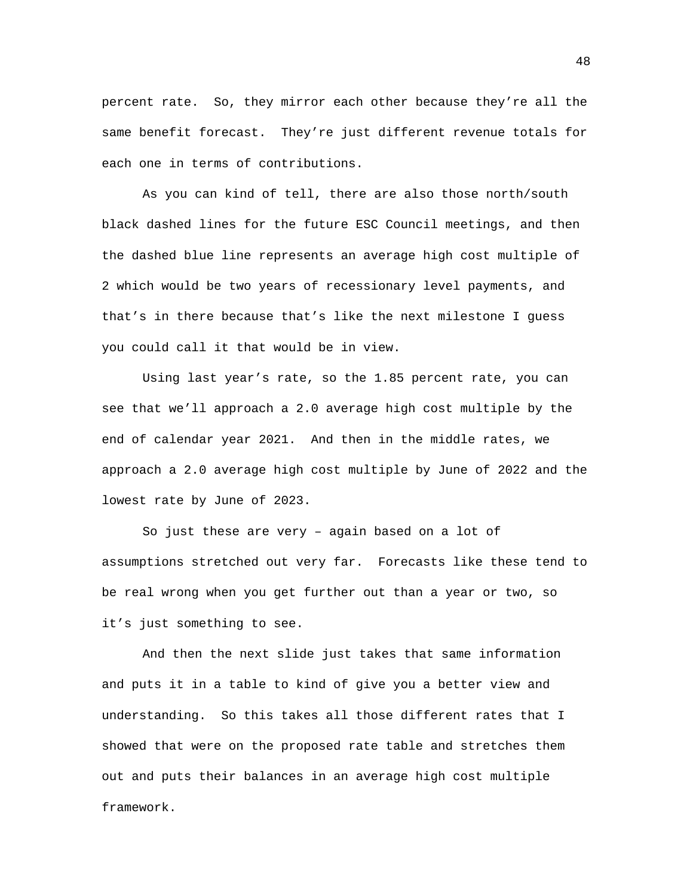percent rate. So, they mirror each other because they're all the same benefit forecast. They're just different revenue totals for each one in terms of contributions.

As you can kind of tell, there are also those north/south black dashed lines for the future ESC Council meetings, and then the dashed blue line represents an average high cost multiple of 2 which would be two years of recessionary level payments, and that's in there because that's like the next milestone I guess you could call it that would be in view.

Using last year's rate, so the 1.85 percent rate, you can see that we'll approach a 2.0 average high cost multiple by the end of calendar year 2021. And then in the middle rates, we approach a 2.0 average high cost multiple by June of 2022 and the lowest rate by June of 2023.

So just these are very – again based on a lot of assumptions stretched out very far. Forecasts like these tend to be real wrong when you get further out than a year or two, so it's just something to see.

And then the next slide just takes that same information and puts it in a table to kind of give you a better view and understanding. So this takes all those different rates that I showed that were on the proposed rate table and stretches them out and puts their balances in an average high cost multiple framework.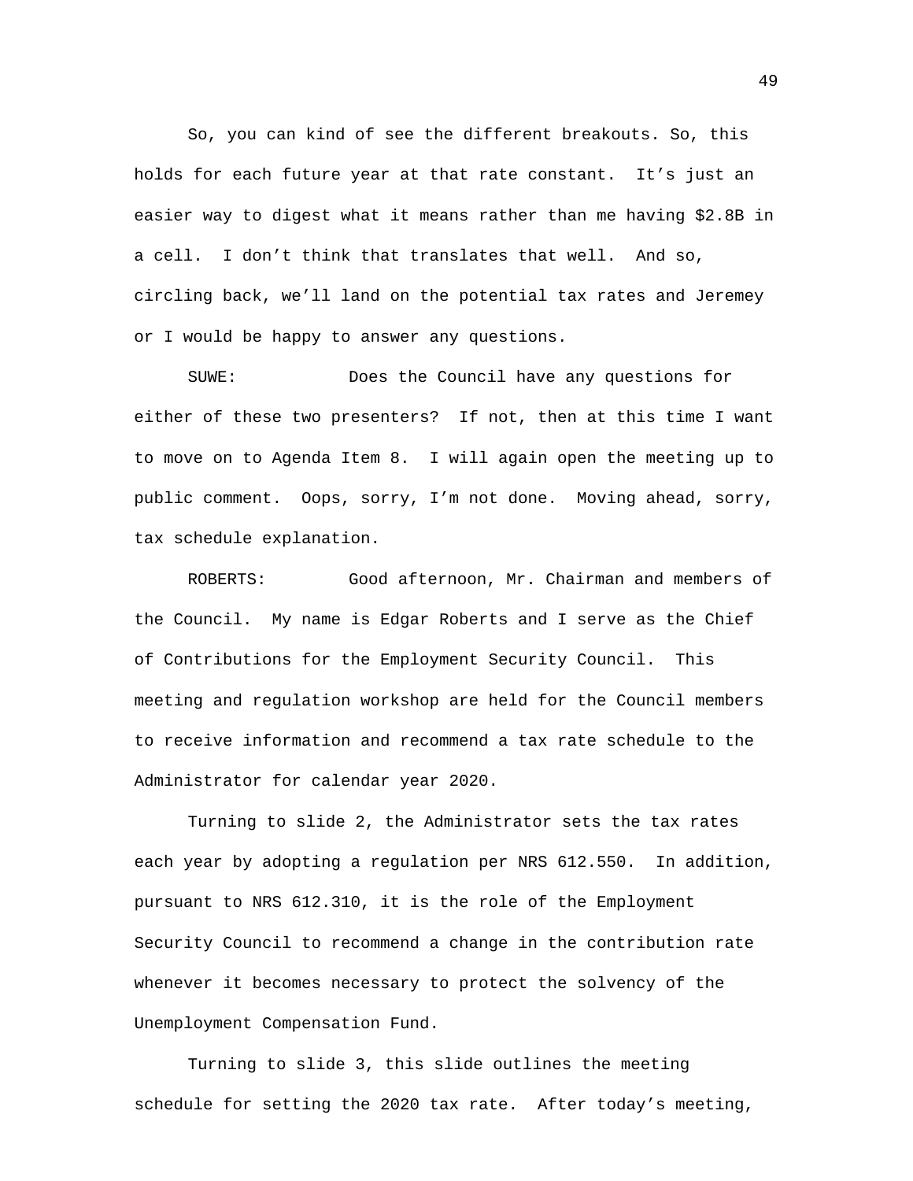So, you can kind of see the different breakouts. So, this holds for each future year at that rate constant. It's just an easier way to digest what it means rather than me having $2.8B in a cell. I don't think that translates that well. And so, circling back, we'll land on the potential tax rates and Jeremey or I would be happy to answer any questions.

SUWE: Does the Council have any questions for either of these two presenters? If not, then at this time I want to move on to Agenda Item 8. I will again open the meeting up to public comment. Oops, sorry, I'm not done. Moving ahead, sorry, tax schedule explanation.

ROBERTS: Good afternoon, Mr. Chairman and members of the Council. My name is Edgar Roberts and I serve as the Chief of Contributions for the Employment Security Council. This meeting and regulation workshop are held for the Council members to receive information and recommend a tax rate schedule to the Administrator for calendar year 2020.

Turning to slide 2, the Administrator sets the tax rates each year by adopting a regulation per NRS 612.550. In addition, pursuant to NRS 612.310, it is the role of the Employment Security Council to recommend a change in the contribution rate whenever it becomes necessary to protect the solvency of the Unemployment Compensation Fund.

Turning to slide 3, this slide outlines the meeting schedule for setting the 2020 tax rate. After today's meeting,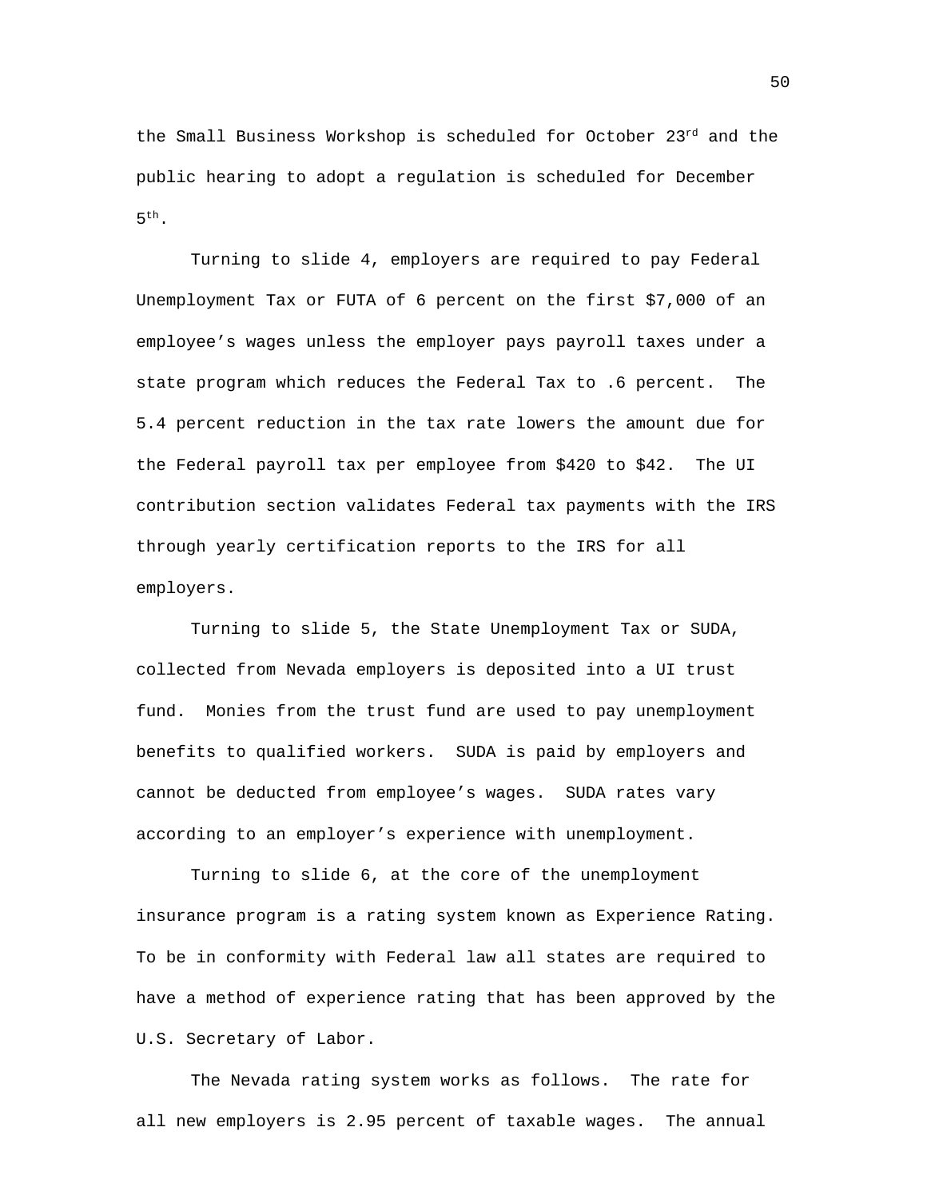the Small Business Workshop is scheduled for October 23rd and the public hearing to adopt a regulation is scheduled for December 5th.

Turning to slide 4, employers are required to pay Federal Unemployment Tax or FUTA of 6 percent on the first $7,000 of an employee's wages unless the employer pays payroll taxes under a state program which reduces the Federal Tax to .6 percent. The 5.4 percent reduction in the tax rate lowers the amount due for the Federal payroll tax per employee from $420 to $42. The UI contribution section validates Federal tax payments with the IRS through yearly certification reports to the IRS for all employers.

Turning to slide 5, the State Unemployment Tax or SUDA, collected from Nevada employers is deposited into a UI trust fund. Monies from the trust fund are used to pay unemployment benefits to qualified workers. SUDA is paid by employers and cannot be deducted from employee's wages. SUDA rates vary according to an employer's experience with unemployment.

Turning to slide 6, at the core of the unemployment insurance program is a rating system known as Experience Rating. To be in conformity with Federal law all states are required to have a method of experience rating that has been approved by the U.S. Secretary of Labor.

The Nevada rating system works as follows. The rate for all new employers is 2.95 percent of taxable wages. The annual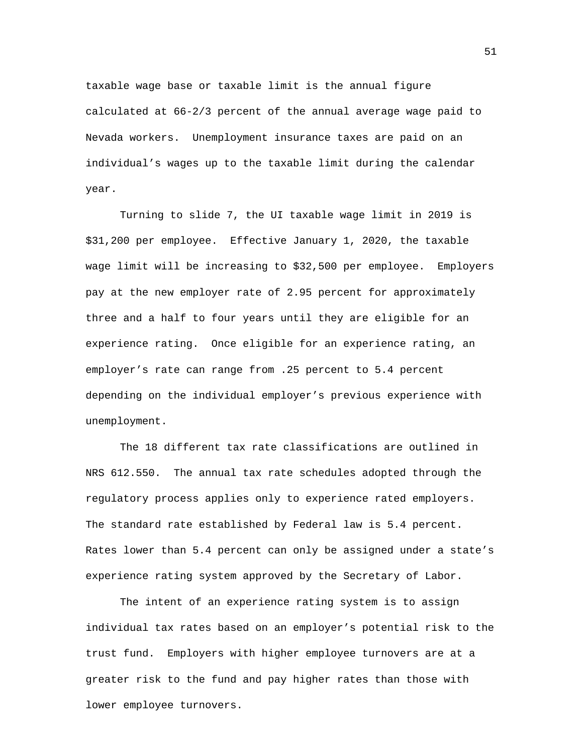taxable wage base or taxable limit is the annual figure calculated at 66-2/3 percent of the annual average wage paid to Nevada workers. Unemployment insurance taxes are paid on an individual's wages up to the taxable limit during the calendar year.

Turning to slide 7, the UI taxable wage limit in 2019 is $31,200 per employee. Effective January 1, 2020, the taxable wage limit will be increasing to $32,500 per employee. Employers pay at the new employer rate of 2.95 percent for approximately three and a half to four years until they are eligible for an experience rating. Once eligible for an experience rating, an employer's rate can range from .25 percent to 5.4 percent depending on the individual employer's previous experience with unemployment.

The 18 different tax rate classifications are outlined in NRS 612.550. The annual tax rate schedules adopted through the regulatory process applies only to experience rated employers. The standard rate established by Federal law is 5.4 percent. Rates lower than 5.4 percent can only be assigned under a state's experience rating system approved by the Secretary of Labor.

The intent of an experience rating system is to assign individual tax rates based on an employer's potential risk to the trust fund. Employers with higher employee turnovers are at a greater risk to the fund and pay higher rates than those with lower employee turnovers.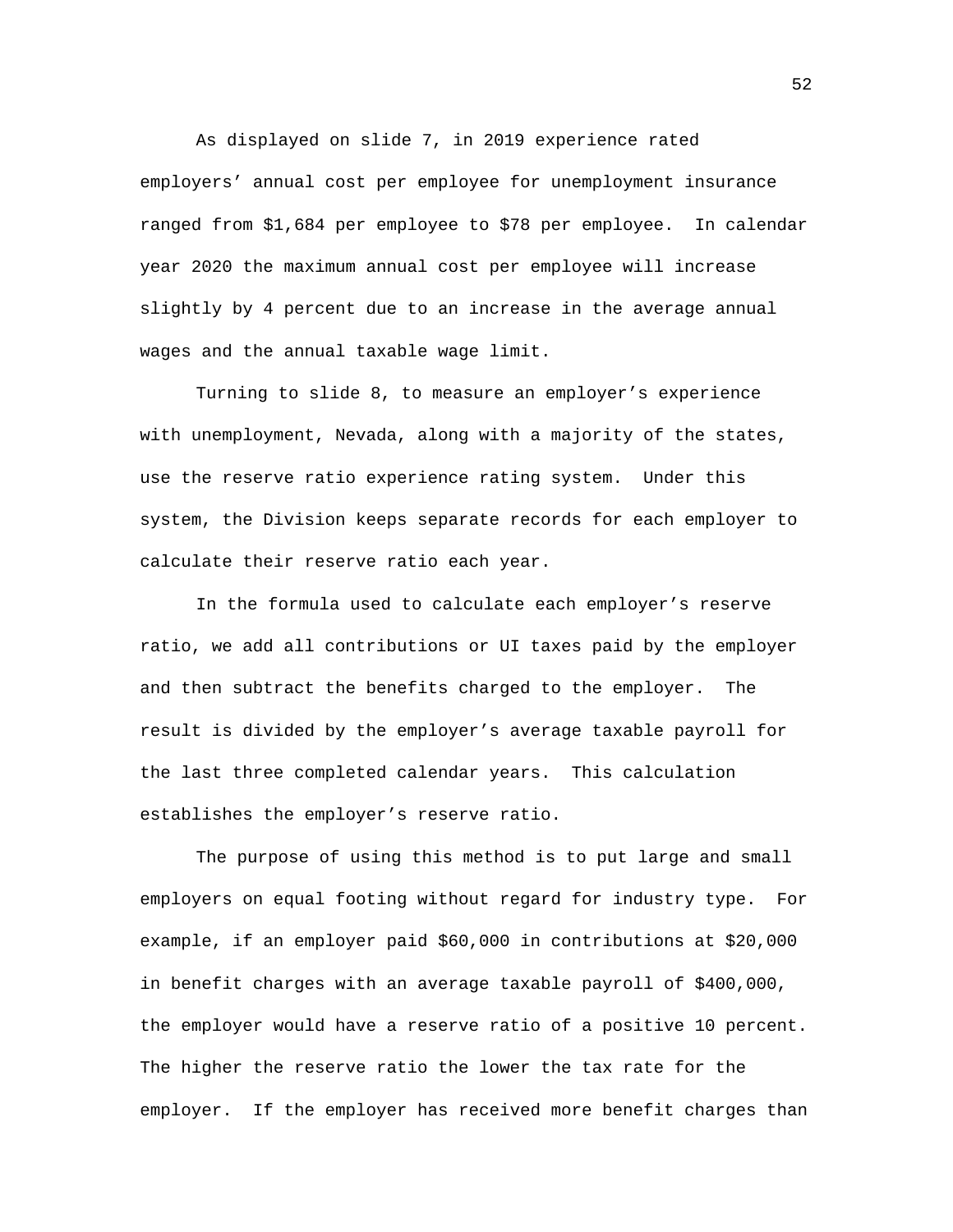As displayed on slide 7, in 2019 experience rated employers' annual cost per employee for unemployment insurance ranged from $1,684 per employee to $78 per employee. In calendar year 2020 the maximum annual cost per employee will increase slightly by 4 percent due to an increase in the average annual wages and the annual taxable wage limit.

Turning to slide 8, to measure an employer's experience with unemployment, Nevada, along with a majority of the states, use the reserve ratio experience rating system. Under this system, the Division keeps separate records for each employer to calculate their reserve ratio each year.

In the formula used to calculate each employer's reserve ratio, we add all contributions or UI taxes paid by the employer and then subtract the benefits charged to the employer. The result is divided by the employer's average taxable payroll for the last three completed calendar years. This calculation establishes the employer's reserve ratio.

The purpose of using this method is to put large and small employers on equal footing without regard for industry type. For example, if an employer paid $60,000 in contributions at $20,000 in benefit charges with an average taxable payroll of $400,000, the employer would have a reserve ratio of a positive 10 percent. The higher the reserve ratio the lower the tax rate for the employer. If the employer has received more benefit charges than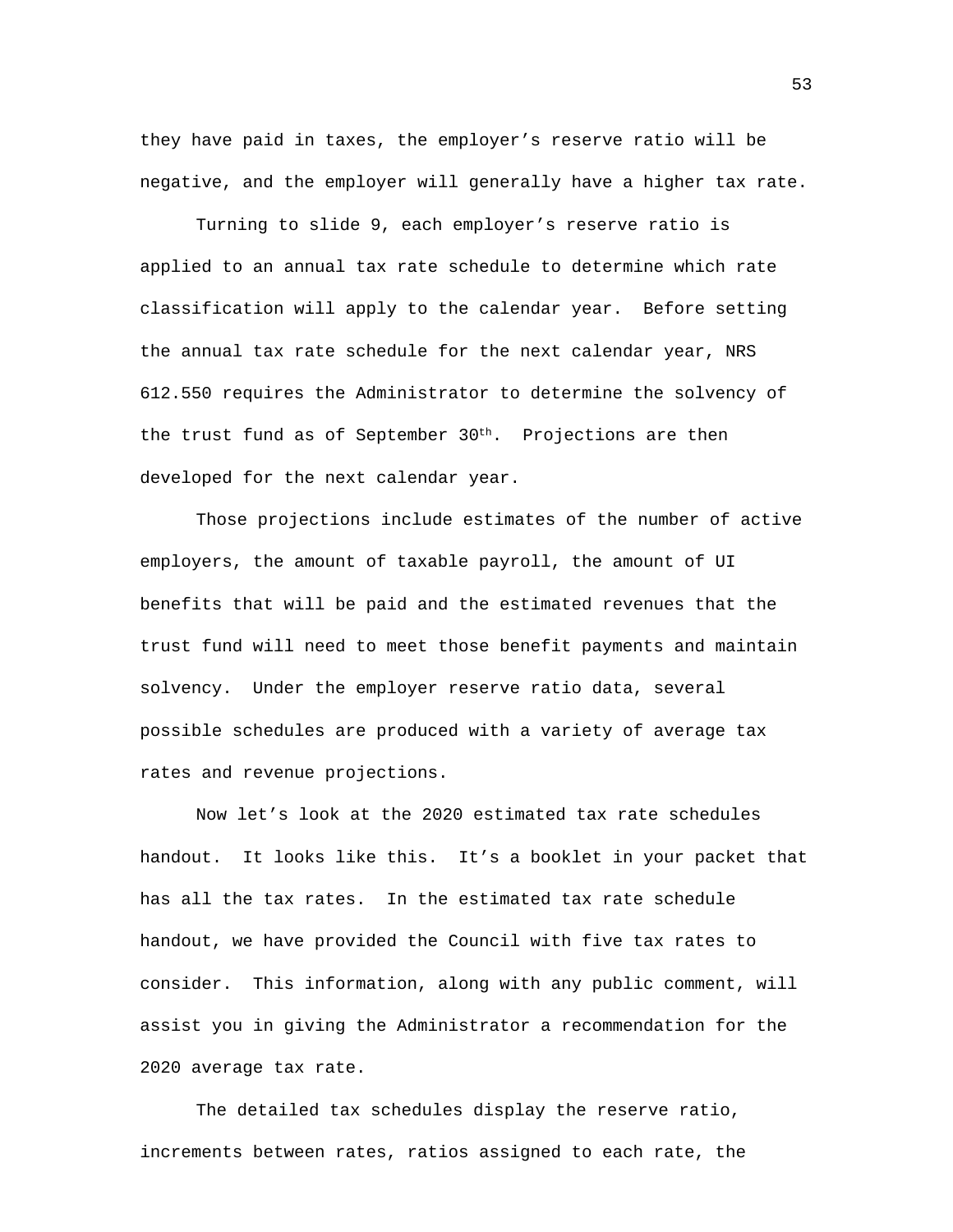they have paid in taxes, the employer's reserve ratio will be negative, and the employer will generally have a higher tax rate.

Turning to slide 9, each employer's reserve ratio is applied to an annual tax rate schedule to determine which rate classification will apply to the calendar year. Before setting the annual tax rate schedule for the next calendar year, NRS 612.550 requires the Administrator to determine the solvency of the trust fund as of September 30th. Projections are then developed for the next calendar year.

Those projections include estimates of the number of active employers, the amount of taxable payroll, the amount of UI benefits that will be paid and the estimated revenues that the trust fund will need to meet those benefit payments and maintain solvency. Under the employer reserve ratio data, several possible schedules are produced with a variety of average tax rates and revenue projections.

Now let's look at the 2020 estimated tax rate schedules handout. It looks like this. It's a booklet in your packet that has all the tax rates. In the estimated tax rate schedule handout, we have provided the Council with five tax rates to consider. This information, along with any public comment, will assist you in giving the Administrator a recommendation for the 2020 average tax rate.

The detailed tax schedules display the reserve ratio, increments between rates, ratios assigned to each rate, the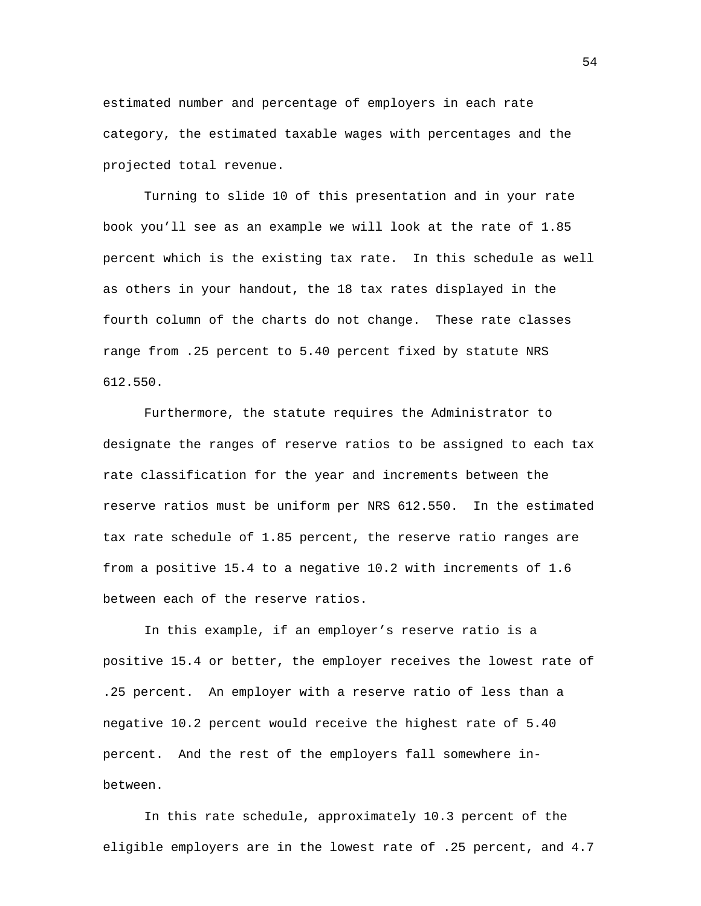estimated number and percentage of employers in each rate category, the estimated taxable wages with percentages and the projected total revenue.

Turning to slide 10 of this presentation and in your rate book you'll see as an example we will look at the rate of 1.85 percent which is the existing tax rate. In this schedule as well as others in your handout, the 18 tax rates displayed in the fourth column of the charts do not change. These rate classes range from .25 percent to 5.40 percent fixed by statute NRS 612.550.

Furthermore, the statute requires the Administrator to designate the ranges of reserve ratios to be assigned to each tax rate classification for the year and increments between the reserve ratios must be uniform per NRS 612.550. In the estimated tax rate schedule of 1.85 percent, the reserve ratio ranges are from a positive 15.4 to a negative 10.2 with increments of 1.6 between each of the reserve ratios.

In this example, if an employer's reserve ratio is a positive 15.4 or better, the employer receives the lowest rate of .25 percent. An employer with a reserve ratio of less than a negative 10.2 percent would receive the highest rate of 5.40 percent. And the rest of the employers fall somewhere in-between.

In this rate schedule, approximately 10.3 percent of the eligible employers are in the lowest rate of .25 percent, and 4.7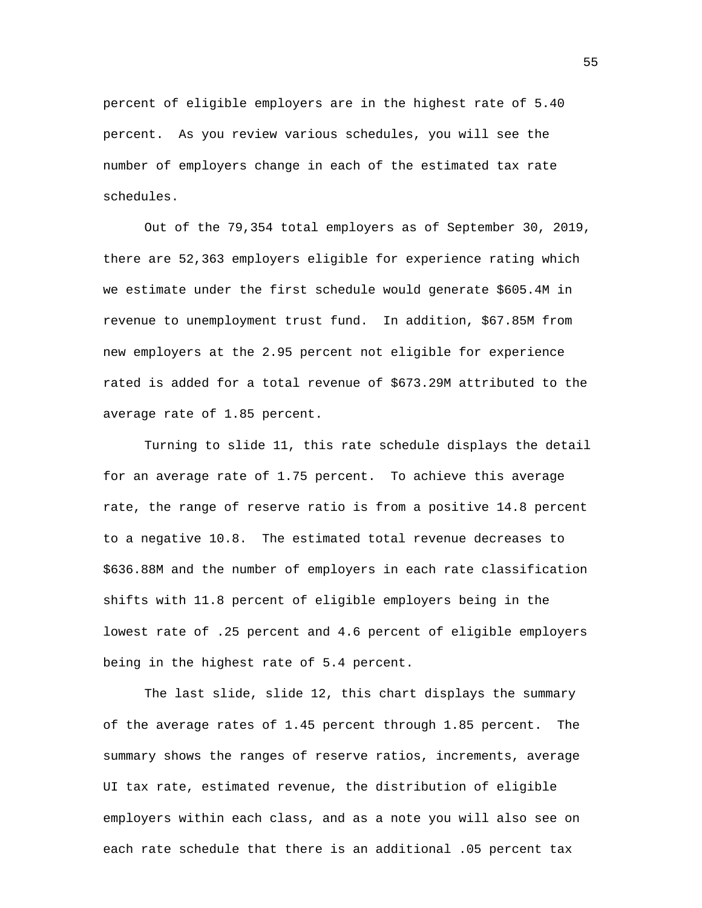percent of eligible employers are in the highest rate of 5.40 percent. As you review various schedules, you will see the number of employers change in each of the estimated tax rate schedules.

Out of the 79,354 total employers as of September 30, 2019, there are 52,363 employers eligible for experience rating which we estimate under the first schedule would generate \$605.4M in revenue to unemployment trust fund. In addition, \$67.85M from new employers at the 2.95 percent not eligible for experience rated is added for a total revenue of \$673.29M attributed to the average rate of 1.85 percent.

Turning to slide 11, this rate schedule displays the detail for an average rate of 1.75 percent. To achieve this average rate, the range of reserve ratio is from a positive 14.8 percent to a negative 10.8. The estimated total revenue decreases to \$636.88M and the number of employers in each rate classification shifts with 11.8 percent of eligible employers being in the lowest rate of .25 percent and 4.6 percent of eligible employers being in the highest rate of 5.4 percent.

The last slide, slide 12, this chart displays the summary of the average rates of 1.45 percent through 1.85 percent. The summary shows the ranges of reserve ratios, increments, average UI tax rate, estimated revenue, the distribution of eligible employers within each class, and as a note you will also see on each rate schedule that there is an additional .05 percent tax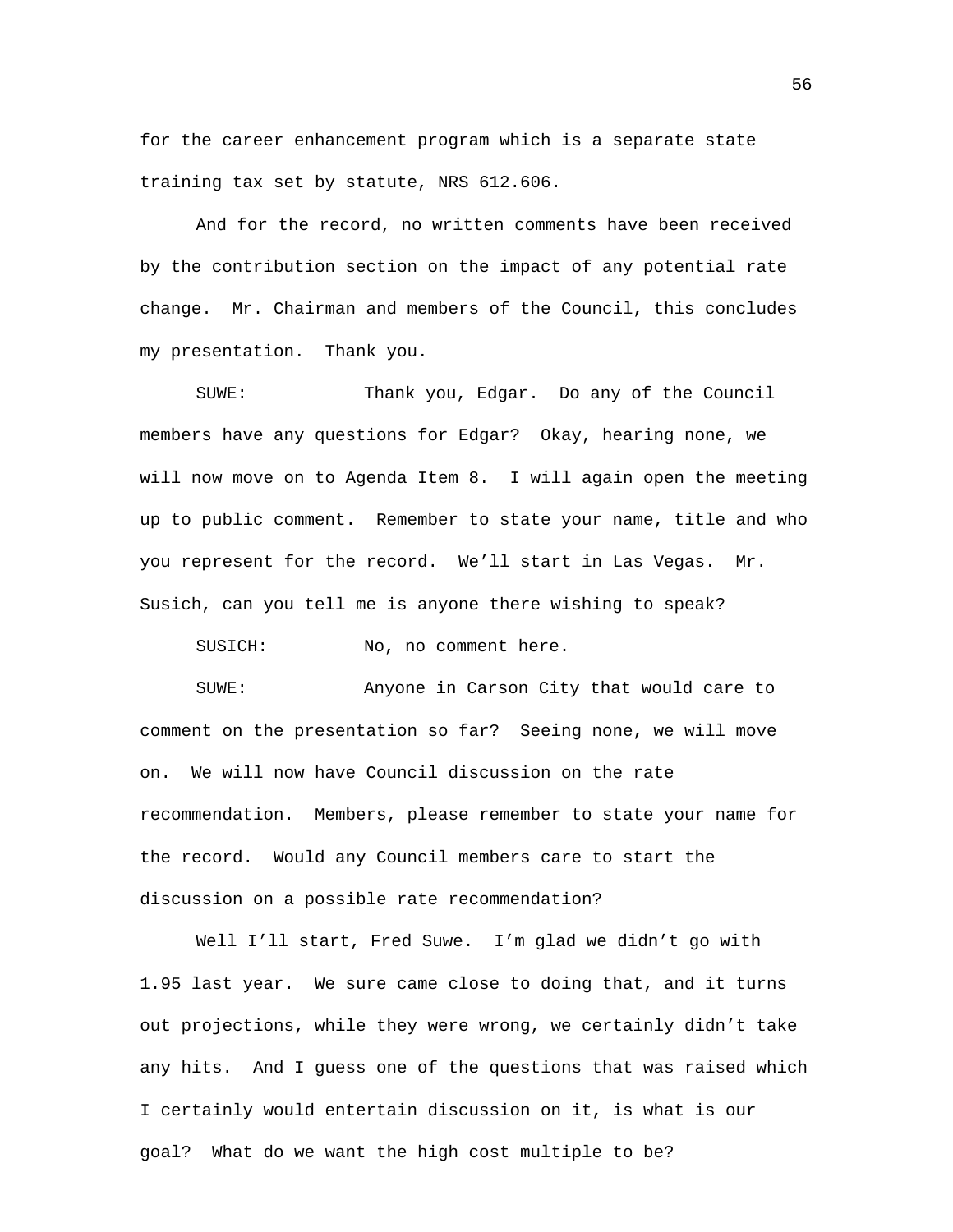for the career enhancement program which is a separate state training tax set by statute, NRS 612.606.

And for the record, no written comments have been received by the contribution section on the impact of any potential rate change. Mr. Chairman and members of the Council, this concludes my presentation. Thank you.

SUWE: Thank you, Edgar. Do any of the Council members have any questions for Edgar? Okay, hearing none, we will now move on to Agenda Item 8. I will again open the meeting up to public comment. Remember to state your name, title and who you represent for the record. We'll start in Las Vegas. Mr. Susich, can you tell me is anyone there wishing to speak?

SUSICH: No, no comment here.

SUWE: Anyone in Carson City that would care to comment on the presentation so far? Seeing none, we will move on. We will now have Council discussion on the rate recommendation. Members, please remember to state your name for the record. Would any Council members care to start the discussion on a possible rate recommendation?

Well I'll start, Fred Suwe. I'm glad we didn't go with 1.95 last year. We sure came close to doing that, and it turns out projections, while they were wrong, we certainly didn't take any hits. And I guess one of the questions that was raised which I certainly would entertain discussion on it, is what is our goal? What do we want the high cost multiple to be?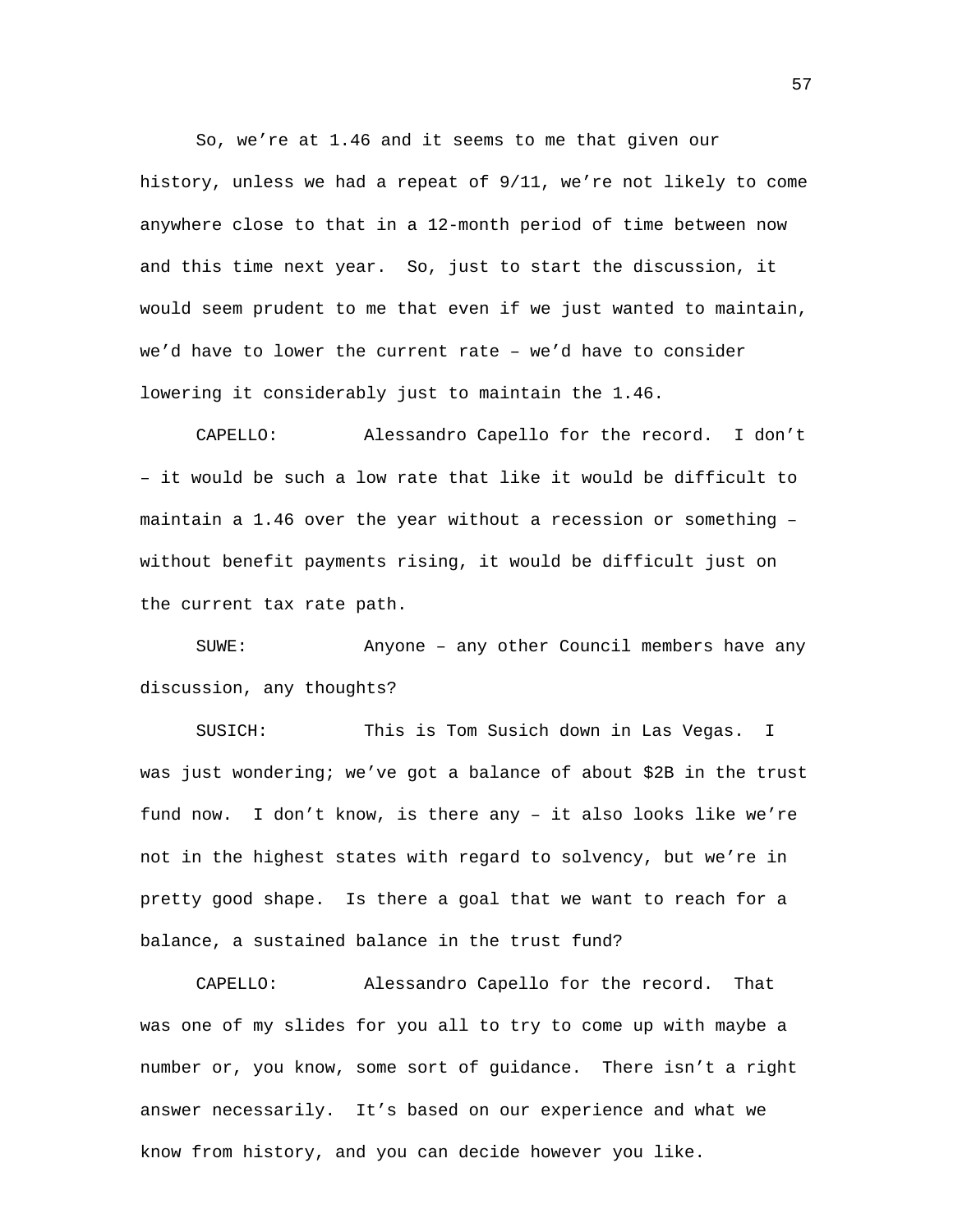So, we're at 1.46 and it seems to me that given our history, unless we had a repeat of 9/11, we're not likely to come anywhere close to that in a 12-month period of time between now and this time next year. So, just to start the discussion, it would seem prudent to me that even if we just wanted to maintain, we'd have to lower the current rate – we'd have to consider lowering it considerably just to maintain the 1.46.

CAPELLO: Alessandro Capello for the record. I don't – it would be such a low rate that like it would be difficult to maintain a 1.46 over the year without a recession or something – without benefit payments rising, it would be difficult just on the current tax rate path.

SUWE: Anyone – any other Council members have any discussion, any thoughts?

SUSICH: This is Tom Susich down in Las Vegas. I was just wondering; we've got a balance of about $2B in the trust fund now. I don't know, is there any – it also looks like we're not in the highest states with regard to solvency, but we're in pretty good shape. Is there a goal that we want to reach for a balance, a sustained balance in the trust fund?

CAPELLO: Alessandro Capello for the record. That was one of my slides for you all to try to come up with maybe a number or, you know, some sort of guidance. There isn't a right answer necessarily. It's based on our experience and what we know from history, and you can decide however you like.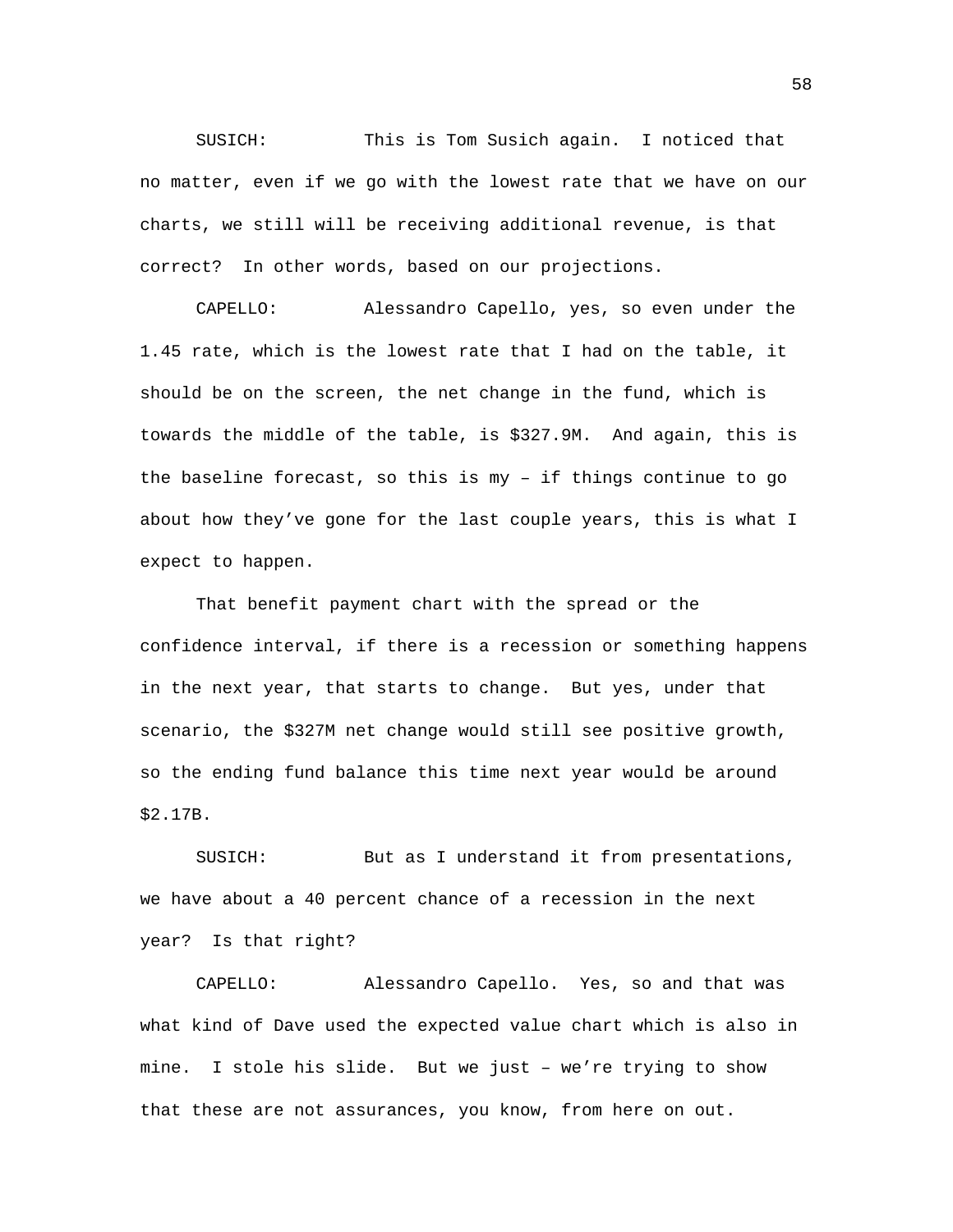SUSICH: This is Tom Susich again. I noticed that no matter, even if we go with the lowest rate that we have on our charts, we still will be receiving additional revenue, is that correct? In other words, based on our projections.

CAPELLO: Alessandro Capello, yes, so even under the 1.45 rate, which is the lowest rate that I had on the table, it should be on the screen, the net change in the fund, which is towards the middle of the table, is $327.9M. And again, this is the baseline forecast, so this is my – if things continue to go about how they've gone for the last couple years, this is what I expect to happen.

That benefit payment chart with the spread or the confidence interval, if there is a recession or something happens in the next year, that starts to change. But yes, under that scenario, the $327M net change would still see positive growth, so the ending fund balance this time next year would be around $2.17B.

SUSICH: But as I understand it from presentations, we have about a 40 percent chance of a recession in the next year? Is that right?

CAPELLO: Alessandro Capello. Yes, so and that was what kind of Dave used the expected value chart which is also in mine. I stole his slide. But we just – we're trying to show that these are not assurances, you know, from here on out.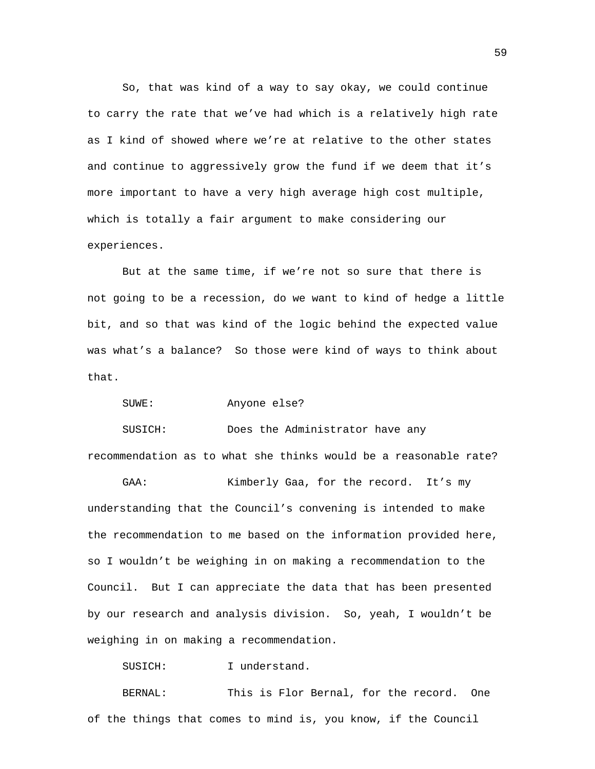So, that was kind of a way to say okay, we could continue to carry the rate that we've had which is a relatively high rate as I kind of showed where we're at relative to the other states and continue to aggressively grow the fund if we deem that it's more important to have a very high average high cost multiple, which is totally a fair argument to make considering our experiences.

But at the same time, if we're not so sure that there is not going to be a recession, do we want to kind of hedge a little bit, and so that was kind of the logic behind the expected value was what's a balance? So those were kind of ways to think about that.

SUWE: Anyone else?

SUSICH: Does the Administrator have any recommendation as to what she thinks would be a reasonable rate?

GAA: Kimberly Gaa, for the record. It's my understanding that the Council's convening is intended to make the recommendation to me based on the information provided here, so I wouldn't be weighing in on making a recommendation to the Council. But I can appreciate the data that has been presented by our research and analysis division. So, yeah, I wouldn't be weighing in on making a recommendation.

SUSICH: I understand.

BERNAL: This is Flor Bernal, for the record. One of the things that comes to mind is, you know, if the Council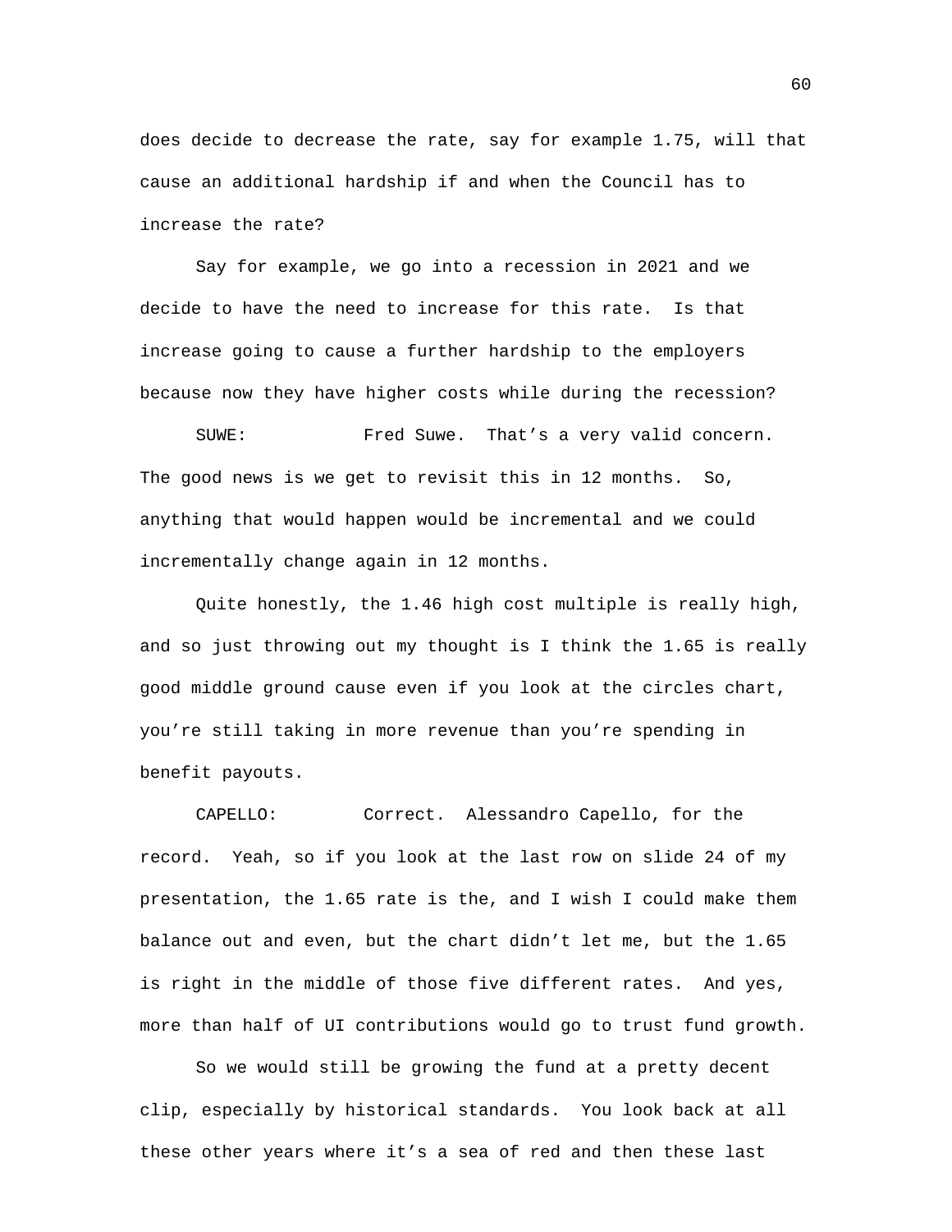does decide to decrease the rate, say for example 1.75, will that cause an additional hardship if and when the Council has to increase the rate?

Say for example, we go into a recession in 2021 and we decide to have the need to increase for this rate. Is that increase going to cause a further hardship to the employers because now they have higher costs while during the recession?

SUWE: Fred Suwe. That's a very valid concern. The good news is we get to revisit this in 12 months. So, anything that would happen would be incremental and we could incrementally change again in 12 months.

Quite honestly, the 1.46 high cost multiple is really high, and so just throwing out my thought is I think the 1.65 is really good middle ground cause even if you look at the circles chart, you're still taking in more revenue than you're spending in benefit payouts.

CAPELLO: Correct. Alessandro Capello, for the record. Yeah, so if you look at the last row on slide 24 of my presentation, the 1.65 rate is the, and I wish I could make them balance out and even, but the chart didn't let me, but the 1.65 is right in the middle of those five different rates. And yes, more than half of UI contributions would go to trust fund growth.

So we would still be growing the fund at a pretty decent clip, especially by historical standards. You look back at all these other years where it's a sea of red and then these last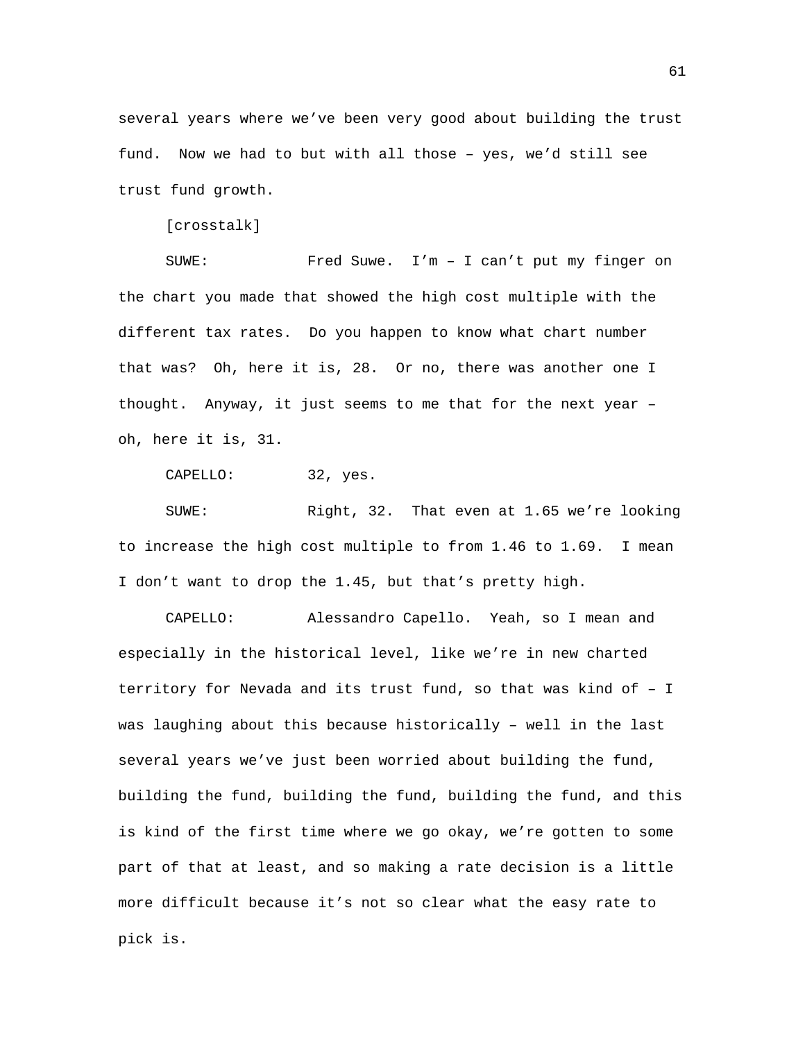several years where we've been very good about building the trust fund. Now we had to but with all those – yes, we'd still see trust fund growth.

[crosstalk]

SUWE: Fred Suwe. I'm – I can't put my finger on the chart you made that showed the high cost multiple with the different tax rates. Do you happen to know what chart number that was? Oh, here it is, 28. Or no, there was another one I thought. Anyway, it just seems to me that for the next year – oh, here it is, 31.

CAPELLO: 32, yes.

SUWE: Right, 32. That even at 1.65 we're looking to increase the high cost multiple to from 1.46 to 1.69. I mean I don't want to drop the 1.45, but that's pretty high.

CAPELLO: Alessandro Capello. Yeah, so I mean and especially in the historical level, like we're in new charted territory for Nevada and its trust fund, so that was kind of – I was laughing about this because historically – well in the last several years we've just been worried about building the fund, building the fund, building the fund, building the fund, and this is kind of the first time where we go okay, we're gotten to some part of that at least, and so making a rate decision is a little more difficult because it's not so clear what the easy rate to pick is.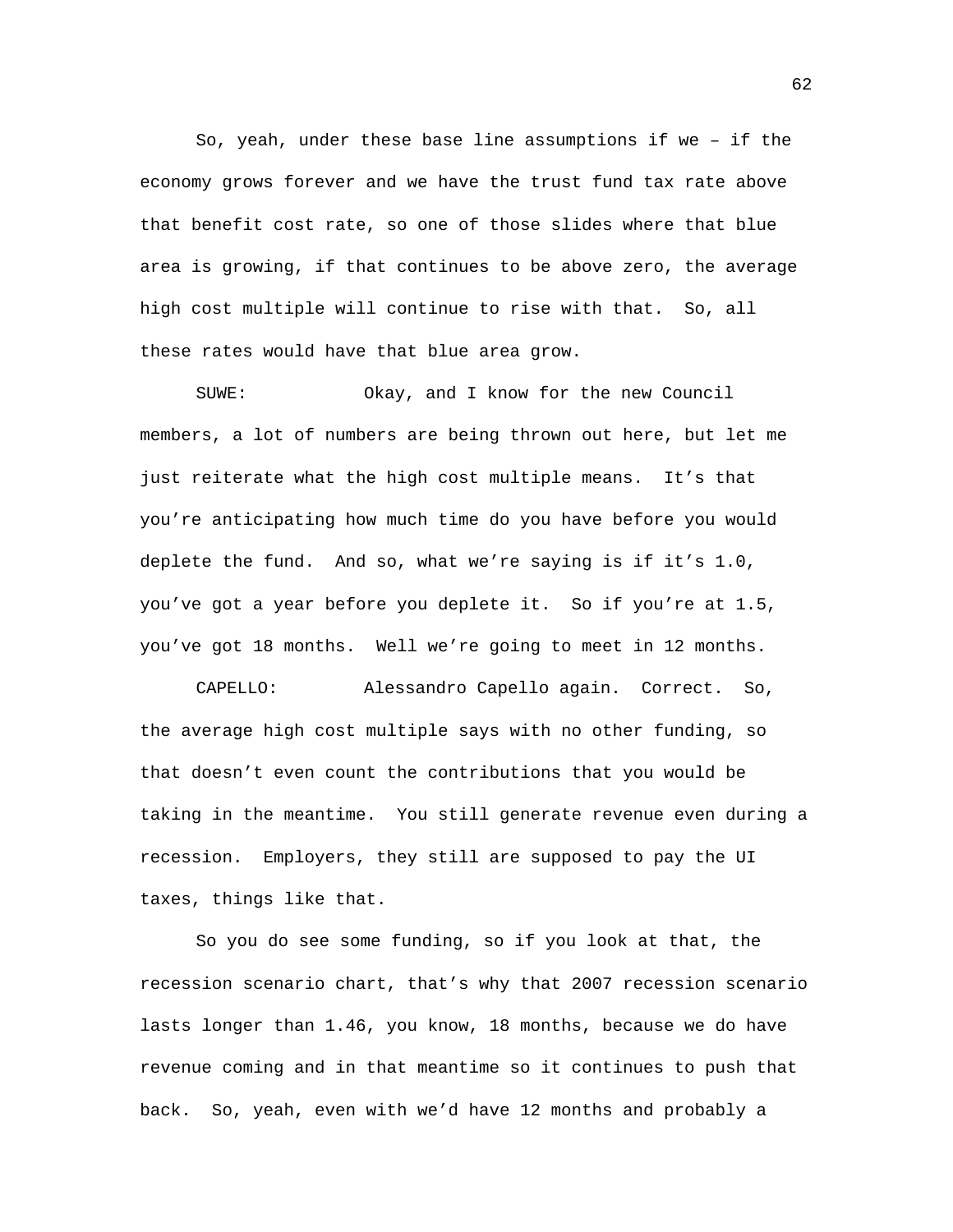So, yeah, under these base line assumptions if we – if the economy grows forever and we have the trust fund tax rate above that benefit cost rate, so one of those slides where that blue area is growing, if that continues to be above zero, the average high cost multiple will continue to rise with that. So, all these rates would have that blue area grow.

SUWE: Okay, and I know for the new Council members, a lot of numbers are being thrown out here, but let me just reiterate what the high cost multiple means. It's that you're anticipating how much time do you have before you would deplete the fund. And so, what we're saying is if it's 1.0, you've got a year before you deplete it. So if you're at 1.5, you've got 18 months. Well we're going to meet in 12 months.

CAPELLO: Alessandro Capello again. Correct. So, the average high cost multiple says with no other funding, so that doesn't even count the contributions that you would be taking in the meantime. You still generate revenue even during a recession. Employers, they still are supposed to pay the UI taxes, things like that.

So you do see some funding, so if you look at that, the recession scenario chart, that's why that 2007 recession scenario lasts longer than 1.46, you know, 18 months, because we do have revenue coming and in that meantime so it continues to push that back. So, yeah, even with we'd have 12 months and probably a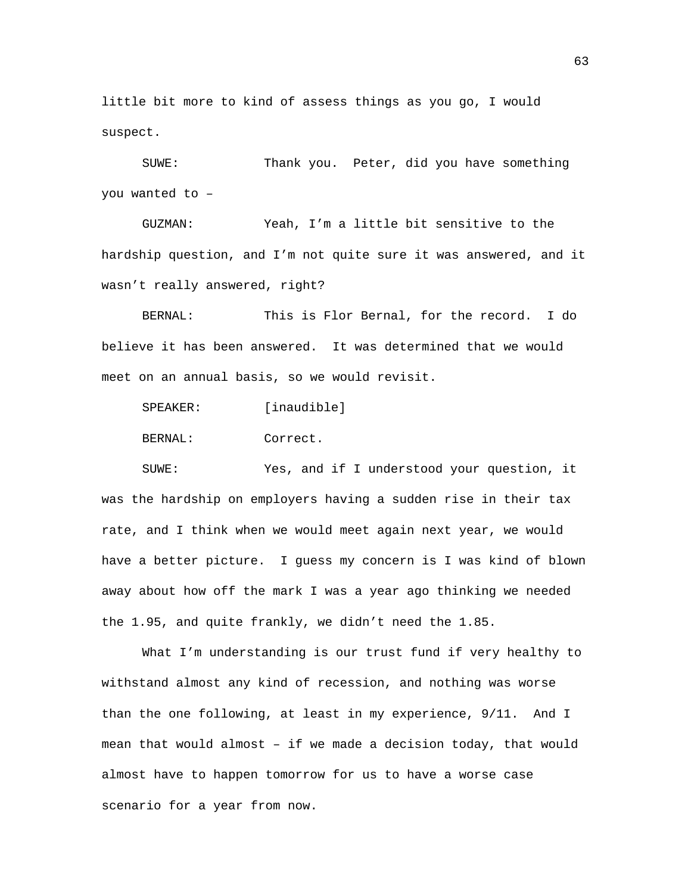little bit more to kind of assess things as you go, I would suspect.

SUWE: Thank you. Peter, did you have something you wanted to –

GUZMAN: Yeah, I'm a little bit sensitive to the hardship question, and I'm not quite sure it was answered, and it wasn't really answered, right?

BERNAL: This is Flor Bernal, for the record. I do believe it has been answered. It was determined that we would meet on an annual basis, so we would revisit.

SPEAKER: [inaudible]

BERNAL: Correct.

SUWE: Yes, and if I understood your question, it was the hardship on employers having a sudden rise in their tax rate, and I think when we would meet again next year, we would have a better picture. I guess my concern is I was kind of blown away about how off the mark I was a year ago thinking we needed the 1.95, and quite frankly, we didn't need the 1.85.

What I'm understanding is our trust fund if very healthy to withstand almost any kind of recession, and nothing was worse than the one following, at least in my experience, 9/11. And I mean that would almost – if we made a decision today, that would almost have to happen tomorrow for us to have a worse case scenario for a year from now.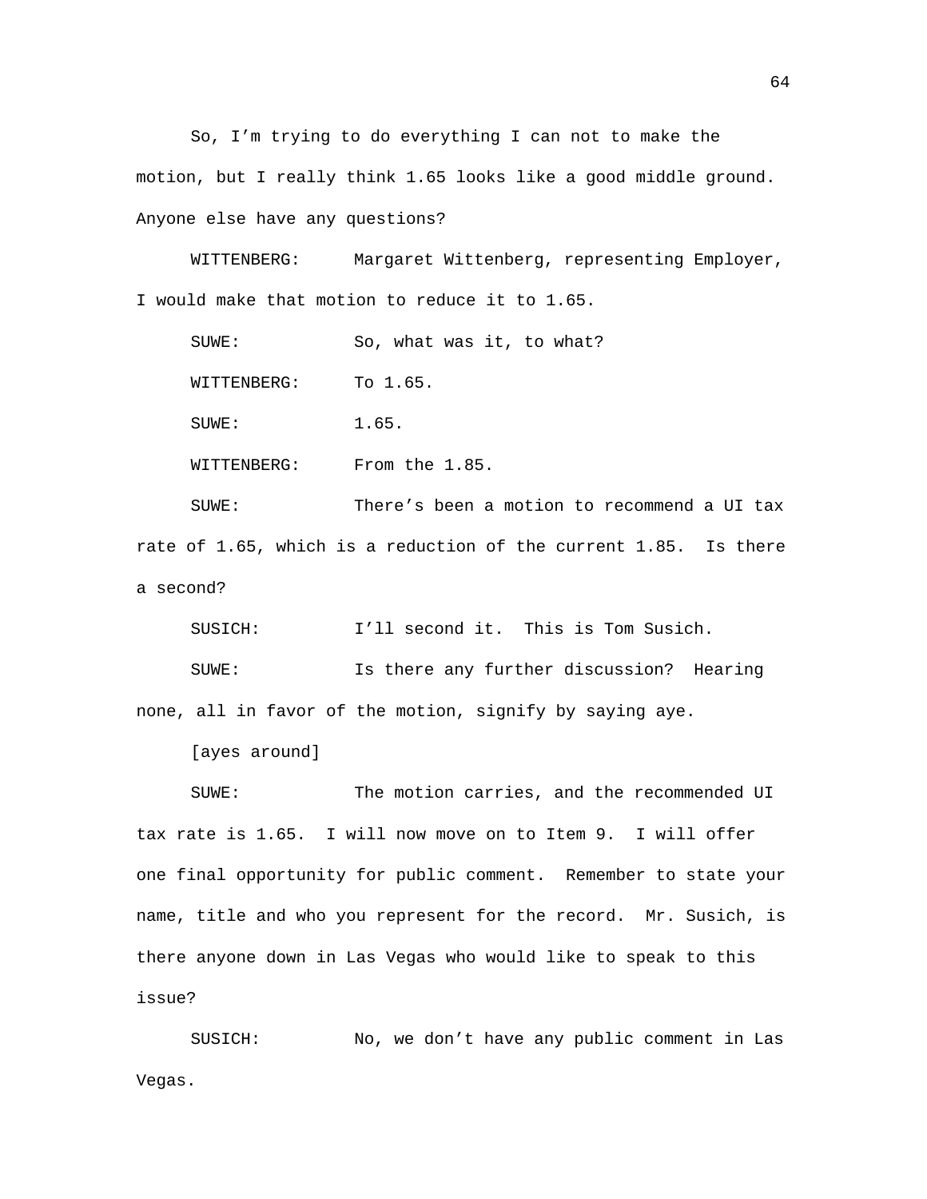So, I'm trying to do everything I can not to make the motion, but I really think 1.65 looks like a good middle ground. Anyone else have any questions?

WITTENBERG: Margaret Wittenberg, representing Employer, I would make that motion to reduce it to 1.65.

SUWE: So, what was it, to what?

WITTENBERG: To 1.65.

SUWE: 1.65.

WITTENBERG: From the 1.85.

SUWE: There's been a motion to recommend a UI tax rate of 1.65, which is a reduction of the current 1.85. Is there a second?

SUSICH: I'll second it. This is Tom Susich.

SUWE: Is there any further discussion? Hearing none, all in favor of the motion, signify by saying aye.

[ayes around]

SUWE: The motion carries, and the recommended UI tax rate is 1.65. I will now move on to Item 9. I will offer one final opportunity for public comment. Remember to state your name, title and who you represent for the record. Mr. Susich, is there anyone down in Las Vegas who would like to speak to this issue?

SUSICH: No, we don't have any public comment in Las Vegas.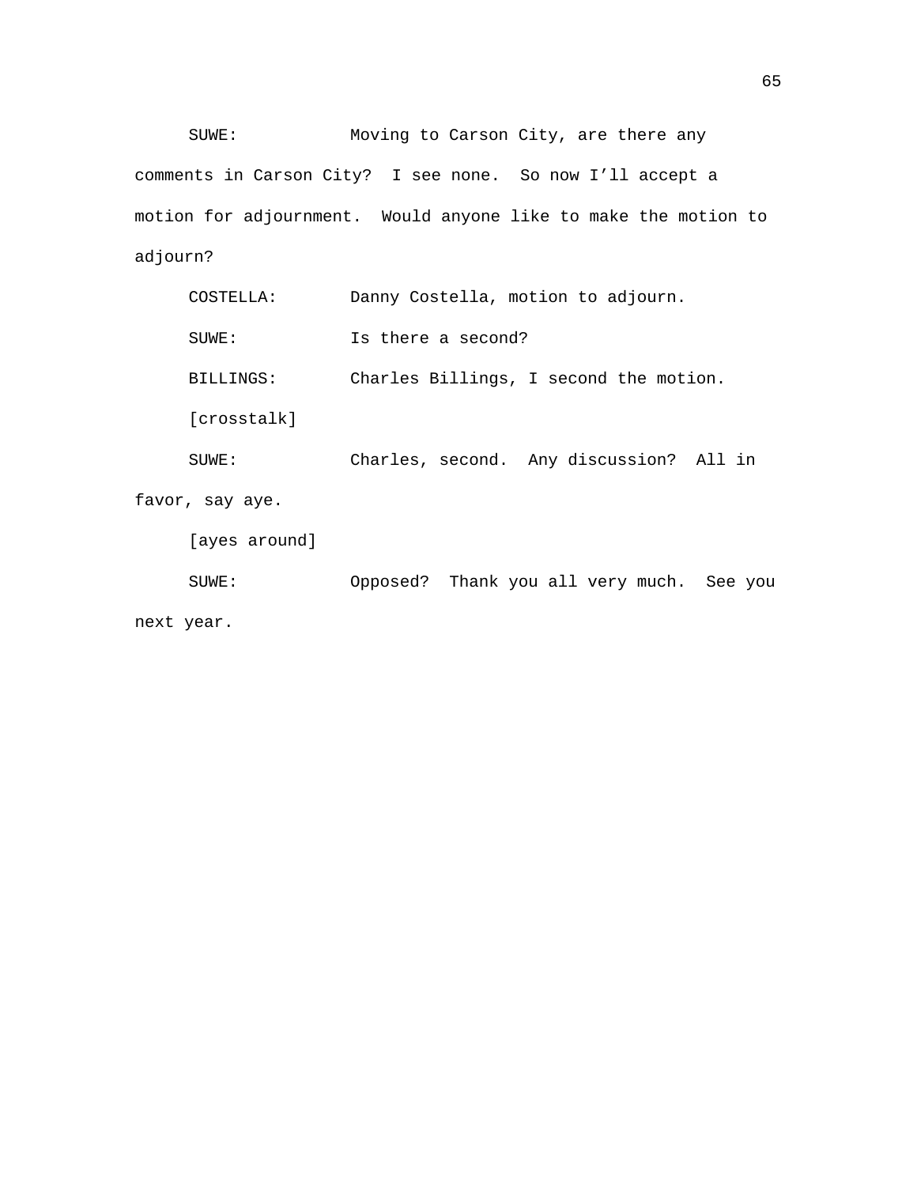SUWE: Moving to Carson City, are there any comments in Carson City? I see none. So now I'll accept a motion for adjournment. Would anyone like to make the motion to adjourn?

COSTELLA: Danny Costella, motion to adjourn.

SUWE: Is there a second?

BILLINGS: Charles Billings, I second the motion.

[crosstalk]

SUWE: Charles, second. Any discussion? All in favor, say aye.

[ayes around]

SUWE: Opposed? Thank you all very much. See you next year.